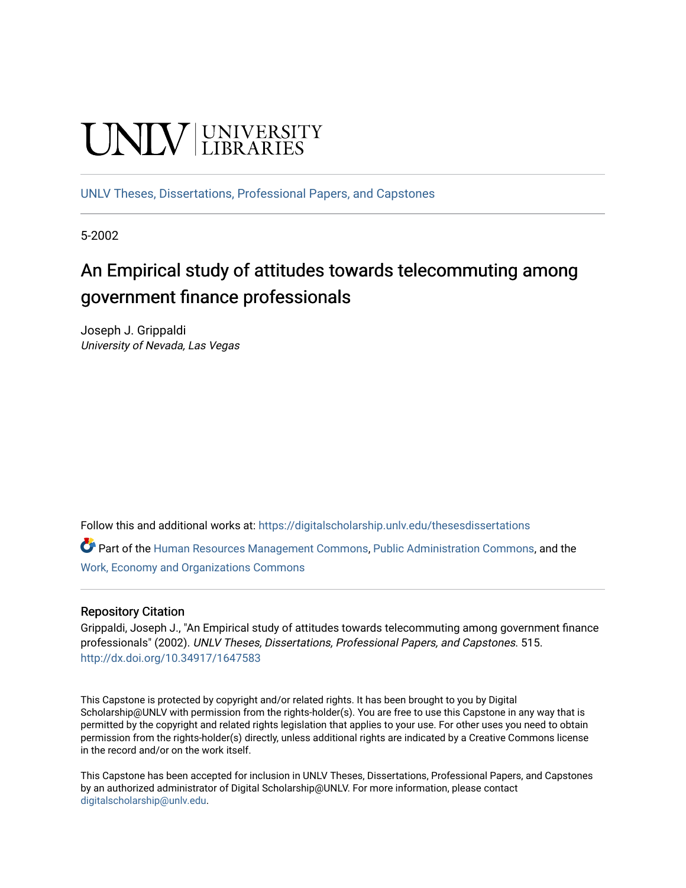UNLV | UNIVERSITY LIBRARIES

UNLV Theses, Dissertations, Professional Papers, and Capstones

5-2002

# An Empirical study of attitudes towards telecommuting among government finance professionals

Joseph J. Grippaldi
*University of Nevada, Las Vegas*

Follow this and additional works at: https://digitalscholarship.unlv.edu/thesesdissertations

Part of the Human Resources Management Commons, Public Administration Commons, and the Work, Economy and Organizations Commons

## Repository Citation

Grippaldi, Joseph J., "An Empirical study of attitudes towards telecommuting among government finance professionals" (2002). *UNLV Theses, Dissertations, Professional Papers, and Capstones*. 515.
http://dx.doi.org/10.34917/1647583

This Capstone is protected by copyright and/or related rights. It has been brought to you by Digital Scholarship@UNLV with permission from the rights-holder(s). You are free to use this Capstone in any way that is permitted by the copyright and related rights legislation that applies to your use. For other uses you need to obtain permission from the rights-holder(s) directly, unless additional rights are indicated by a Creative Commons license in the record and/or on the work itself.

This Capstone has been accepted for inclusion in UNLV Theses, Dissertations, Professional Papers, and Capstones by an authorized administrator of Digital Scholarship@UNLV. For more information, please contact digitalscholarship@unlv.edu.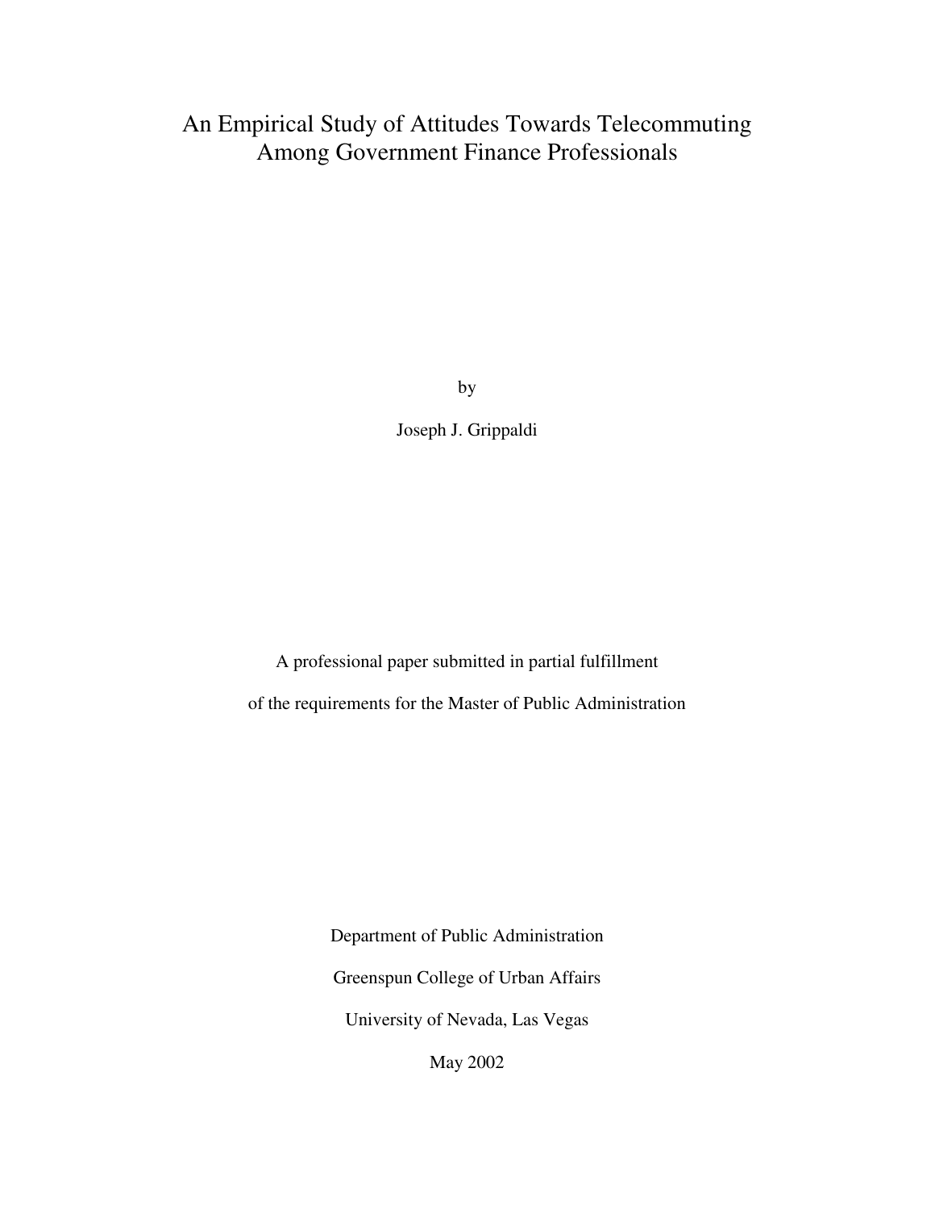# An Empirical Study of Attitudes Towards Telecommuting Among Government Finance Professionals

by

Joseph J. Grippaldi

A professional paper submitted in partial fulfillment

of the requirements for the Master of Public Administration

Department of Public Administration

Greenspun College of Urban Affairs

University of Nevada, Las Vegas

May 2002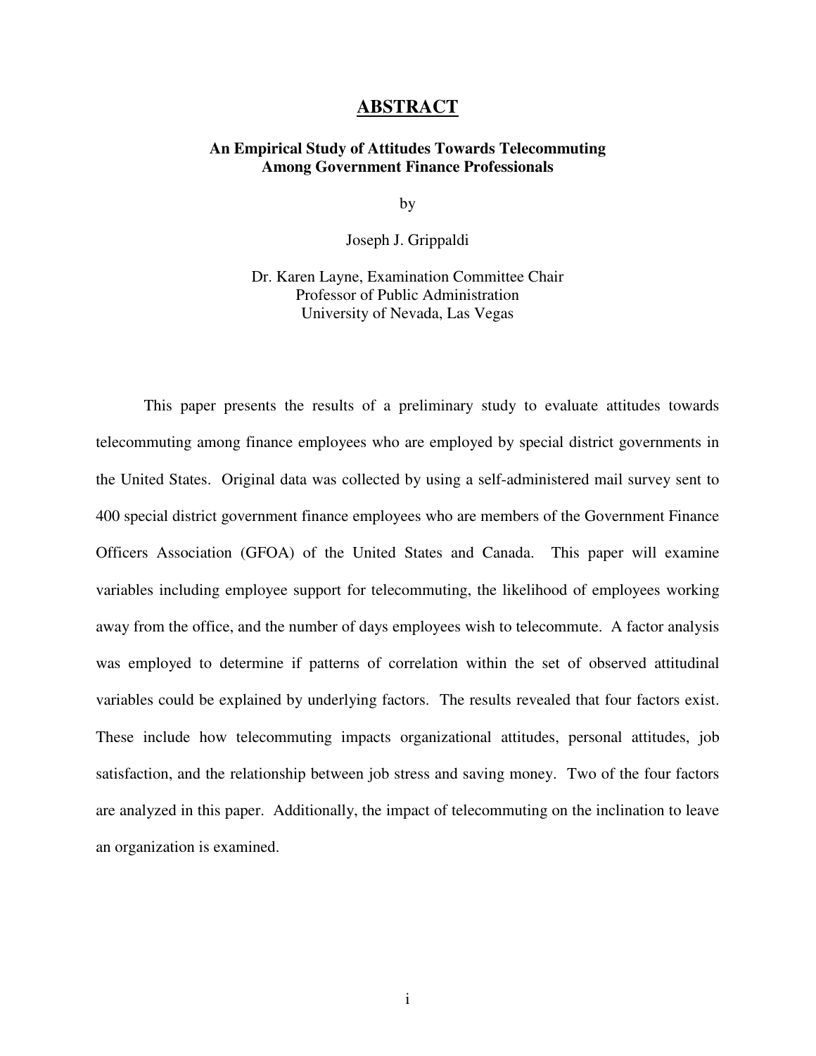# ABSTRACT

**An Empirical Study of Attitudes Towards Telecommuting Among Government Finance Professionals**

by

Joseph J. Grippaldi

Dr. Karen Layne, Examination Committee Chair
Professor of Public Administration
University of Nevada, Las Vegas

This paper presents the results of a preliminary study to evaluate attitudes towards telecommuting among finance employees who are employed by special district governments in the United States. Original data was collected by using a self-administered mail survey sent to 400 special district government finance employees who are members of the Government Finance Officers Association (GFOA) of the United States and Canada. This paper will examine variables including employee support for telecommuting, the likelihood of employees working away from the office, and the number of days employees wish to telecommute. A factor analysis was employed to determine if patterns of correlation within the set of observed attitudinal variables could be explained by underlying factors. The results revealed that four factors exist. These include how telecommuting impacts organizational attitudes, personal attitudes, job satisfaction, and the relationship between job stress and saving money. Two of the four factors are analyzed in this paper. Additionally, the impact of telecommuting on the inclination to leave an organization is examined.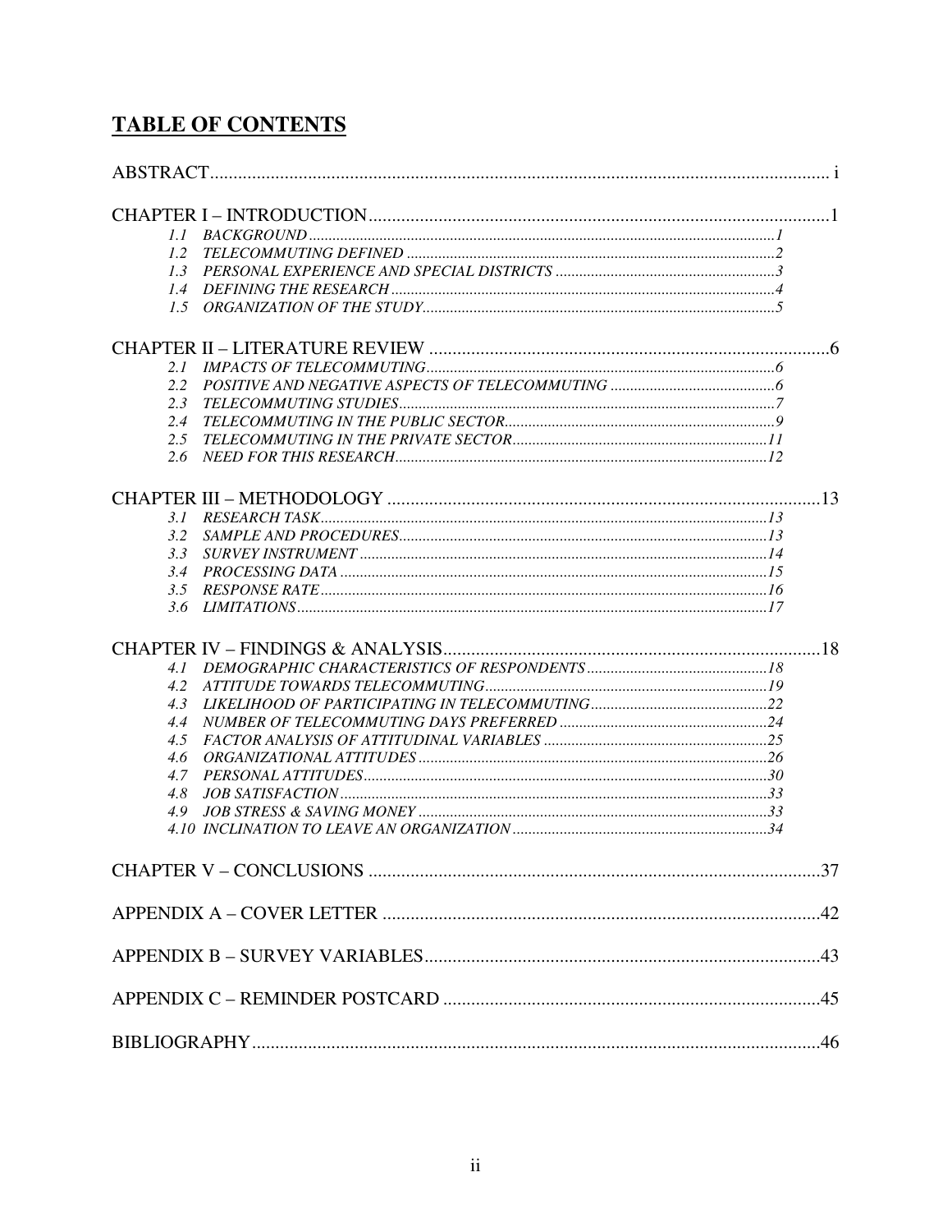## TABLE OF CONTENTS

ABSTRACT ..... i

CHAPTER I – INTRODUCTION ..... 1

- *1.1 BACKGROUND ..... 1*
- *1.2 TELECOMMUTING DEFINED ..... 2*
- *1.3 PERSONAL EXPERIENCE AND SPECIAL DISTRICTS ..... 3*
- *1.4 DEFINING THE RESEARCH ..... 4*
- *1.5 ORGANIZATION OF THE STUDY ..... 5*

CHAPTER II – LITERATURE REVIEW ..... 6

- *2.1 IMPACTS OF TELECOMMUTING ..... 6*
- *2.2 POSITIVE AND NEGATIVE ASPECTS OF TELECOMMUTING ..... 6*
- *2.3 TELECOMMUTING STUDIES ..... 7*
- *2.4 TELECOMMUTING IN THE PUBLIC SECTOR ..... 9*
- *2.5 TELECOMMUTING IN THE PRIVATE SECTOR ..... 11*
- *2.6 NEED FOR THIS RESEARCH ..... 12*

CHAPTER III – METHODOLOGY ..... 13

- *3.1 RESEARCH TASK ..... 13*
- *3.2 SAMPLE AND PROCEDURES ..... 13*
- *3.3 SURVEY INSTRUMENT ..... 14*
- *3.4 PROCESSING DATA ..... 15*
- *3.5 RESPONSE RATE ..... 16*
- *3.6 LIMITATIONS ..... 17*

CHAPTER IV – FINDINGS & ANALYSIS ..... 18

- *4.1 DEMOGRAPHIC CHARACTERISTICS OF RESPONDENTS ..... 18*
- *4.2 ATTITUDE TOWARDS TELECOMMUTING ..... 19*
- *4.3 LIKELIHOOD OF PARTICIPATING IN TELECOMMUTING ..... 22*
- *4.4 NUMBER OF TELECOMMUTING DAYS PREFERRED ..... 24*
- *4.5 FACTOR ANALYSIS OF ATTITUDINAL VARIABLES ..... 25*
- *4.6 ORGANIZATIONAL ATTITUDES ..... 26*
- *4.7 PERSONAL ATTITUDES ..... 30*
- *4.8 JOB SATISFACTION ..... 33*
- *4.9 JOB STRESS & SAVING MONEY ..... 33*
- *4.10 INCLINATION TO LEAVE AN ORGANIZATION ..... 34*

CHAPTER V – CONCLUSIONS ..... 37

APPENDIX A – COVER LETTER ..... 42

APPENDIX B – SURVEY VARIABLES ..... 43

APPENDIX C – REMINDER POSTCARD ..... 45

BIBLIOGRAPHY ..... 46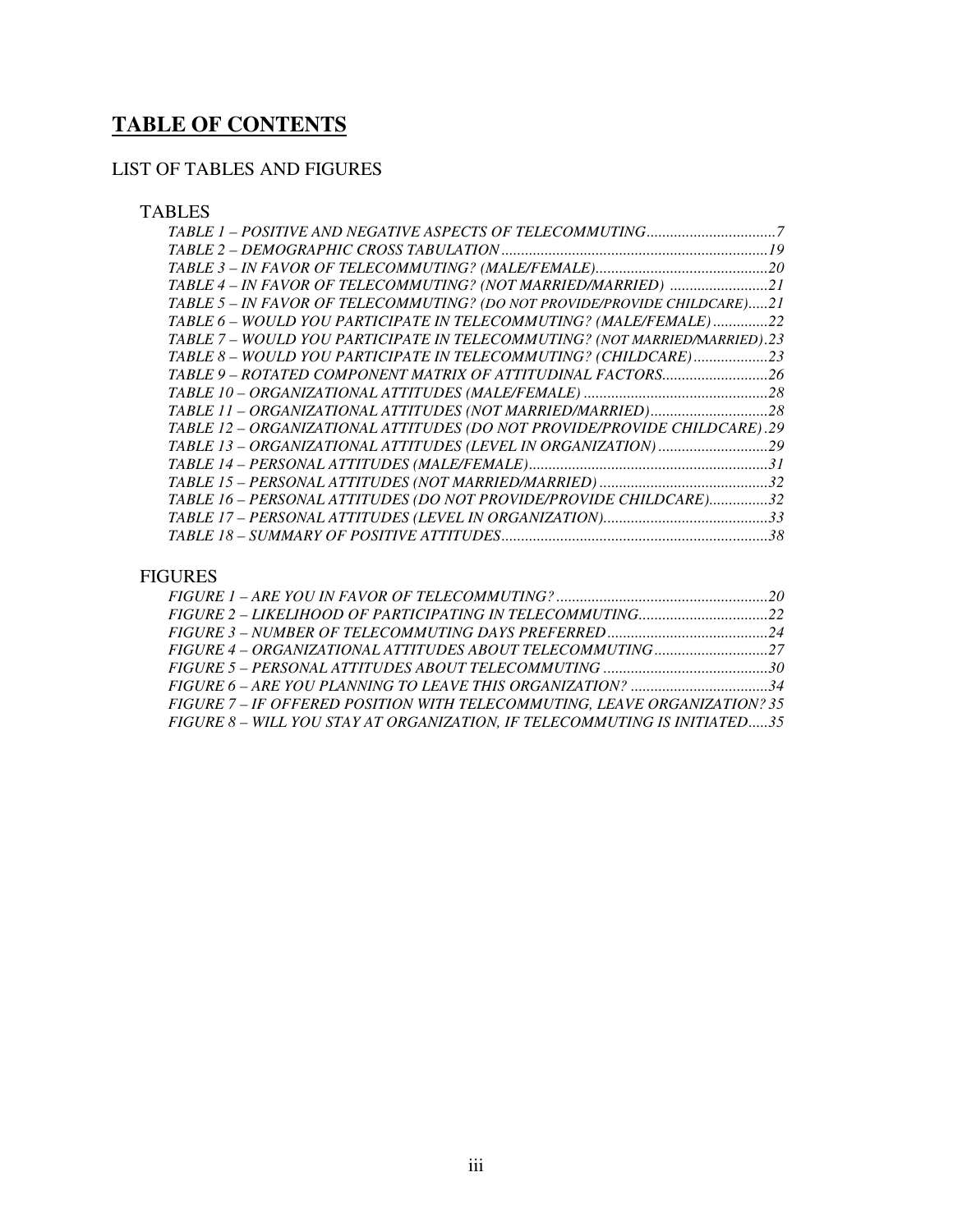# TABLE OF CONTENTS

## LIST OF TABLES AND FIGURES

### TABLES

*TABLE 1 – POSITIVE AND NEGATIVE ASPECTS OF TELECOMMUTING................................7*
*TABLE 2 – DEMOGRAPHIC CROSS TABULATION...................................................................19*
*TABLE 3 – IN FAVOR OF TELECOMMUTING? (MALE/FEMALE)............................................20*
*TABLE 4 – IN FAVOR OF TELECOMMUTING? (NOT MARRIED/MARRIED) .........................21*
*TABLE 5 – IN FAVOR OF TELECOMMUTING? (DO NOT PROVIDE/PROVIDE CHILDCARE).....21*
*TABLE 6 – WOULD YOU PARTICIPATE IN TELECOMMUTING? (MALE/FEMALE)..............22*
*TABLE 7 – WOULD YOU PARTICIPATE IN TELECOMMUTING? (NOT MARRIED/MARRIED).23*
*TABLE 8 – WOULD YOU PARTICIPATE IN TELECOMMUTING? (CHILDCARE)...................23*
*TABLE 9 – ROTATED COMPONENT MATRIX OF ATTITUDINAL FACTORS...........................26*
*TABLE 10 – ORGANIZATIONAL ATTITUDES (MALE/FEMALE) ...............................................28*
*TABLE 11 – ORGANIZATIONAL ATTITUDES (NOT MARRIED/MARRIED)..............................28*
*TABLE 12 – ORGANIZATIONAL ATTITUDES (DO NOT PROVIDE/PROVIDE CHILDCARE).29*
*TABLE 13 – ORGANIZATIONAL ATTITUDES (LEVEL IN ORGANIZATION)............................29*
*TABLE 14 – PERSONAL ATTITUDES (MALE/FEMALE).............................................................31*
*TABLE 15 – PERSONAL ATTITUDES (NOT MARRIED/MARRIED)...........................................32*
*TABLE 16 – PERSONAL ATTITUDES (DO NOT PROVIDE/PROVIDE CHILDCARE)...............32*
*TABLE 17 – PERSONAL ATTITUDES (LEVEL IN ORGANIZATION)..........................................33*
*TABLE 18 – SUMMARY OF POSITIVE ATTITUDES....................................................................38*

### FIGURES

*FIGURE 1 – ARE YOU IN FAVOR OF TELECOMMUTING? ......................................................20*
*FIGURE 2 – LIKELIHOOD OF PARTICIPATING IN TELECOMMUTING.................................22*
*FIGURE 3 – NUMBER OF TELECOMMUTING DAYS PREFERRED.........................................24*
*FIGURE 4 – ORGANIZATIONAL ATTITUDES ABOUT TELECOMMUTING.............................27*
*FIGURE 5 – PERSONAL ATTITUDES ABOUT TELECOMMUTING ..........................................30*
*FIGURE 6 – ARE YOU PLANNING TO LEAVE THIS ORGANIZATION? ...................................34*
*FIGURE 7 – IF OFFERED POSITION WITH TELECOMMUTING, LEAVE ORGANIZATION? 35*
*FIGURE 8 – WILL YOU STAY AT ORGANIZATION, IF TELECOMMUTING IS INITIATED.....35*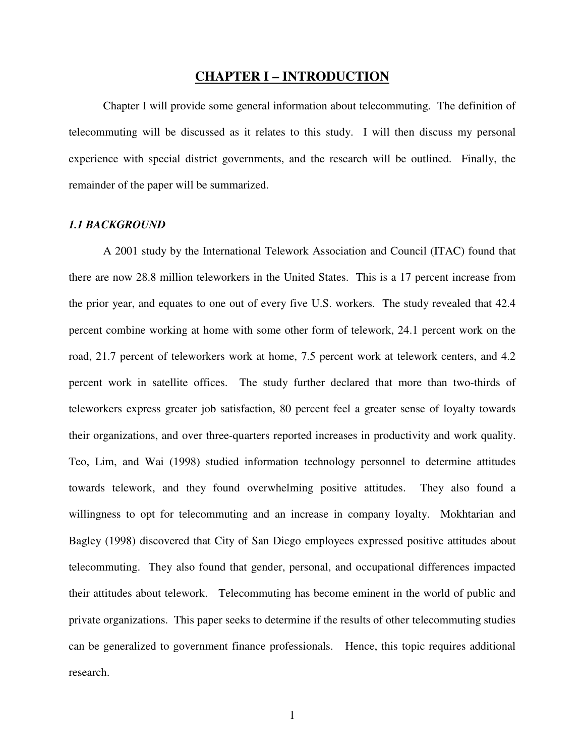# CHAPTER I – INTRODUCTION

Chapter I will provide some general information about telecommuting. The definition of telecommuting will be discussed as it relates to this study. I will then discuss my personal experience with special district governments, and the research will be outlined. Finally, the remainder of the paper will be summarized.

### *1.1 BACKGROUND*

A 2001 study by the International Telework Association and Council (ITAC) found that there are now 28.8 million teleworkers in the United States. This is a 17 percent increase from the prior year, and equates to one out of every five U.S. workers. The study revealed that 42.4 percent combine working at home with some other form of telework, 24.1 percent work on the road, 21.7 percent of teleworkers work at home, 7.5 percent work at telework centers, and 4.2 percent work in satellite offices. The study further declared that more than two-thirds of teleworkers express greater job satisfaction, 80 percent feel a greater sense of loyalty towards their organizations, and over three-quarters reported increases in productivity and work quality. Teo, Lim, and Wai (1998) studied information technology personnel to determine attitudes towards telework, and they found overwhelming positive attitudes. They also found a willingness to opt for telecommuting and an increase in company loyalty. Mokhtarian and Bagley (1998) discovered that City of San Diego employees expressed positive attitudes about telecommuting. They also found that gender, personal, and occupational differences impacted their attitudes about telework. Telecommuting has become eminent in the world of public and private organizations. This paper seeks to determine if the results of other telecommuting studies can be generalized to government finance professionals. Hence, this topic requires additional research.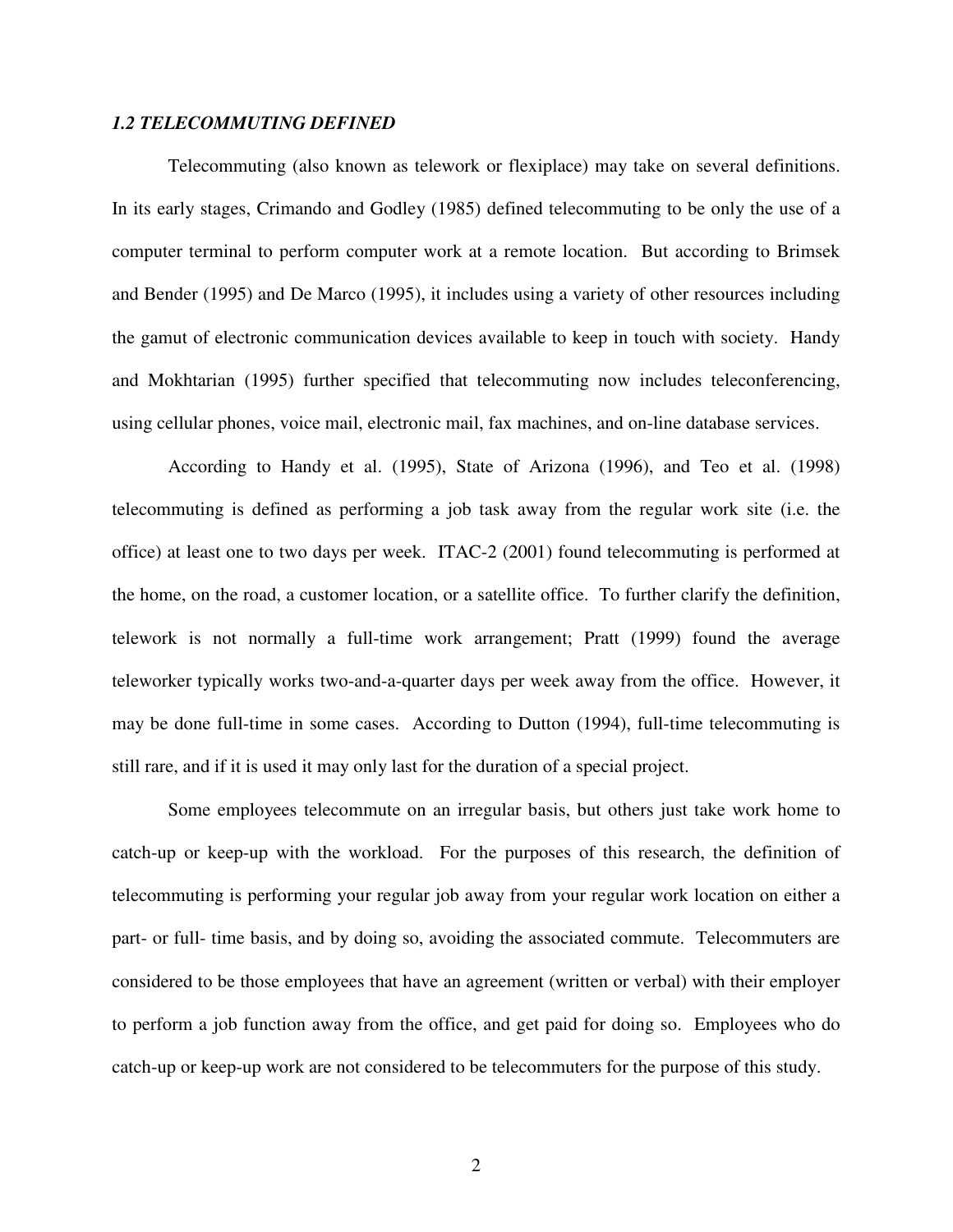### *1.2 TELECOMMUTING DEFINED*

Telecommuting (also known as telework or flexiplace) may take on several definitions. In its early stages, Crimando and Godley (1985) defined telecommuting to be only the use of a computer terminal to perform computer work at a remote location. But according to Brimsek and Bender (1995) and De Marco (1995), it includes using a variety of other resources including the gamut of electronic communication devices available to keep in touch with society. Handy and Mokhtarian (1995) further specified that telecommuting now includes teleconferencing, using cellular phones, voice mail, electronic mail, fax machines, and on-line database services.

According to Handy et al. (1995), State of Arizona (1996), and Teo et al. (1998) telecommuting is defined as performing a job task away from the regular work site (i.e. the office) at least one to two days per week. ITAC-2 (2001) found telecommuting is performed at the home, on the road, a customer location, or a satellite office. To further clarify the definition, telework is not normally a full-time work arrangement; Pratt (1999) found the average teleworker typically works two-and-a-quarter days per week away from the office. However, it may be done full-time in some cases. According to Dutton (1994), full-time telecommuting is still rare, and if it is used it may only last for the duration of a special project.

Some employees telecommute on an irregular basis, but others just take work home to catch-up or keep-up with the workload. For the purposes of this research, the definition of telecommuting is performing your regular job away from your regular work location on either a part- or full- time basis, and by doing so, avoiding the associated commute. Telecommuters are considered to be those employees that have an agreement (written or verbal) with their employer to perform a job function away from the office, and get paid for doing so. Employees who do catch-up or keep-up work are not considered to be telecommuters for the purpose of this study.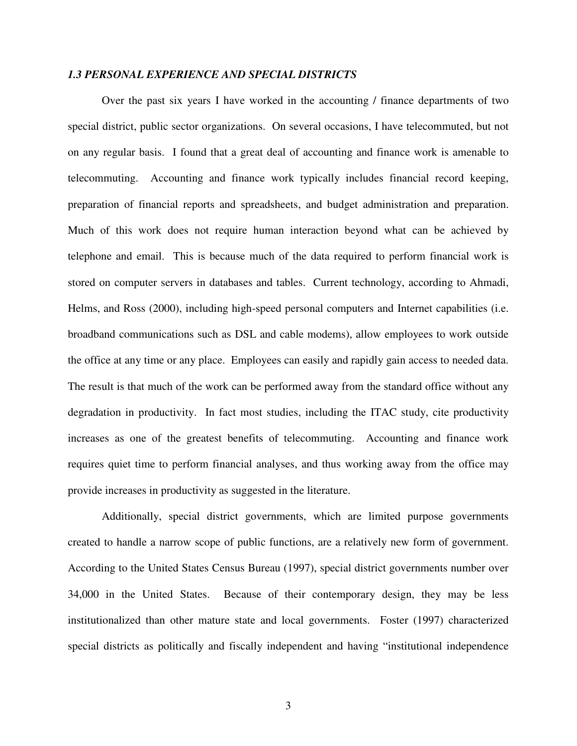### *1.3 PERSONAL EXPERIENCE AND SPECIAL DISTRICTS*

Over the past six years I have worked in the accounting / finance departments of two special district, public sector organizations. On several occasions, I have telecommuted, but not on any regular basis. I found that a great deal of accounting and finance work is amenable to telecommuting. Accounting and finance work typically includes financial record keeping, preparation of financial reports and spreadsheets, and budget administration and preparation. Much of this work does not require human interaction beyond what can be achieved by telephone and email. This is because much of the data required to perform financial work is stored on computer servers in databases and tables. Current technology, according to Ahmadi, Helms, and Ross (2000), including high-speed personal computers and Internet capabilities (i.e. broadband communications such as DSL and cable modems), allow employees to work outside the office at any time or any place. Employees can easily and rapidly gain access to needed data. The result is that much of the work can be performed away from the standard office without any degradation in productivity. In fact most studies, including the ITAC study, cite productivity increases as one of the greatest benefits of telecommuting. Accounting and finance work requires quiet time to perform financial analyses, and thus working away from the office may provide increases in productivity as suggested in the literature.

Additionally, special district governments, which are limited purpose governments created to handle a narrow scope of public functions, are a relatively new form of government. According to the United States Census Bureau (1997), special district governments number over 34,000 in the United States. Because of their contemporary design, they may be less institutionalized than other mature state and local governments. Foster (1997) characterized special districts as politically and fiscally independent and having "institutional independence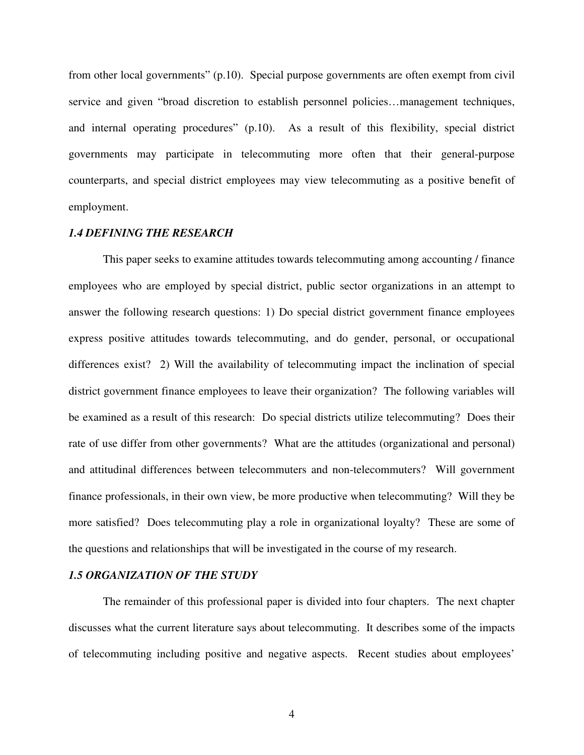from other local governments" (p.10). Special purpose governments are often exempt from civil service and given "broad discretion to establish personnel policies…management techniques, and internal operating procedures" (p.10). As a result of this flexibility, special district governments may participate in telecommuting more often that their general-purpose counterparts, and special district employees may view telecommuting as a positive benefit of employment.

### *1.4 DEFINING THE RESEARCH*

This paper seeks to examine attitudes towards telecommuting among accounting / finance employees who are employed by special district, public sector organizations in an attempt to answer the following research questions: 1) Do special district government finance employees express positive attitudes towards telecommuting, and do gender, personal, or occupational differences exist? 2) Will the availability of telecommuting impact the inclination of special district government finance employees to leave their organization? The following variables will be examined as a result of this research: Do special districts utilize telecommuting? Does their rate of use differ from other governments? What are the attitudes (organizational and personal) and attitudinal differences between telecommuters and non-telecommuters? Will government finance professionals, in their own view, be more productive when telecommuting? Will they be more satisfied? Does telecommuting play a role in organizational loyalty? These are some of the questions and relationships that will be investigated in the course of my research.

### *1.5 ORGANIZATION OF THE STUDY*

The remainder of this professional paper is divided into four chapters. The next chapter discusses what the current literature says about telecommuting. It describes some of the impacts of telecommuting including positive and negative aspects. Recent studies about employees'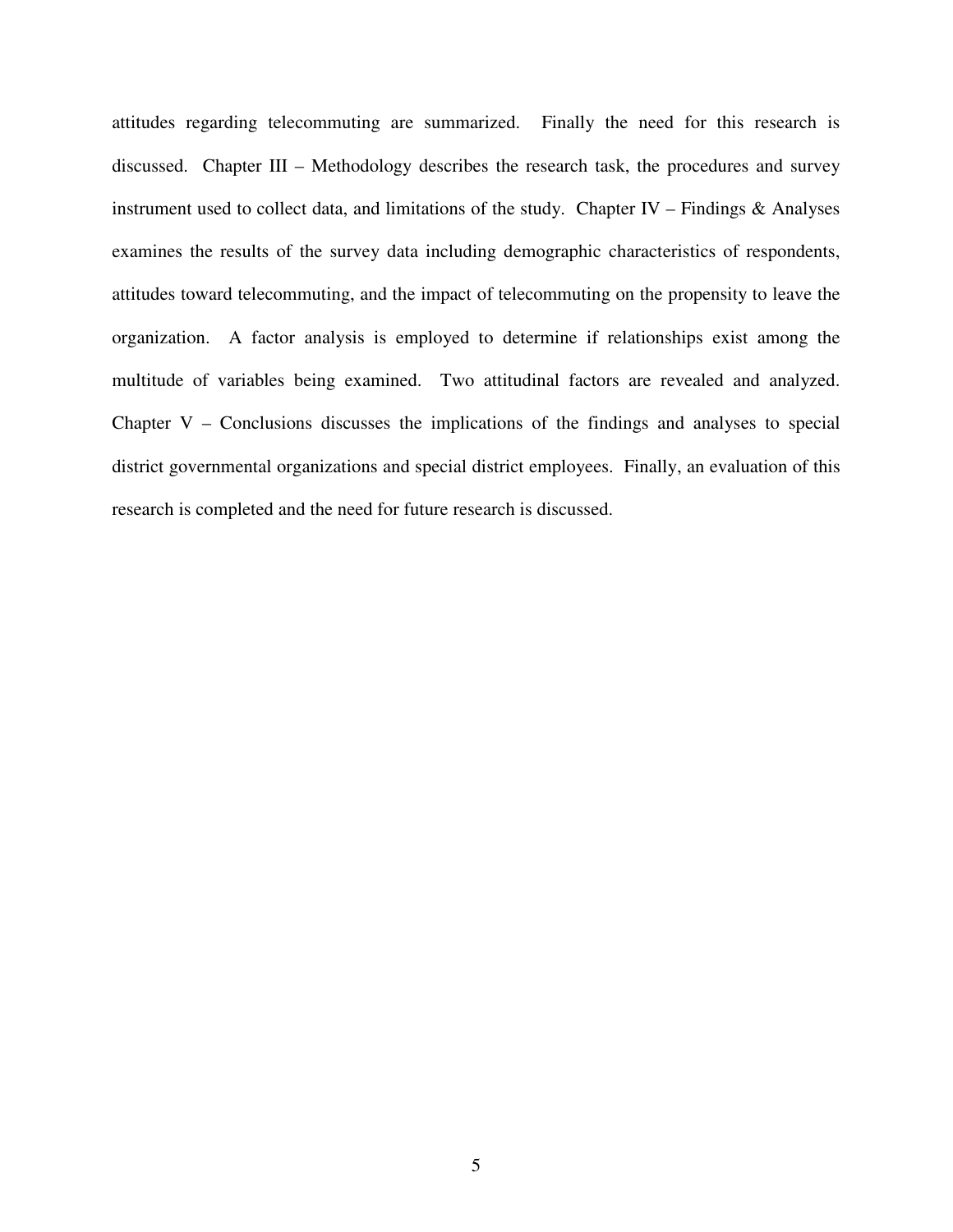attitudes regarding telecommuting are summarized. Finally the need for this research is discussed. Chapter III – Methodology describes the research task, the procedures and survey instrument used to collect data, and limitations of the study. Chapter IV – Findings & Analyses examines the results of the survey data including demographic characteristics of respondents, attitudes toward telecommuting, and the impact of telecommuting on the propensity to leave the organization. A factor analysis is employed to determine if relationships exist among the multitude of variables being examined. Two attitudinal factors are revealed and analyzed. Chapter V – Conclusions discusses the implications of the findings and analyses to special district governmental organizations and special district employees. Finally, an evaluation of this research is completed and the need for future research is discussed.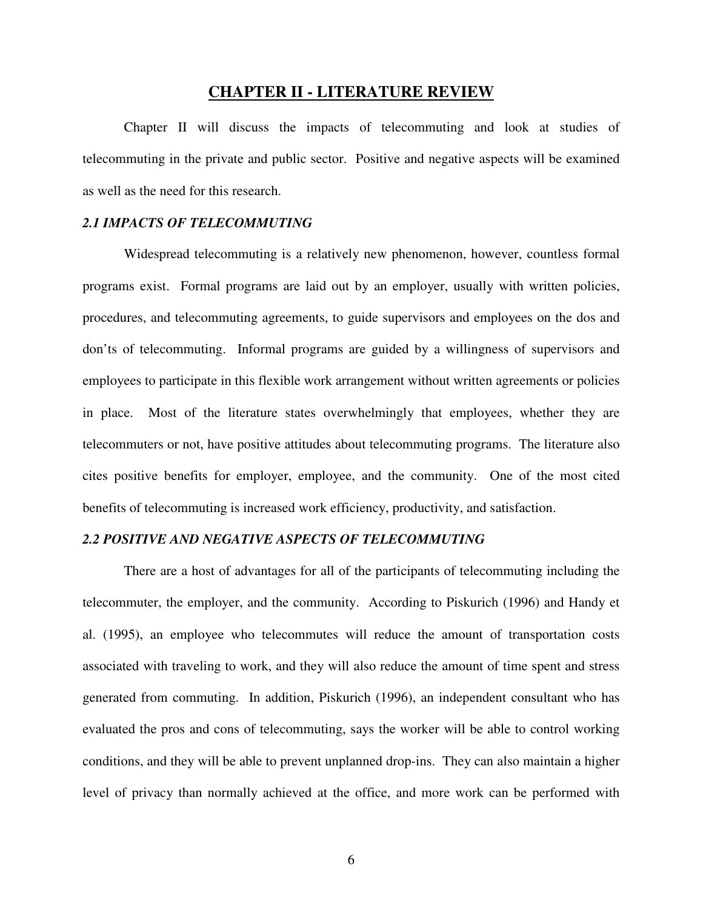# CHAPTER II - LITERATURE REVIEW

Chapter II will discuss the impacts of telecommuting and look at studies of telecommuting in the private and public sector. Positive and negative aspects will be examined as well as the need for this research.

### *2.1 IMPACTS OF TELECOMMUTING*

Widespread telecommuting is a relatively new phenomenon, however, countless formal programs exist. Formal programs are laid out by an employer, usually with written policies, procedures, and telecommuting agreements, to guide supervisors and employees on the dos and don't's of telecommuting. Informal programs are guided by a willingness of supervisors and employees to participate in this flexible work arrangement without written agreements or policies in place. Most of the literature states overwhelmingly that employees, whether they are telecommuters or not, have positive attitudes about telecommuting programs. The literature also cites positive benefits for employer, employee, and the community. One of the most cited benefits of telecommuting is increased work efficiency, productivity, and satisfaction.

### *2.2 POSITIVE AND NEGATIVE ASPECTS OF TELECOMMUTING*

There are a host of advantages for all of the participants of telecommuting including the telecommuter, the employer, and the community. According to Piskurich (1996) and Handy et al. (1995), an employee who telecommutes will reduce the amount of transportation costs associated with traveling to work, and they will also reduce the amount of time spent and stress generated from commuting. In addition, Piskurich (1996), an independent consultant who has evaluated the pros and cons of telecommuting, says the worker will be able to control working conditions, and they will be able to prevent unplanned drop-ins. They can also maintain a higher level of privacy than normally achieved at the office, and more work can be performed with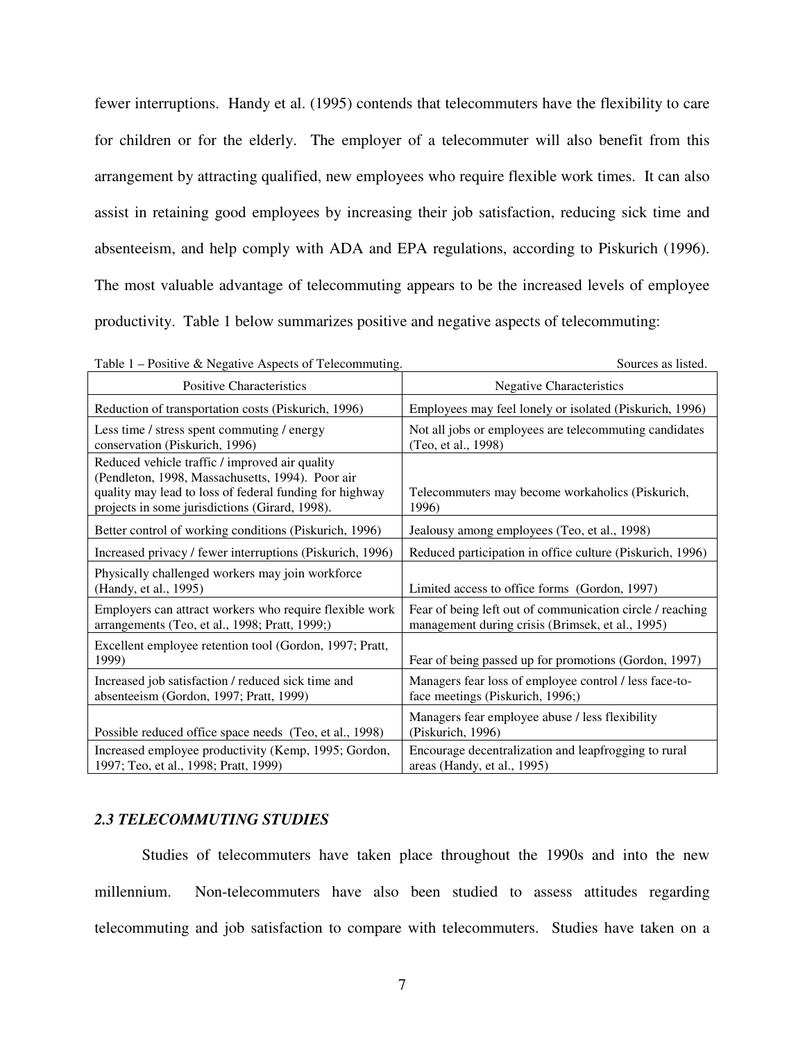fewer interruptions. Handy et al. (1995) contends that telecommuters have the flexibility to care for children or for the elderly. The employer of a telecommuter will also benefit from this arrangement by attracting qualified, new employees who require flexible work times. It can also assist in retaining good employees by increasing their job satisfaction, reducing sick time and absenteeism, and help comply with ADA and EPA regulations, according to Piskurich (1996). The most valuable advantage of telecommuting appears to be the increased levels of employee productivity. Table 1 below summarizes positive and negative aspects of telecommuting:

Table 1 – Positive & Negative Aspects of Telecommuting. Sources as listed.

| Positive Characteristics | Negative Characteristics |
|---|---|
| Reduction of transportation costs (Piskurich, 1996) | Employees may feel lonely or isolated (Piskurich, 1996) |
| Less time / stress spent commuting / energy conservation (Piskurich, 1996) | Not all jobs or employees are telecommuting candidates (Teo, et al., 1998) |
| Reduced vehicle traffic / improved air quality (Pendleton, 1998, Massachusetts, 1994). Poor air quality may lead to loss of federal funding for highway projects in some jurisdictions (Girard, 1998). | Telecommuters may become workaholics (Piskurich, 1996) |
| Better control of working conditions (Piskurich, 1996) | Jealousy among employees (Teo, et al., 1998) |
| Increased privacy / fewer interruptions (Piskurich, 1996) | Reduced participation in office culture (Piskurich, 1996) |
| Physically challenged workers may join workforce (Handy, et al., 1995) | Limited access to office forms (Gordon, 1997) |
| Employers can attract workers who require flexible work arrangements (Teo, et al., 1998; Pratt, 1999;) | Fear of being left out of communication circle / reaching management during crisis (Brimsek, et al., 1995) |
| Excellent employee retention tool (Gordon, 1997; Pratt, 1999) | Fear of being passed up for promotions (Gordon, 1997) |
| Increased job satisfaction / reduced sick time and absenteeism (Gordon, 1997; Pratt, 1999) | Managers fear loss of employee control / less face-to-face meetings (Piskurich, 1996;) |
| Possible reduced office space needs (Teo, et al., 1998) | Managers fear employee abuse / less flexibility (Piskurich, 1996) |
| Increased employee productivity (Kemp, 1995; Gordon, 1997; Teo, et al., 1998; Pratt, 1999) | Encourage decentralization and leapfrogging to rural areas (Handy, et al., 1995) |

### *2.3 TELECOMMUTING STUDIES*

Studies of telecommuters have taken place throughout the 1990s and into the new millennium. Non-telecommuters have also been studied to assess attitudes regarding telecommuting and job satisfaction to compare with telecommuters. Studies have taken on a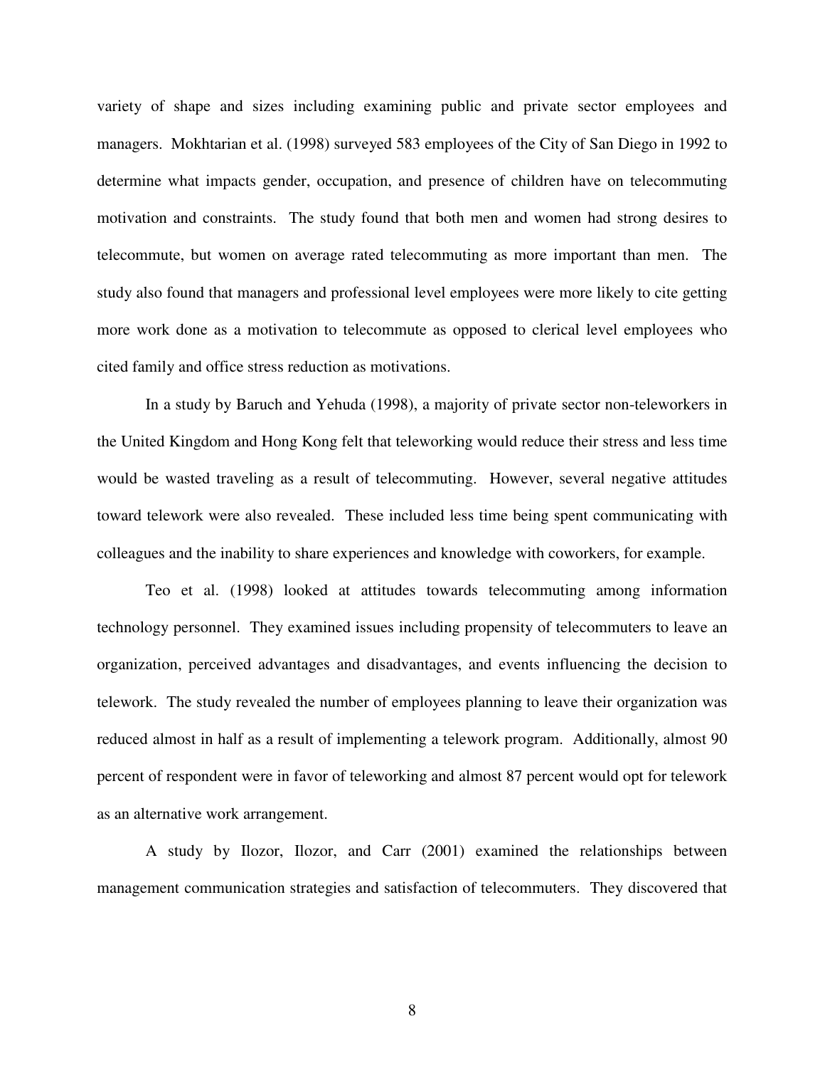variety of shape and sizes including examining public and private sector employees and managers. Mokhtarian et al. (1998) surveyed 583 employees of the City of San Diego in 1992 to determine what impacts gender, occupation, and presence of children have on telecommuting motivation and constraints. The study found that both men and women had strong desires to telecommute, but women on average rated telecommuting as more important than men. The study also found that managers and professional level employees were more likely to cite getting more work done as a motivation to telecommute as opposed to clerical level employees who cited family and office stress reduction as motivations.

In a study by Baruch and Yehuda (1998), a majority of private sector non-teleworkers in the United Kingdom and Hong Kong felt that teleworking would reduce their stress and less time would be wasted traveling as a result of telecommuting. However, several negative attitudes toward telework were also revealed. These included less time being spent communicating with colleagues and the inability to share experiences and knowledge with coworkers, for example.

Teo et al. (1998) looked at attitudes towards telecommuting among information technology personnel. They examined issues including propensity of telecommuters to leave an organization, perceived advantages and disadvantages, and events influencing the decision to telework. The study revealed the number of employees planning to leave their organization was reduced almost in half as a result of implementing a telework program. Additionally, almost 90 percent of respondent were in favor of teleworking and almost 87 percent would opt for telework as an alternative work arrangement.

A study by Ilozor, Ilozor, and Carr (2001) examined the relationships between management communication strategies and satisfaction of telecommuters. They discovered that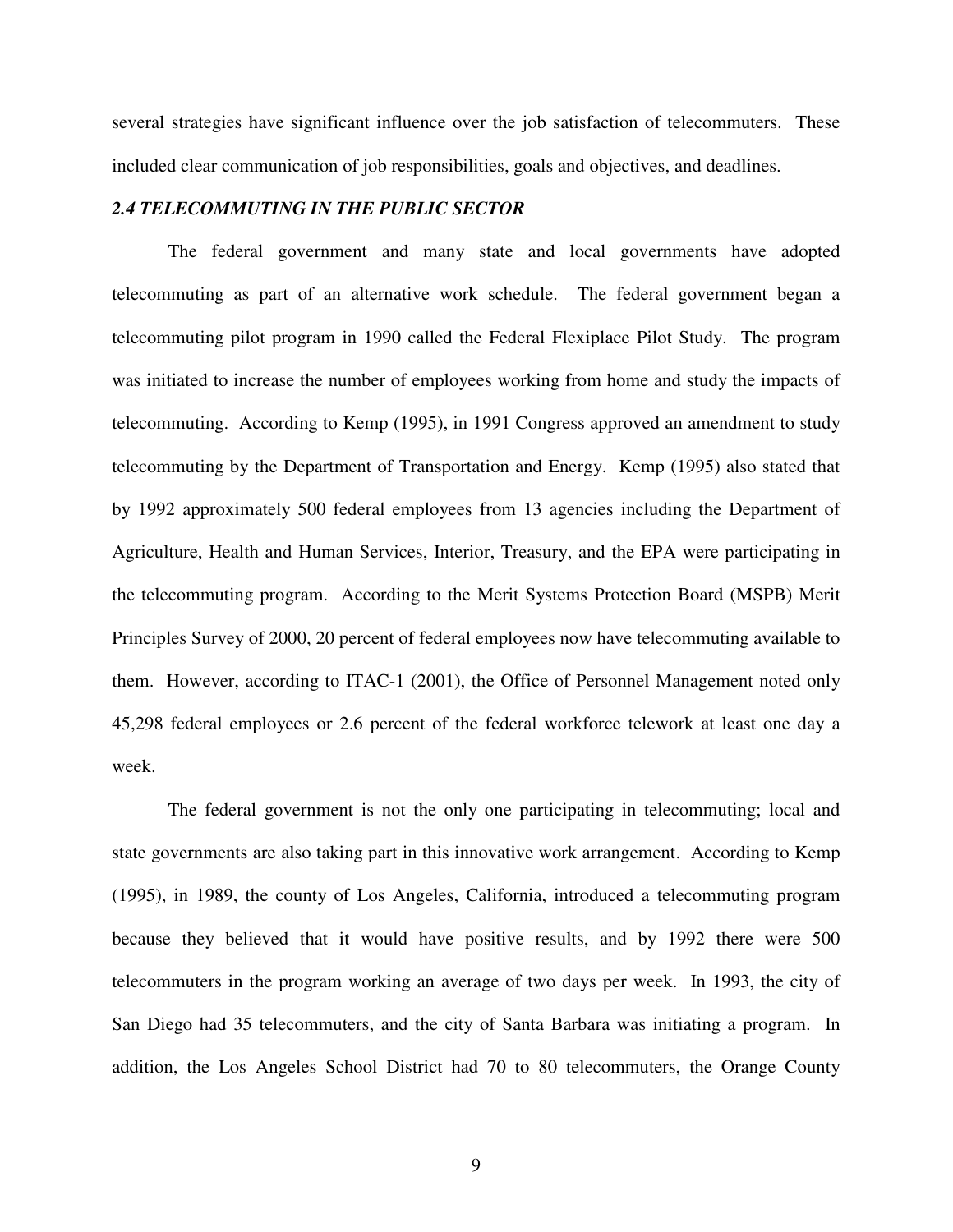several strategies have significant influence over the job satisfaction of telecommuters. These included clear communication of job responsibilities, goals and objectives, and deadlines.

### *2.4 TELECOMMUTING IN THE PUBLIC SECTOR*

The federal government and many state and local governments have adopted telecommuting as part of an alternative work schedule. The federal government began a telecommuting pilot program in 1990 called the Federal Flexiplace Pilot Study. The program was initiated to increase the number of employees working from home and study the impacts of telecommuting. According to Kemp (1995), in 1991 Congress approved an amendment to study telecommuting by the Department of Transportation and Energy. Kemp (1995) also stated that by 1992 approximately 500 federal employees from 13 agencies including the Department of Agriculture, Health and Human Services, Interior, Treasury, and the EPA were participating in the telecommuting program. According to the Merit Systems Protection Board (MSPB) Merit Principles Survey of 2000, 20 percent of federal employees now have telecommuting available to them. However, according to ITAC-1 (2001), the Office of Personnel Management noted only 45,298 federal employees or 2.6 percent of the federal workforce telework at least one day a week.

The federal government is not the only one participating in telecommuting; local and state governments are also taking part in this innovative work arrangement. According to Kemp (1995), in 1989, the county of Los Angeles, California, introduced a telecommuting program because they believed that it would have positive results, and by 1992 there were 500 telecommuters in the program working an average of two days per week. In 1993, the city of San Diego had 35 telecommuters, and the city of Santa Barbara was initiating a program. In addition, the Los Angeles School District had 70 to 80 telecommuters, the Orange County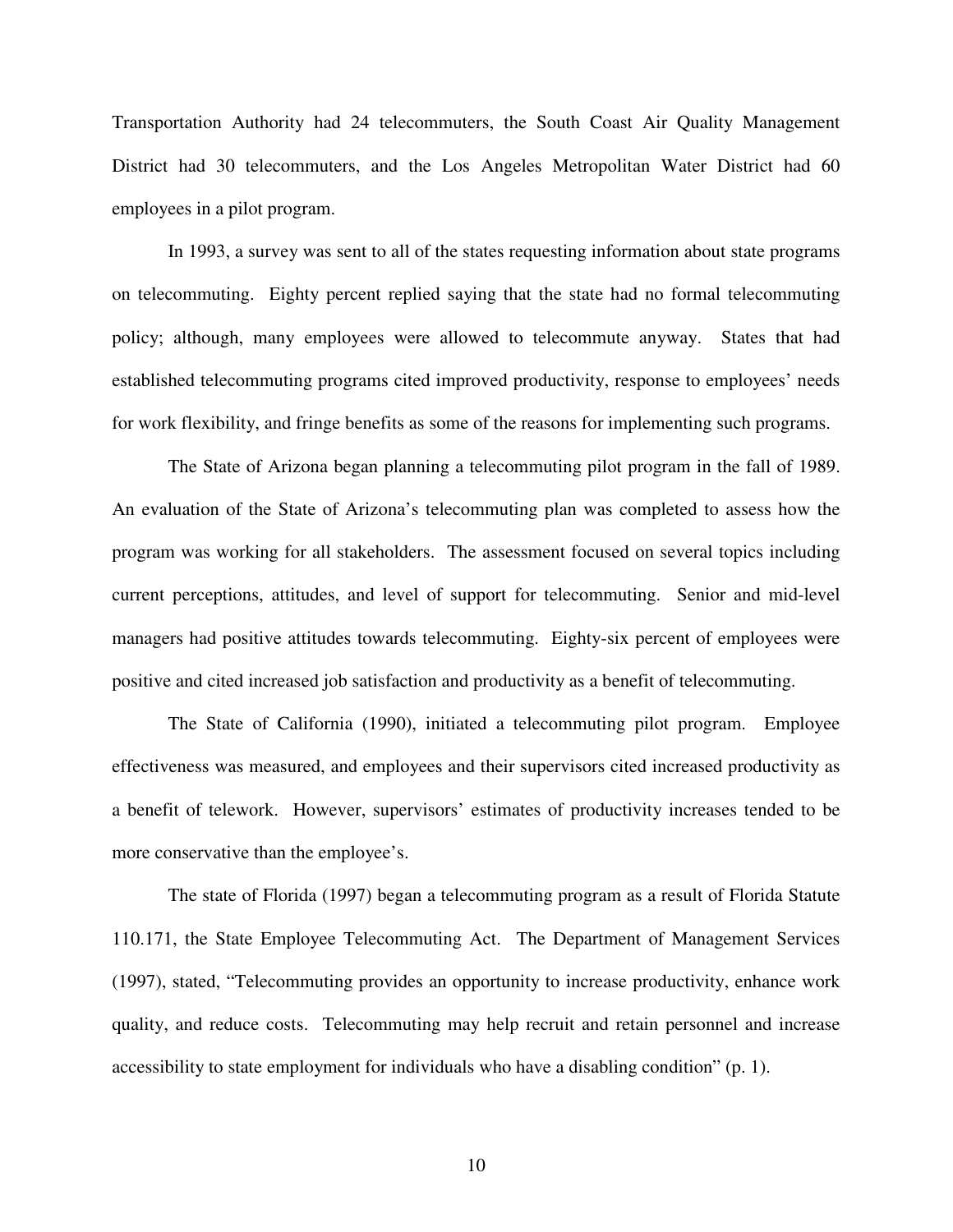Transportation Authority had 24 telecommuters, the South Coast Air Quality Management District had 30 telecommuters, and the Los Angeles Metropolitan Water District had 60 employees in a pilot program.

In 1993, a survey was sent to all of the states requesting information about state programs on telecommuting. Eighty percent replied saying that the state had no formal telecommuting policy; although, many employees were allowed to telecommute anyway. States that had established telecommuting programs cited improved productivity, response to employees' needs for work flexibility, and fringe benefits as some of the reasons for implementing such programs.

The State of Arizona began planning a telecommuting pilot program in the fall of 1989. An evaluation of the State of Arizona's telecommuting plan was completed to assess how the program was working for all stakeholders. The assessment focused on several topics including current perceptions, attitudes, and level of support for telecommuting. Senior and mid-level managers had positive attitudes towards telecommuting. Eighty-six percent of employees were positive and cited increased job satisfaction and productivity as a benefit of telecommuting.

The State of California (1990), initiated a telecommuting pilot program. Employee effectiveness was measured, and employees and their supervisors cited increased productivity as a benefit of telework. However, supervisors' estimates of productivity increases tended to be more conservative than the employee's.

The state of Florida (1997) began a telecommuting program as a result of Florida Statute 110.171, the State Employee Telecommuting Act. The Department of Management Services (1997), stated, "Telecommuting provides an opportunity to increase productivity, enhance work quality, and reduce costs. Telecommuting may help recruit and retain personnel and increase accessibility to state employment for individuals who have a disabling condition" (p. 1).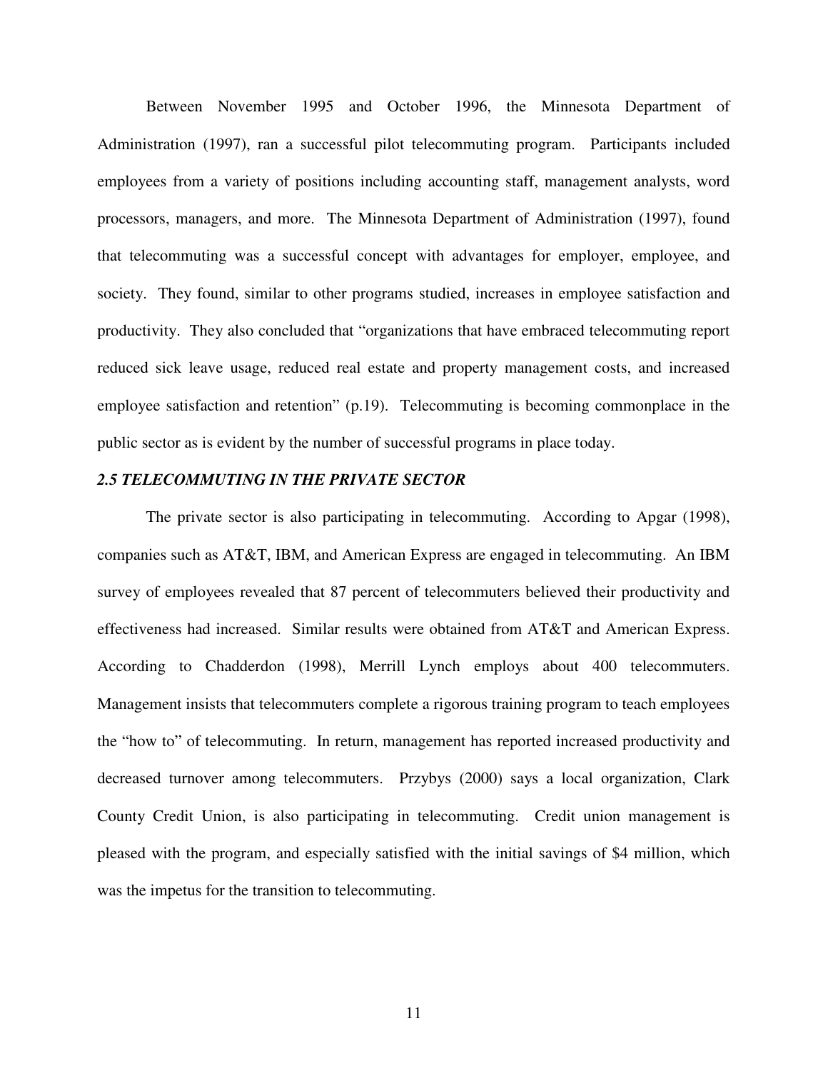Between November 1995 and October 1996, the Minnesota Department of Administration (1997), ran a successful pilot telecommuting program. Participants included employees from a variety of positions including accounting staff, management analysts, word processors, managers, and more. The Minnesota Department of Administration (1997), found that telecommuting was a successful concept with advantages for employer, employee, and society. They found, similar to other programs studied, increases in employee satisfaction and productivity. They also concluded that "organizations that have embraced telecommuting report reduced sick leave usage, reduced real estate and property management costs, and increased employee satisfaction and retention" (p.19). Telecommuting is becoming commonplace in the public sector as is evident by the number of successful programs in place today.

### *2.5 TELECOMMUTING IN THE PRIVATE SECTOR*

The private sector is also participating in telecommuting. According to Apgar (1998), companies such as AT&T, IBM, and American Express are engaged in telecommuting. An IBM survey of employees revealed that 87 percent of telecommuters believed their productivity and effectiveness had increased. Similar results were obtained from AT&T and American Express. According to Chadderdon (1998), Merrill Lynch employs about 400 telecommuters. Management insists that telecommuters complete a rigorous training program to teach employees the "how to" of telecommuting. In return, management has reported increased productivity and decreased turnover among telecommuters. Przybys (2000) says a local organization, Clark County Credit Union, is also participating in telecommuting. Credit union management is pleased with the program, and especially satisfied with the initial savings of $4 million, which was the impetus for the transition to telecommuting.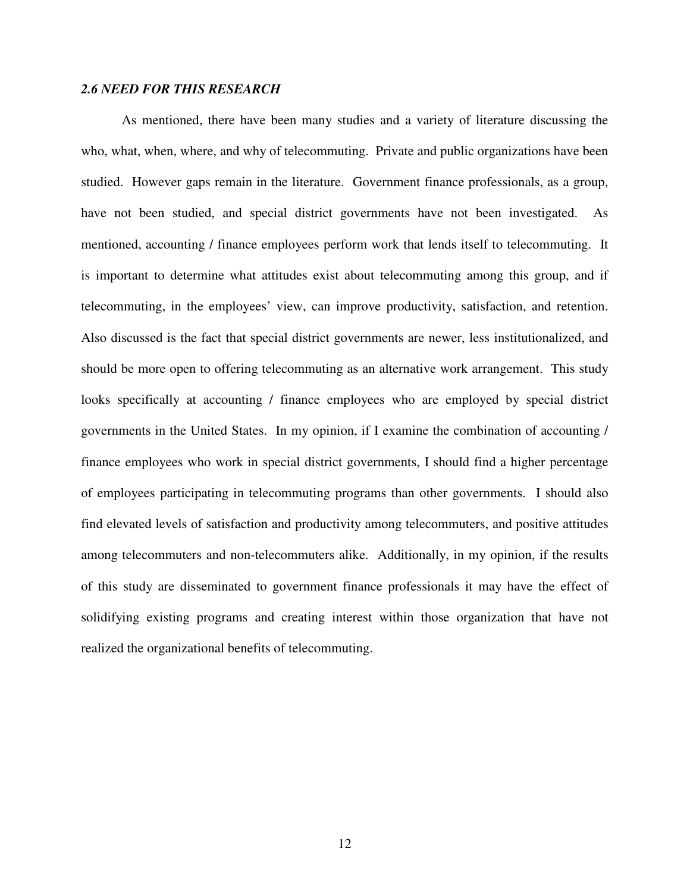### *2.6 NEED FOR THIS RESEARCH*

As mentioned, there have been many studies and a variety of literature discussing the who, what, when, where, and why of telecommuting. Private and public organizations have been studied. However gaps remain in the literature. Government finance professionals, as a group, have not been studied, and special district governments have not been investigated. As mentioned, accounting / finance employees perform work that lends itself to telecommuting. It is important to determine what attitudes exist about telecommuting among this group, and if telecommuting, in the employees' view, can improve productivity, satisfaction, and retention. Also discussed is the fact that special district governments are newer, less institutionalized, and should be more open to offering telecommuting as an alternative work arrangement. This study looks specifically at accounting / finance employees who are employed by special district governments in the United States. In my opinion, if I examine the combination of accounting / finance employees who work in special district governments, I should find a higher percentage of employees participating in telecommuting programs than other governments. I should also find elevated levels of satisfaction and productivity among telecommuters, and positive attitudes among telecommuters and non-telecommuters alike. Additionally, in my opinion, if the results of this study are disseminated to government finance professionals it may have the effect of solidifying existing programs and creating interest within those organization that have not realized the organizational benefits of telecommuting.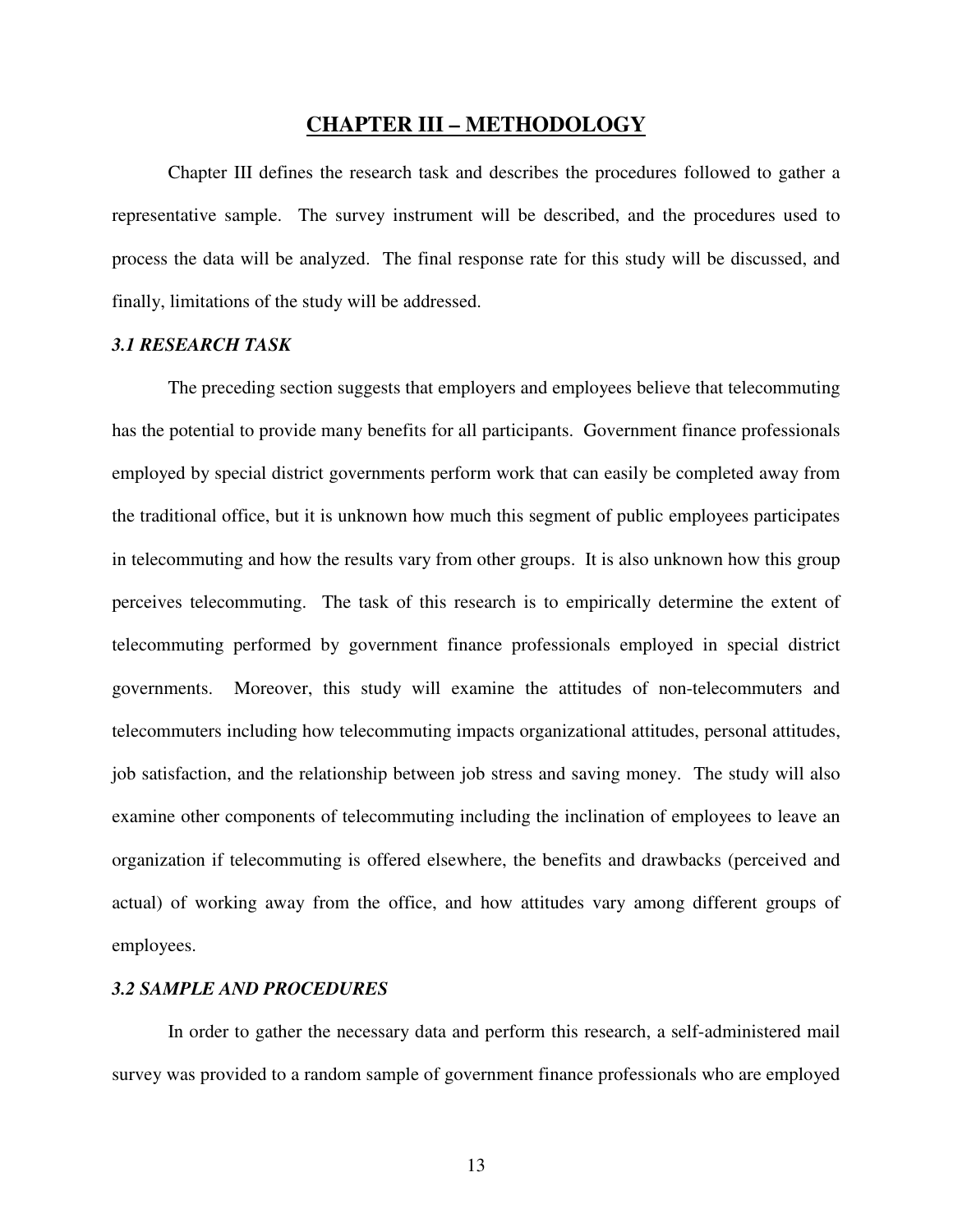# CHAPTER III – METHODOLOGY

Chapter III defines the research task and describes the procedures followed to gather a representative sample. The survey instrument will be described, and the procedures used to process the data will be analyzed. The final response rate for this study will be discussed, and finally, limitations of the study will be addressed.

### *3.1 RESEARCH TASK*

The preceding section suggests that employers and employees believe that telecommuting has the potential to provide many benefits for all participants. Government finance professionals employed by special district governments perform work that can easily be completed away from the traditional office, but it is unknown how much this segment of public employees participates in telecommuting and how the results vary from other groups. It is also unknown how this group perceives telecommuting. The task of this research is to empirically determine the extent of telecommuting performed by government finance professionals employed in special district governments. Moreover, this study will examine the attitudes of non-telecommuters and telecommuters including how telecommuting impacts organizational attitudes, personal attitudes, job satisfaction, and the relationship between job stress and saving money. The study will also examine other components of telecommuting including the inclination of employees to leave an organization if telecommuting is offered elsewhere, the benefits and drawbacks (perceived and actual) of working away from the office, and how attitudes vary among different groups of employees.

### *3.2 SAMPLE AND PROCEDURES*

In order to gather the necessary data and perform this research, a self-administered mail survey was provided to a random sample of government finance professionals who are employed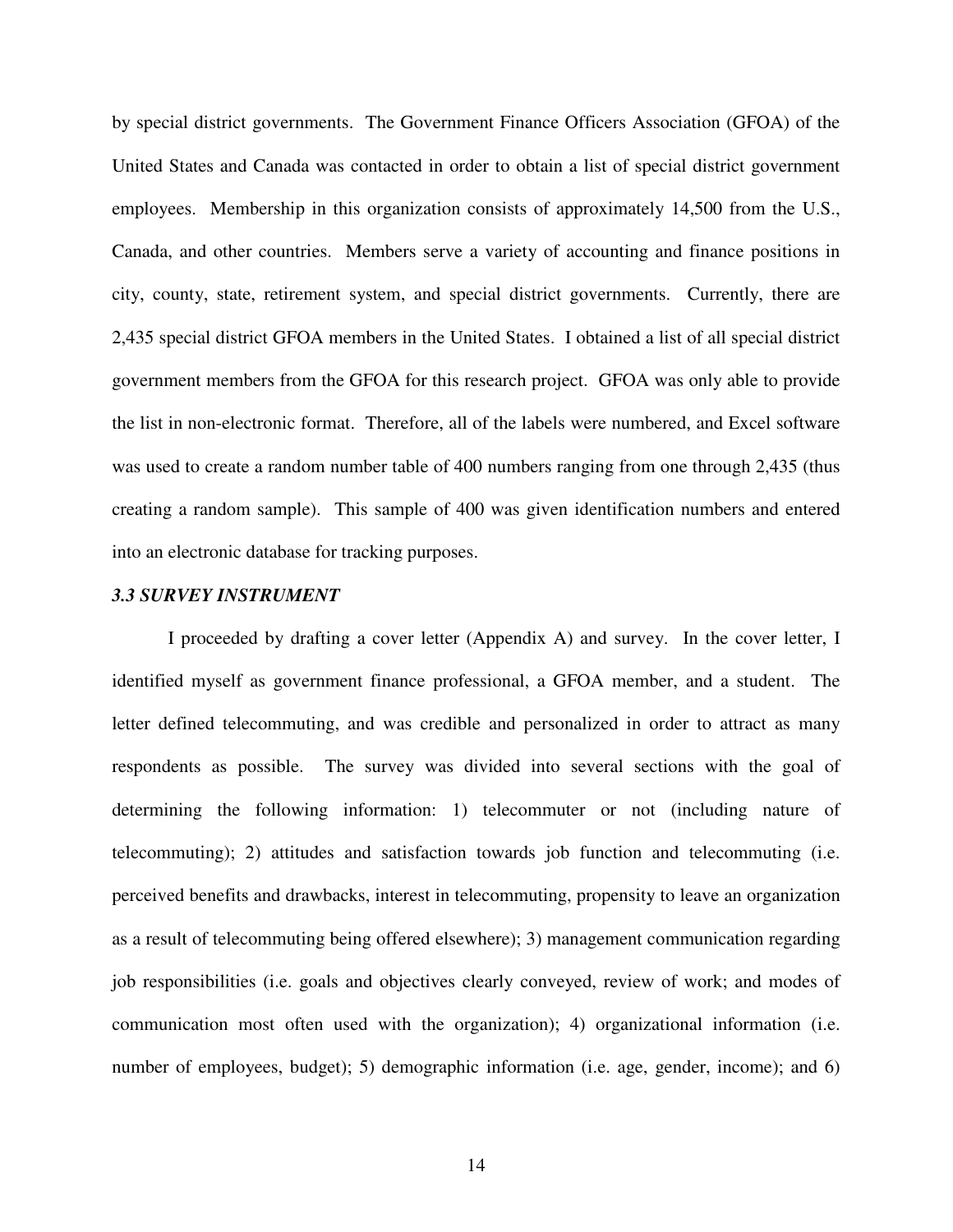by special district governments. The Government Finance Officers Association (GFOA) of the United States and Canada was contacted in order to obtain a list of special district government employees. Membership in this organization consists of approximately 14,500 from the U.S., Canada, and other countries. Members serve a variety of accounting and finance positions in city, county, state, retirement system, and special district governments. Currently, there are 2,435 special district GFOA members in the United States. I obtained a list of all special district government members from the GFOA for this research project. GFOA was only able to provide the list in non-electronic format. Therefore, all of the labels were numbered, and Excel software was used to create a random number table of 400 numbers ranging from one through 2,435 (thus creating a random sample). This sample of 400 was given identification numbers and entered into an electronic database for tracking purposes.

### *3.3 SURVEY INSTRUMENT*

I proceeded by drafting a cover letter (Appendix A) and survey. In the cover letter, I identified myself as government finance professional, a GFOA member, and a student. The letter defined telecommuting, and was credible and personalized in order to attract as many respondents as possible. The survey was divided into several sections with the goal of determining the following information: 1) telecommuter or not (including nature of telecommuting); 2) attitudes and satisfaction towards job function and telecommuting (i.e. perceived benefits and drawbacks, interest in telecommuting, propensity to leave an organization as a result of telecommuting being offered elsewhere); 3) management communication regarding job responsibilities (i.e. goals and objectives clearly conveyed, review of work; and modes of communication most often used with the organization); 4) organizational information (i.e. number of employees, budget); 5) demographic information (i.e. age, gender, income); and 6)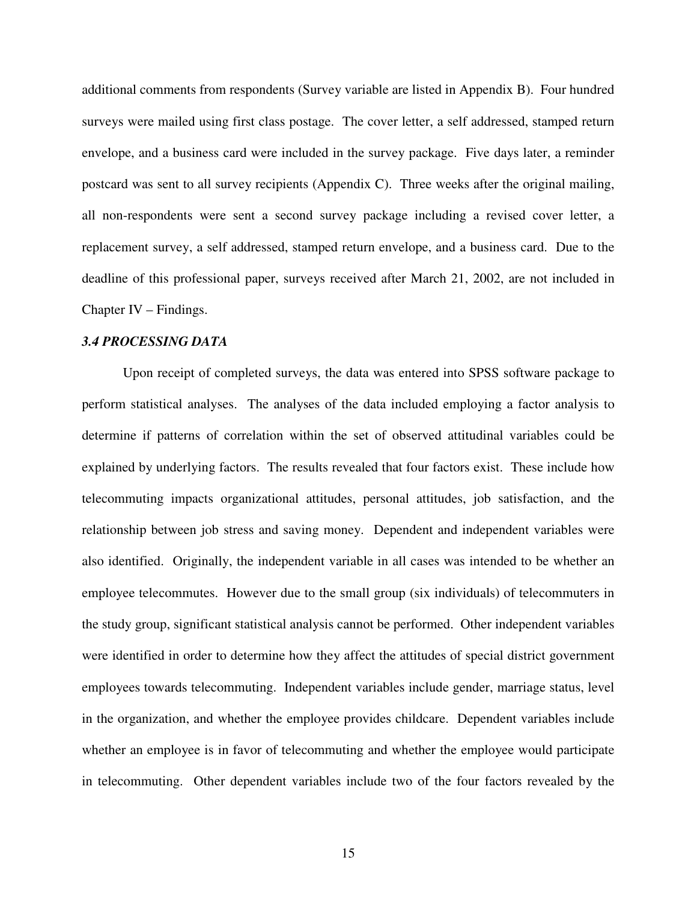additional comments from respondents (Survey variable are listed in Appendix B). Four hundred surveys were mailed using first class postage. The cover letter, a self addressed, stamped return envelope, and a business card were included in the survey package. Five days later, a reminder postcard was sent to all survey recipients (Appendix C). Three weeks after the original mailing, all non-respondents were sent a second survey package including a revised cover letter, a replacement survey, a self addressed, stamped return envelope, and a business card. Due to the deadline of this professional paper, surveys received after March 21, 2002, are not included in Chapter IV – Findings.

### *3.4 PROCESSING DATA*

Upon receipt of completed surveys, the data was entered into SPSS software package to perform statistical analyses. The analyses of the data included employing a factor analysis to determine if patterns of correlation within the set of observed attitudinal variables could be explained by underlying factors. The results revealed that four factors exist. These include how telecommuting impacts organizational attitudes, personal attitudes, job satisfaction, and the relationship between job stress and saving money. Dependent and independent variables were also identified. Originally, the independent variable in all cases was intended to be whether an employee telecommutes. However due to the small group (six individuals) of telecommuters in the study group, significant statistical analysis cannot be performed. Other independent variables were identified in order to determine how they affect the attitudes of special district government employees towards telecommuting. Independent variables include gender, marriage status, level in the organization, and whether the employee provides childcare. Dependent variables include whether an employee is in favor of telecommuting and whether the employee would participate in telecommuting. Other dependent variables include two of the four factors revealed by the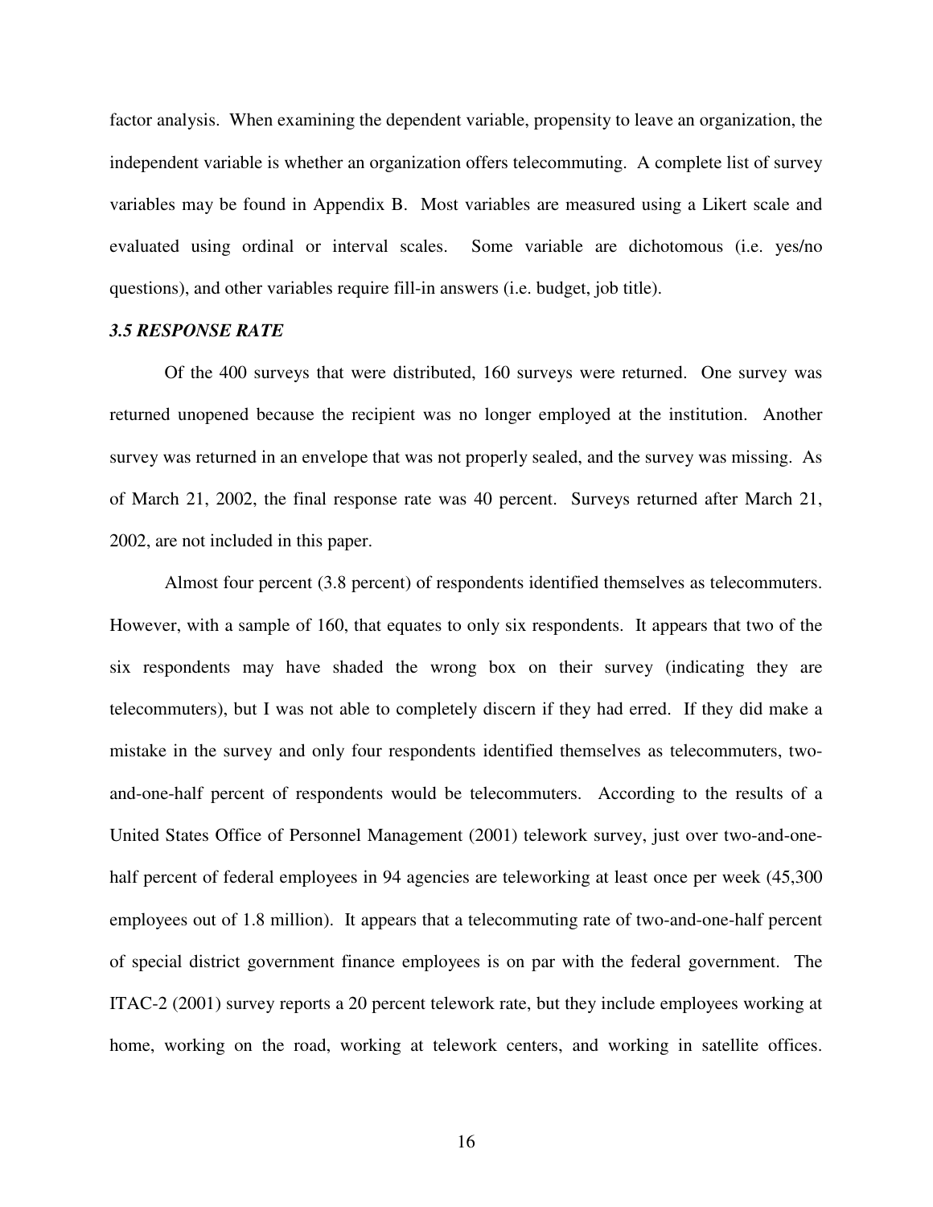factor analysis. When examining the dependent variable, propensity to leave an organization, the independent variable is whether an organization offers telecommuting. A complete list of survey variables may be found in Appendix B. Most variables are measured using a Likert scale and evaluated using ordinal or interval scales. Some variable are dichotomous (i.e. yes/no questions), and other variables require fill-in answers (i.e. budget, job title).

### *3.5 RESPONSE RATE*

Of the 400 surveys that were distributed, 160 surveys were returned. One survey was returned unopened because the recipient was no longer employed at the institution. Another survey was returned in an envelope that was not properly sealed, and the survey was missing. As of March 21, 2002, the final response rate was 40 percent. Surveys returned after March 21, 2002, are not included in this paper.

Almost four percent (3.8 percent) of respondents identified themselves as telecommuters. However, with a sample of 160, that equates to only six respondents. It appears that two of the six respondents may have shaded the wrong box on their survey (indicating they are telecommuters), but I was not able to completely discern if they had erred. If they did make a mistake in the survey and only four respondents identified themselves as telecommuters, two-and-one-half percent of respondents would be telecommuters. According to the results of a United States Office of Personnel Management (2001) telework survey, just over two-and-one-half percent of federal employees in 94 agencies are teleworking at least once per week (45,300 employees out of 1.8 million). It appears that a telecommuting rate of two-and-one-half percent of special district government finance employees is on par with the federal government. The ITAC-2 (2001) survey reports a 20 percent telework rate, but they include employees working at home, working on the road, working at telework centers, and working in satellite offices.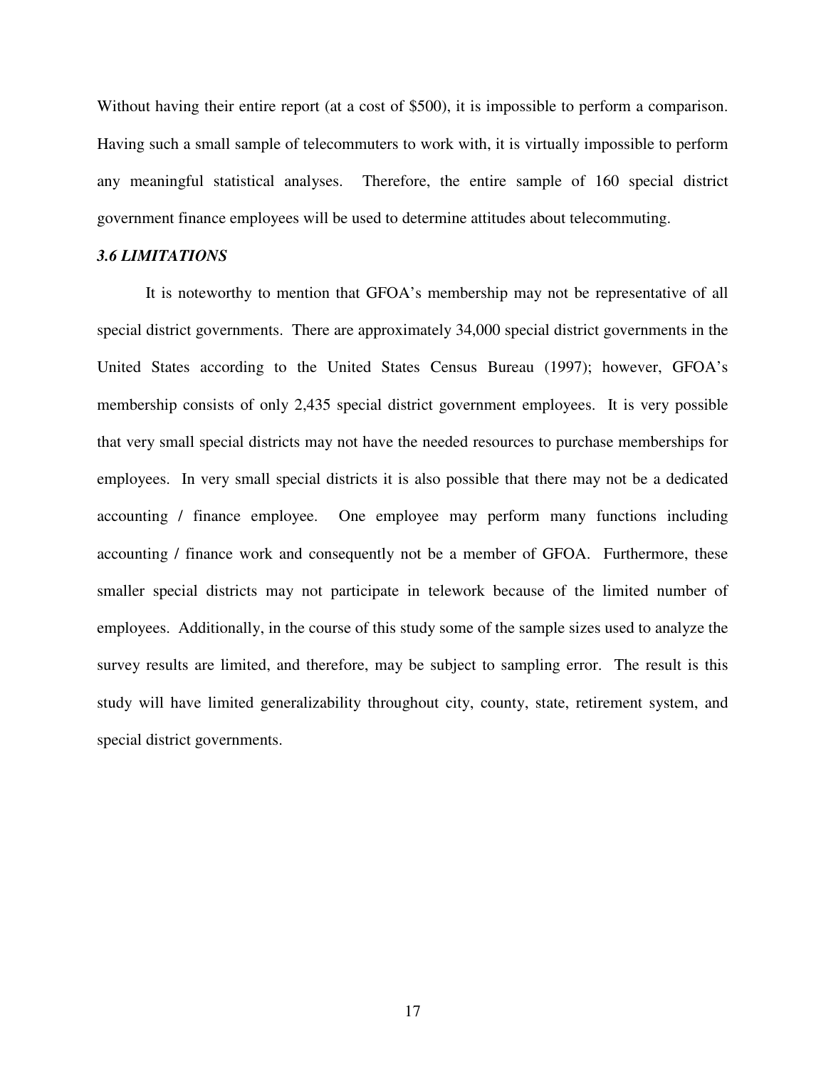Without having their entire report (at a cost of $500), it is impossible to perform a comparison. Having such a small sample of telecommuters to work with, it is virtually impossible to perform any meaningful statistical analyses. Therefore, the entire sample of 160 special district government finance employees will be used to determine attitudes about telecommuting.

### *3.6 LIMITATIONS*

It is noteworthy to mention that GFOA's membership may not be representative of all special district governments. There are approximately 34,000 special district governments in the United States according to the United States Census Bureau (1997); however, GFOA's membership consists of only 2,435 special district government employees. It is very possible that very small special districts may not have the needed resources to purchase memberships for employees. In very small special districts it is also possible that there may not be a dedicated accounting / finance employee. One employee may perform many functions including accounting / finance work and consequently not be a member of GFOA. Furthermore, these smaller special districts may not participate in telework because of the limited number of employees. Additionally, in the course of this study some of the sample sizes used to analyze the survey results are limited, and therefore, may be subject to sampling error. The result is this study will have limited generalizability throughout city, county, state, retirement system, and special district governments.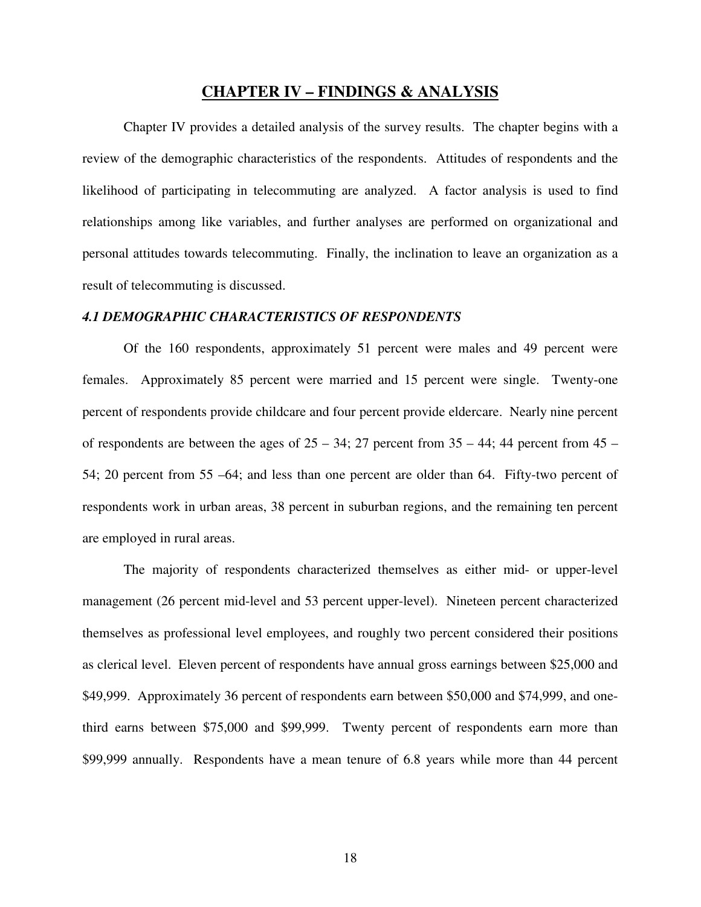# CHAPTER IV – FINDINGS & ANALYSIS

Chapter IV provides a detailed analysis of the survey results. The chapter begins with a review of the demographic characteristics of the respondents. Attitudes of respondents and the likelihood of participating in telecommuting are analyzed. A factor analysis is used to find relationships among like variables, and further analyses are performed on organizational and personal attitudes towards telecommuting. Finally, the inclination to leave an organization as a result of telecommuting is discussed.

### *4.1 DEMOGRAPHIC CHARACTERISTICS OF RESPONDENTS*

Of the 160 respondents, approximately 51 percent were males and 49 percent were females. Approximately 85 percent were married and 15 percent were single. Twenty-one percent of respondents provide childcare and four percent provide eldercare. Nearly nine percent of respondents are between the ages of 25 – 34; 27 percent from 35 – 44; 44 percent from 45 – 54; 20 percent from 55 –64; and less than one percent are older than 64. Fifty-two percent of respondents work in urban areas, 38 percent in suburban regions, and the remaining ten percent are employed in rural areas.

The majority of respondents characterized themselves as either mid- or upper-level management (26 percent mid-level and 53 percent upper-level). Nineteen percent characterized themselves as professional level employees, and roughly two percent considered their positions as clerical level. Eleven percent of respondents have annual gross earnings between $25,000 and $49,999. Approximately 36 percent of respondents earn between $50,000 and $74,999, and one-third earns between $75,000 and $99,999. Twenty percent of respondents earn more than $99,999 annually. Respondents have a mean tenure of 6.8 years while more than 44 percent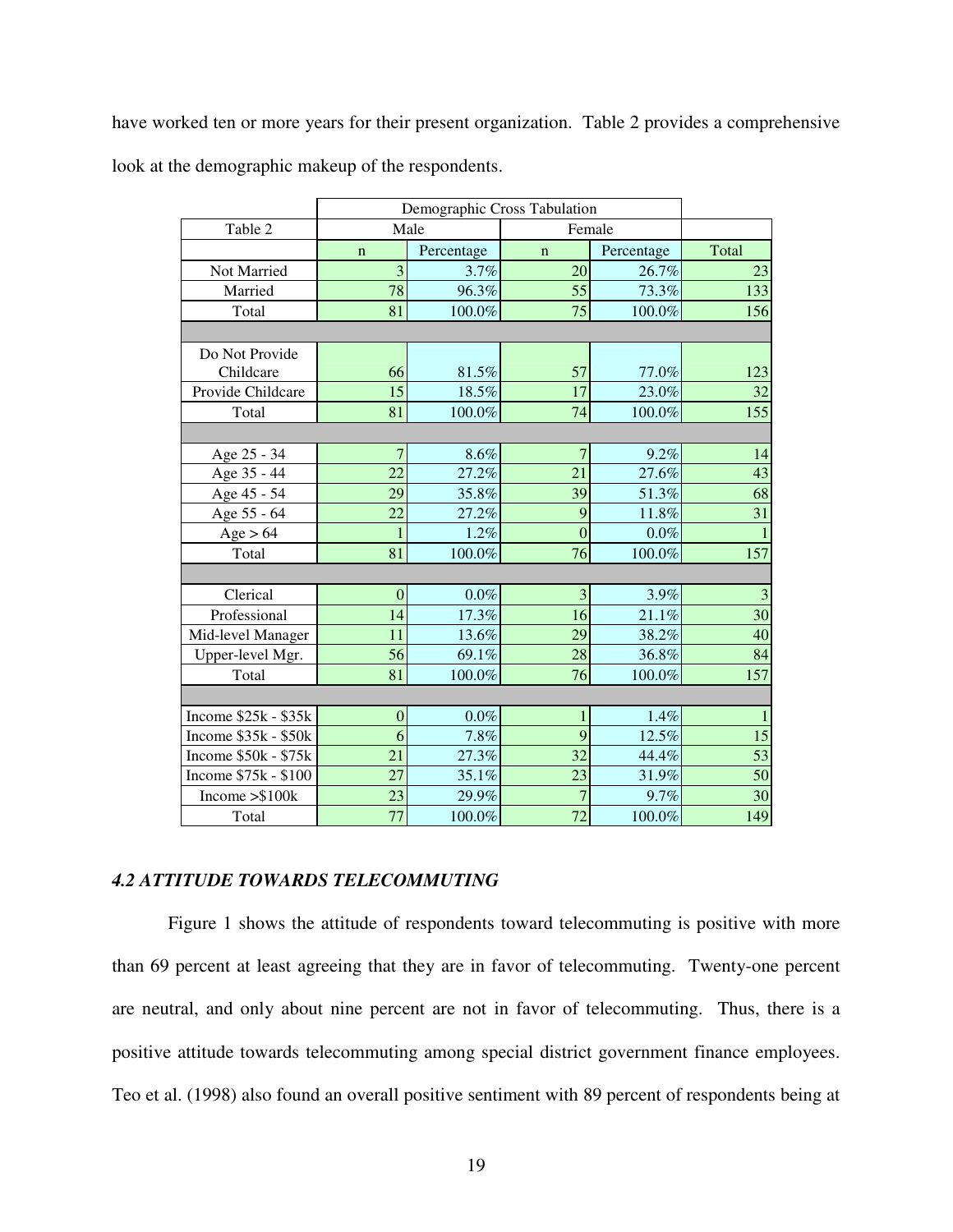have worked ten or more years for their present organization. Table 2 provides a comprehensive look at the demographic makeup of the respondents.

| | Demographic Cross Tabulation | | | | |
|---|---|---|---|---|---|
| Table 2 | Male | | Female | | |
| | n | Percentage | n | Percentage | Total |
| Not Married | 3 | 3.7% | 20 | 26.7% | 23 |
| Married | 78 | 96.3% | 55 | 73.3% | 133 |
| Total | 81 | 100.0% | 75 | 100.0% | 156 |
| | | | | | |
| Do Not Provide Childcare | 66 | 81.5% | 57 | 77.0% | 123 |
| Provide Childcare | 15 | 18.5% | 17 | 23.0% | 32 |
| Total | 81 | 100.0% | 74 | 100.0% | 155 |
| | | | | | |
| Age 25 - 34 | 7 | 8.6% | 7 | 9.2% | 14 |
| Age 35 - 44 | 22 | 27.2% | 21 | 27.6% | 43 |
| Age 45 - 54 | 29 | 35.8% | 39 | 51.3% | 68 |
| Age 55 - 64 | 22 | 27.2% | 9 | 11.8% | 31 |
| Age > 64 | 1 | 1.2% | 0 | 0.0% | 1 |
| Total | 81 | 100.0% | 76 | 100.0% | 157 |
| | | | | | |
| Clerical | 0 | 0.0% | 3 | 3.9% | 3 |
| Professional | 14 | 17.3% | 16 | 21.1% | 30 |
| Mid-level Manager | 11 | 13.6% | 29 | 38.2% | 40 |
| Upper-level Mgr. | 56 | 69.1% | 28 | 36.8% | 84 |
| Total | 81 | 100.0% | 76 | 100.0% | 157 |
| | | | | | |
| Income $25k - $35k | 0 | 0.0% | 1 | 1.4% | 1 |
| Income $35k - $50k | 6 | 7.8% | 9 | 12.5% | 15 |
| Income $50k - $75k | 21 | 27.3% | 32 | 44.4% | 53 |
| Income $75k - $100 | 27 | 35.1% | 23 | 31.9% | 50 |
| Income >$100k | 23 | 29.9% | 7 | 9.7% | 30 |
| Total | 77 | 100.0% | 72 | 100.0% | 149 |

### *4.2 ATTITUDE TOWARDS TELECOMMUTING*

Figure 1 shows the attitude of respondents toward telecommuting is positive with more than 69 percent at least agreeing that they are in favor of telecommuting. Twenty-one percent are neutral, and only about nine percent are not in favor of telecommuting. Thus, there is a positive attitude towards telecommuting among special district government finance employees. Teo et al. (1998) also found an overall positive sentiment with 89 percent of respondents being at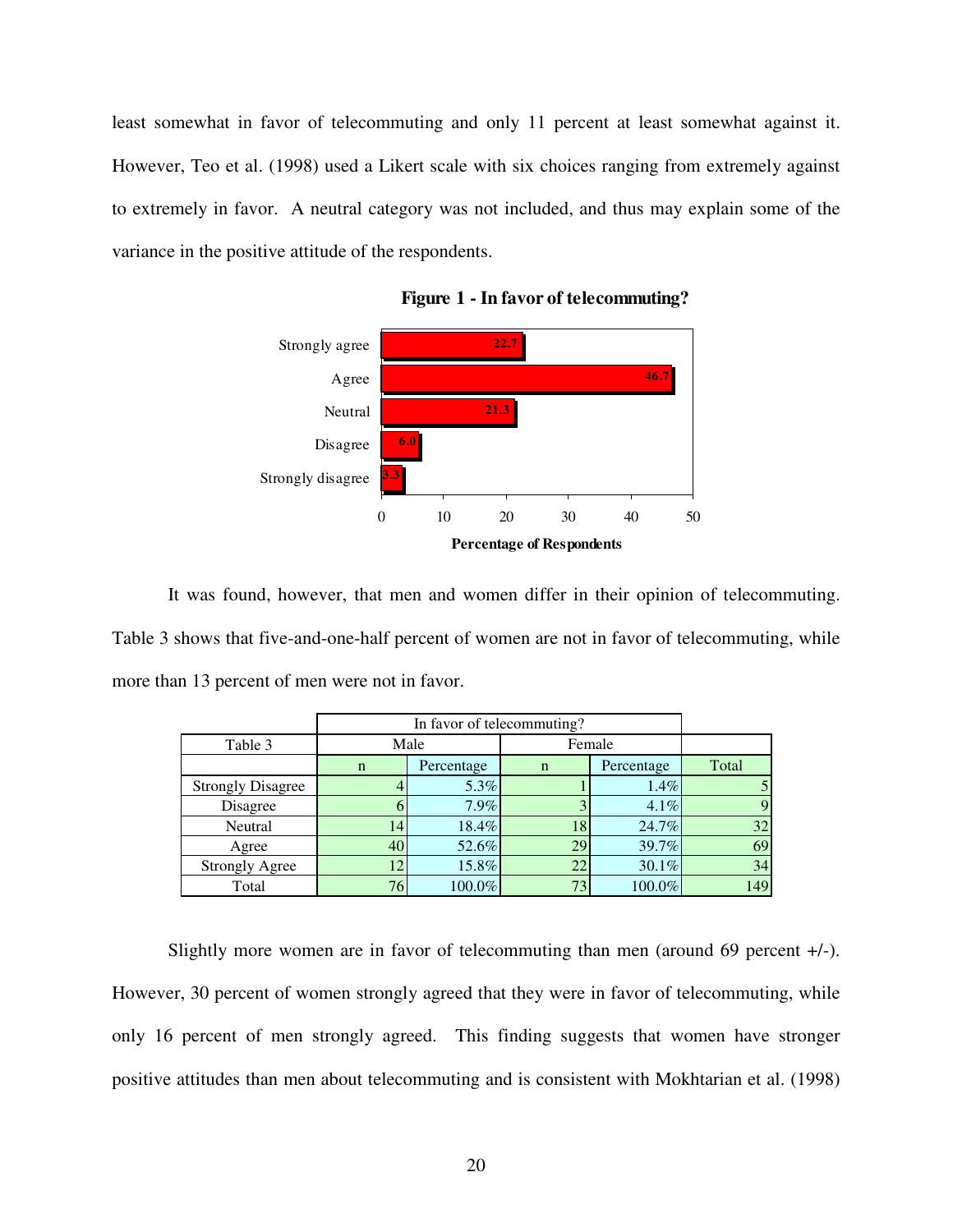least somewhat in favor of telecommuting and only 11 percent at least somewhat against it. However, Teo et al. (1998) used a Likert scale with six choices ranging from extremely against to extremely in favor. A neutral category was not included, and thus may explain some of the variance in the positive attitude of the respondents.

**Figure 1 - In favor of telecommuting?**

| Response | Percentage of Respondents |
|---|---|
| Strongly agree | 22.7 |
| Agree | 46.7 |
| Neutral | 21.3 |
| Disagree | 6.0 |
| Strongly disagree | 3.3 |

It was found, however, that men and women differ in their opinion of telecommuting. Table 3 shows that five-and-one-half percent of women are not in favor of telecommuting, while more than 13 percent of men were not in favor.

| Table 3 | In favor of telecommuting? Male | | Female | | |
|---|---|---|---|---|---|
| | n | Percentage | n | Percentage | Total |
| Strongly Disagree | 4 | 5.3% | 1 | 1.4% | 5 |
| Disagree | 6 | 7.9% | 3 | 4.1% | 9 |
| Neutral | 14 | 18.4% | 18 | 24.7% | 32 |
| Agree | 40 | 52.6% | 29 | 39.7% | 69 |
| Strongly Agree | 12 | 15.8% | 22 | 30.1% | 34 |
| Total | 76 | 100.0% | 73 | 100.0% | 149 |

Slightly more women are in favor of telecommuting than men (around 69 percent +/-). However, 30 percent of women strongly agreed that they were in favor of telecommuting, while only 16 percent of men strongly agreed. This finding suggests that women have stronger positive attitudes than men about telecommuting and is consistent with Mokhtarian et al. (1998)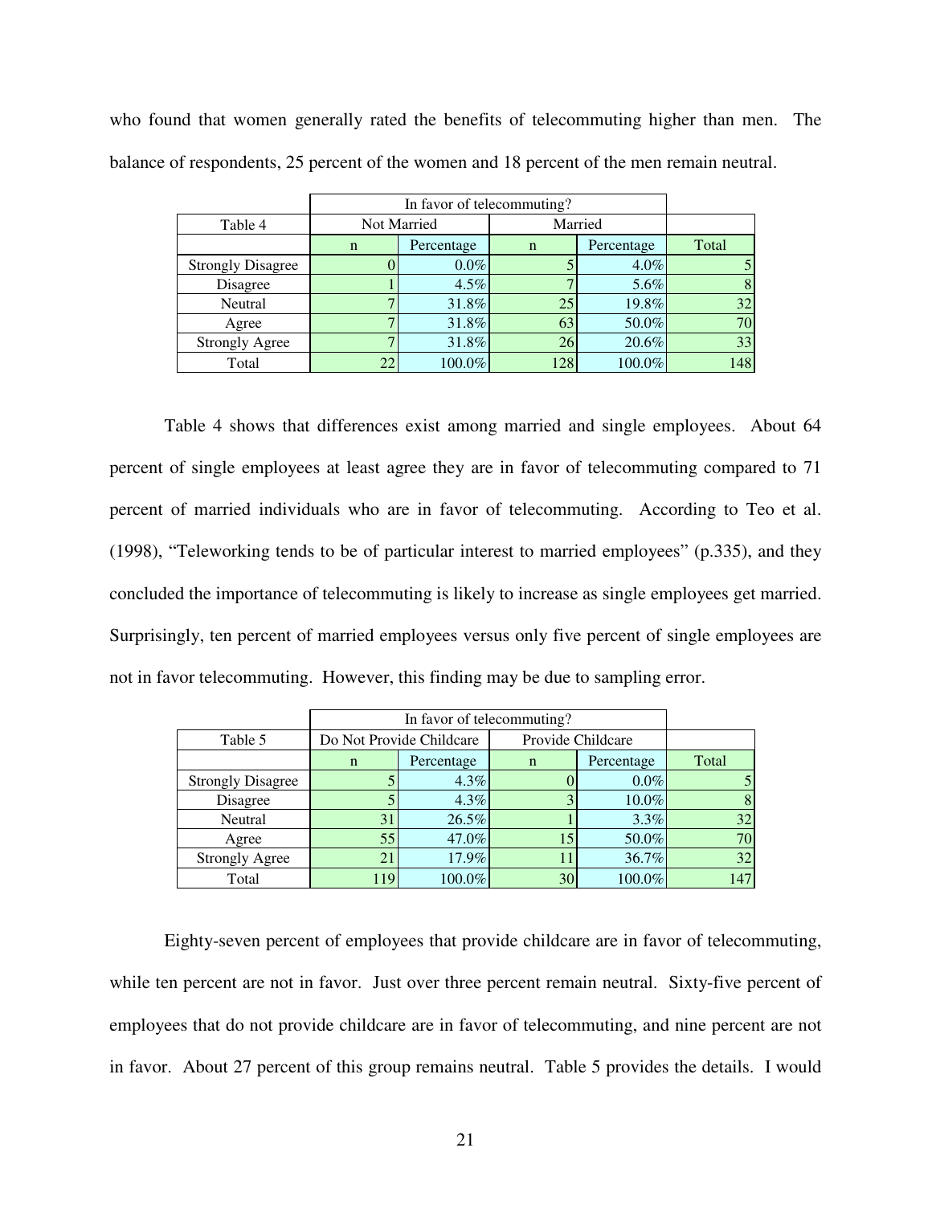who found that women generally rated the benefits of telecommuting higher than men. The balance of respondents, 25 percent of the women and 18 percent of the men remain neutral.

| | In favor of telecommuting? | | | | |
|---|---|---|---|---|---|
| Table 4 | Not Married | | Married | | |
| | n | Percentage | n | Percentage | Total |
| Strongly Disagree | 0 | 0.0% | 5 | 4.0% | 5 |
| Disagree | 1 | 4.5% | 7 | 5.6% | 8 |
| Neutral | 7 | 31.8% | 25 | 19.8% | 32 |
| Agree | 7 | 31.8% | 63 | 50.0% | 70 |
| Strongly Agree | 7 | 31.8% | 26 | 20.6% | 33 |
| Total | 22 | 100.0% | 128 | 100.0% | 148 |

Table 4 shows that differences exist among married and single employees. About 64 percent of single employees at least agree they are in favor of telecommuting compared to 71 percent of married individuals who are in favor of telecommuting. According to Teo et al. (1998), "Teleworking tends to be of particular interest to married employees" (p.335), and they concluded the importance of telecommuting is likely to increase as single employees get married. Surprisingly, ten percent of married employees versus only five percent of single employees are not in favor telecommuting. However, this finding may be due to sampling error.

| | In favor of telecommuting? | | | | |
|---|---|---|---|---|---|
| Table 5 | Do Not Provide Childcare | | Provide Childcare | | |
| | n | Percentage | n | Percentage | Total |
| Strongly Disagree | 5 | 4.3% | 0 | 0.0% | 5 |
| Disagree | 5 | 4.3% | 3 | 10.0% | 8 |
| Neutral | 31 | 26.5% | 1 | 3.3% | 32 |
| Agree | 55 | 47.0% | 15 | 50.0% | 70 |
| Strongly Agree | 21 | 17.9% | 11 | 36.7% | 32 |
| Total | 119 | 100.0% | 30 | 100.0% | 147 |

Eighty-seven percent of employees that provide childcare are in favor of telecommuting, while ten percent are not in favor. Just over three percent remain neutral. Sixty-five percent of employees that do not provide childcare are in favor of telecommuting, and nine percent are not in favor. About 27 percent of this group remains neutral. Table 5 provides the details. I would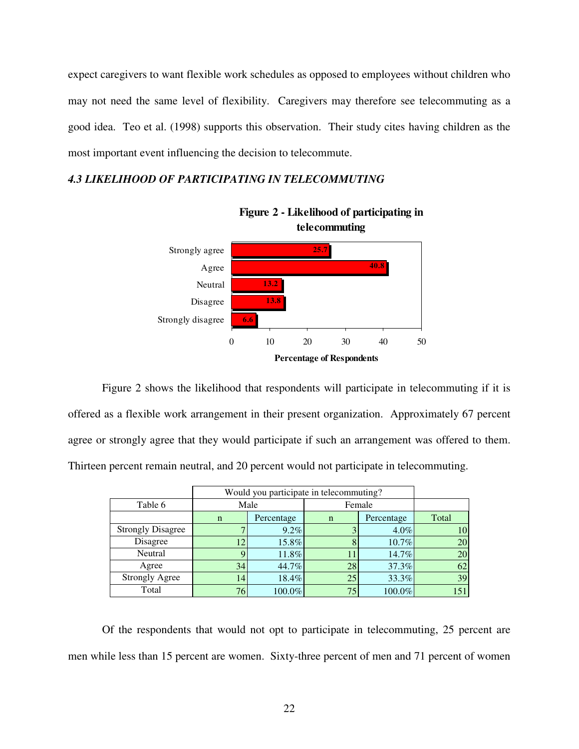expect caregivers to want flexible work schedules as opposed to employees without children who may not need the same level of flexibility. Caregivers may therefore see telecommuting as a good idea. Teo et al. (1998) supports this observation. Their study cites having children as the most important event influencing the decision to telecommute.

### *4.3 LIKELIHOOD OF PARTICIPATING IN TELECOMMUTING*

**Figure 2 - Likelihood of participating in telecommuting**

| Response | Percentage of Respondents |
|---|---|
| Strongly agree | 25.7 |
| Agree | 40.8 |
| Neutral | 13.2 |
| Disagree | 13.8 |
| Strongly disagree | 6.6 |

Figure 2 shows the likelihood that respondents will participate in telecommuting if it is offered as a flexible work arrangement in their present organization. Approximately 67 percent agree or strongly agree that they would participate if such an arrangement was offered to them. Thirteen percent remain neutral, and 20 percent would not participate in telecommuting.

| | Would you participate in telecommuting? | | | | |
|---|---|---|---|---|---|
| Table 6 | Male | | Female | | |
| | n | Percentage | n | Percentage | Total |
| Strongly Disagree | 7 | 9.2% | 3 | 4.0% | 10 |
| Disagree | 12 | 15.8% | 8 | 10.7% | 20 |
| Neutral | 9 | 11.8% | 11 | 14.7% | 20 |
| Agree | 34 | 44.7% | 28 | 37.3% | 62 |
| Strongly Agree | 14 | 18.4% | 25 | 33.3% | 39 |
| Total | 76 | 100.0% | 75 | 100.0% | 151 |

Of the respondents that would not opt to participate in telecommuting, 25 percent are men while less than 15 percent are women. Sixty-three percent of men and 71 percent of women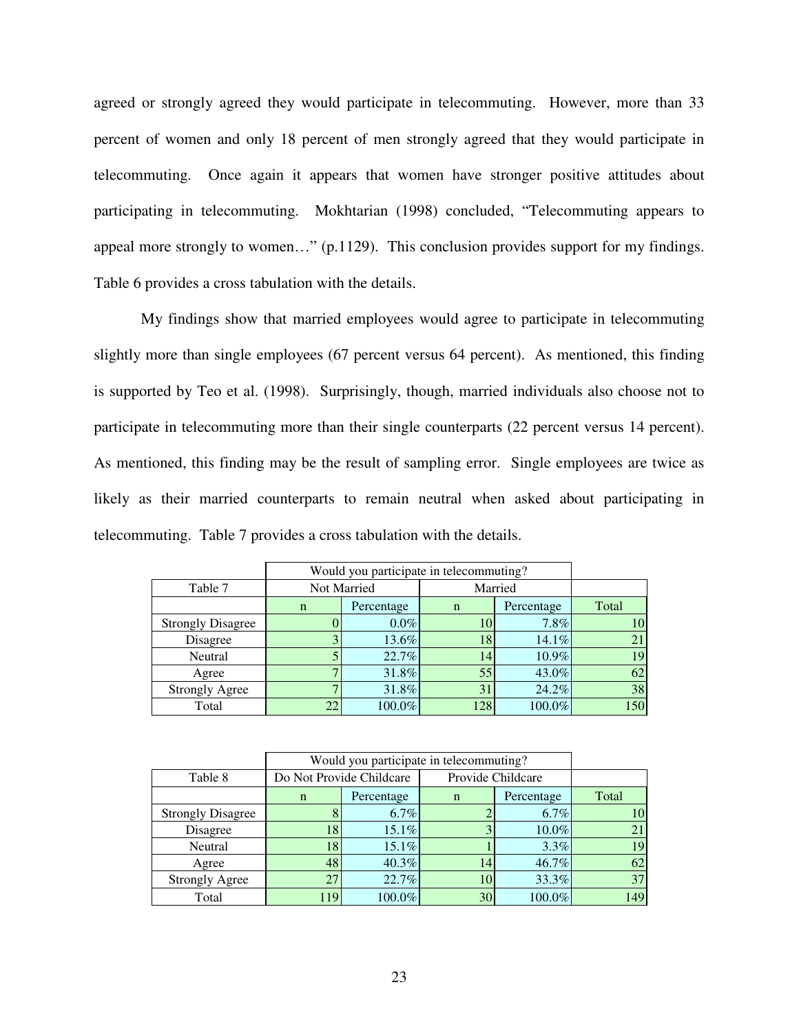agreed or strongly agreed they would participate in telecommuting. However, more than 33 percent of women and only 18 percent of men strongly agreed that they would participate in telecommuting. Once again it appears that women have stronger positive attitudes about participating in telecommuting. Mokhtarian (1998) concluded, "Telecommuting appears to appeal more strongly to women…" (p.1129). This conclusion provides support for my findings. Table 6 provides a cross tabulation with the details.

My findings show that married employees would agree to participate in telecommuting slightly more than single employees (67 percent versus 64 percent). As mentioned, this finding is supported by Teo et al. (1998). Surprisingly, though, married individuals also choose not to participate in telecommuting more than their single counterparts (22 percent versus 14 percent). As mentioned, this finding may be the result of sampling error. Single employees are twice as likely as their married counterparts to remain neutral when asked about participating in telecommuting. Table 7 provides a cross tabulation with the details.

| | Would you participate in telecommuting? | | | | |
|---|---|---|---|---|---|
| Table 7 | Not Married | | Married | | |
| | n | Percentage | n | Percentage | Total |
| Strongly Disagree | 0 | 0.0% | 10 | 7.8% | 10 |
| Disagree | 3 | 13.6% | 18 | 14.1% | 21 |
| Neutral | 5 | 22.7% | 14 | 10.9% | 19 |
| Agree | 7 | 31.8% | 55 | 43.0% | 62 |
| Strongly Agree | 7 | 31.8% | 31 | 24.2% | 38 |
| Total | 22 | 100.0% | 128 | 100.0% | 150 |

| | Would you participate in telecommuting? | | | | |
|---|---|---|---|---|---|
| Table 8 | Do Not Provide Childcare | | Provide Childcare | | |
| | n | Percentage | n | Percentage | Total |
| Strongly Disagree | 8 | 6.7% | 2 | 6.7% | 10 |
| Disagree | 18 | 15.1% | 3 | 10.0% | 21 |
| Neutral | 18 | 15.1% | 1 | 3.3% | 19 |
| Agree | 48 | 40.3% | 14 | 46.7% | 62 |
| Strongly Agree | 27 | 22.7% | 10 | 33.3% | 37 |
| Total | 119 | 100.0% | 30 | 100.0% | 149 |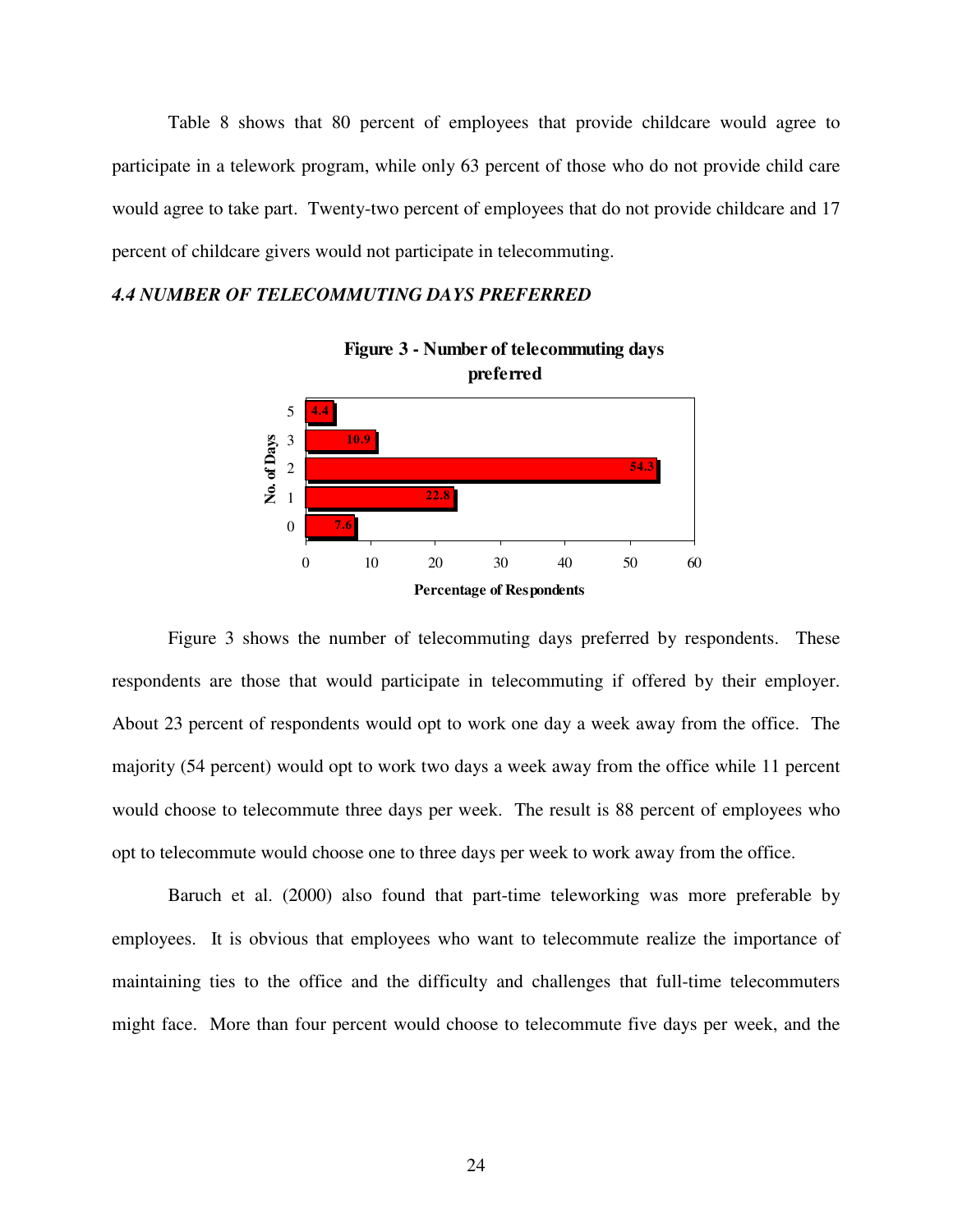Table 8 shows that 80 percent of employees that provide childcare would agree to participate in a telework program, while only 63 percent of those who do not provide child care would agree to take part. Twenty-two percent of employees that do not provide childcare and 17 percent of childcare givers would not participate in telecommuting.

### *4.4 NUMBER OF TELECOMMUTING DAYS PREFERRED*

**Figure 3 - Number of telecommuting days preferred**

| No. of Days | Percentage of Respondents |
|---|---|
| 5 | 4.4 |
| 3 | 10.9 |
| 2 | 54.3 |
| 1 | 22.8 |
| 0 | 7.6 |

Figure 3 shows the number of telecommuting days preferred by respondents. These respondents are those that would participate in telecommuting if offered by their employer. About 23 percent of respondents would opt to work one day a week away from the office. The majority (54 percent) would opt to work two days a week away from the office while 11 percent would choose to telecommute three days per week. The result is 88 percent of employees who opt to telecommute would choose one to three days per week to work away from the office.

Baruch et al. (2000) also found that part-time teleworking was more preferable by employees. It is obvious that employees who want to telecommute realize the importance of maintaining ties to the office and the difficulty and challenges that full-time telecommuters might face. More than four percent would choose to telecommute five days per week, and the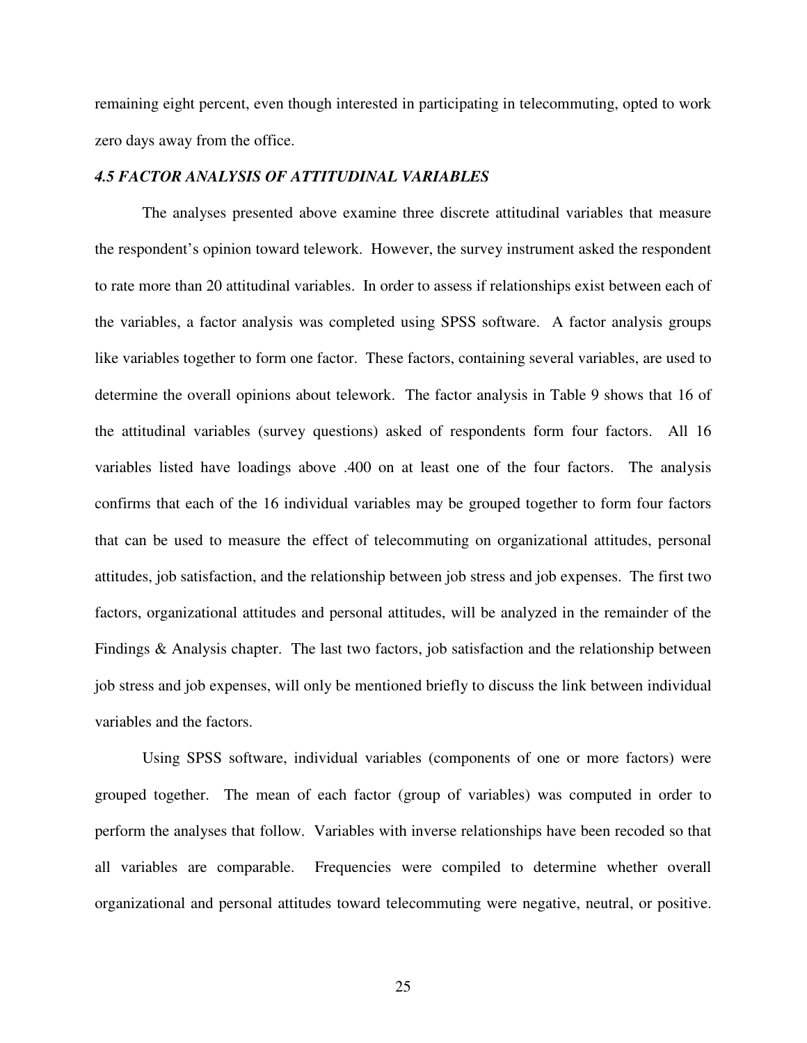remaining eight percent, even though interested in participating in telecommuting, opted to work zero days away from the office.

### *4.5 FACTOR ANALYSIS OF ATTITUDINAL VARIABLES*

The analyses presented above examine three discrete attitudinal variables that measure the respondent's opinion toward telework. However, the survey instrument asked the respondent to rate more than 20 attitudinal variables. In order to assess if relationships exist between each of the variables, a factor analysis was completed using SPSS software. A factor analysis groups like variables together to form one factor. These factors, containing several variables, are used to determine the overall opinions about telework. The factor analysis in Table 9 shows that 16 of the attitudinal variables (survey questions) asked of respondents form four factors. All 16 variables listed have loadings above .400 on at least one of the four factors. The analysis confirms that each of the 16 individual variables may be grouped together to form four factors that can be used to measure the effect of telecommuting on organizational attitudes, personal attitudes, job satisfaction, and the relationship between job stress and job expenses. The first two factors, organizational attitudes and personal attitudes, will be analyzed in the remainder of the Findings & Analysis chapter. The last two factors, job satisfaction and the relationship between job stress and job expenses, will only be mentioned briefly to discuss the link between individual variables and the factors.

Using SPSS software, individual variables (components of one or more factors) were grouped together. The mean of each factor (group of variables) was computed in order to perform the analyses that follow. Variables with inverse relationships have been recoded so that all variables are comparable. Frequencies were compiled to determine whether overall organizational and personal attitudes toward telecommuting were negative, neutral, or positive.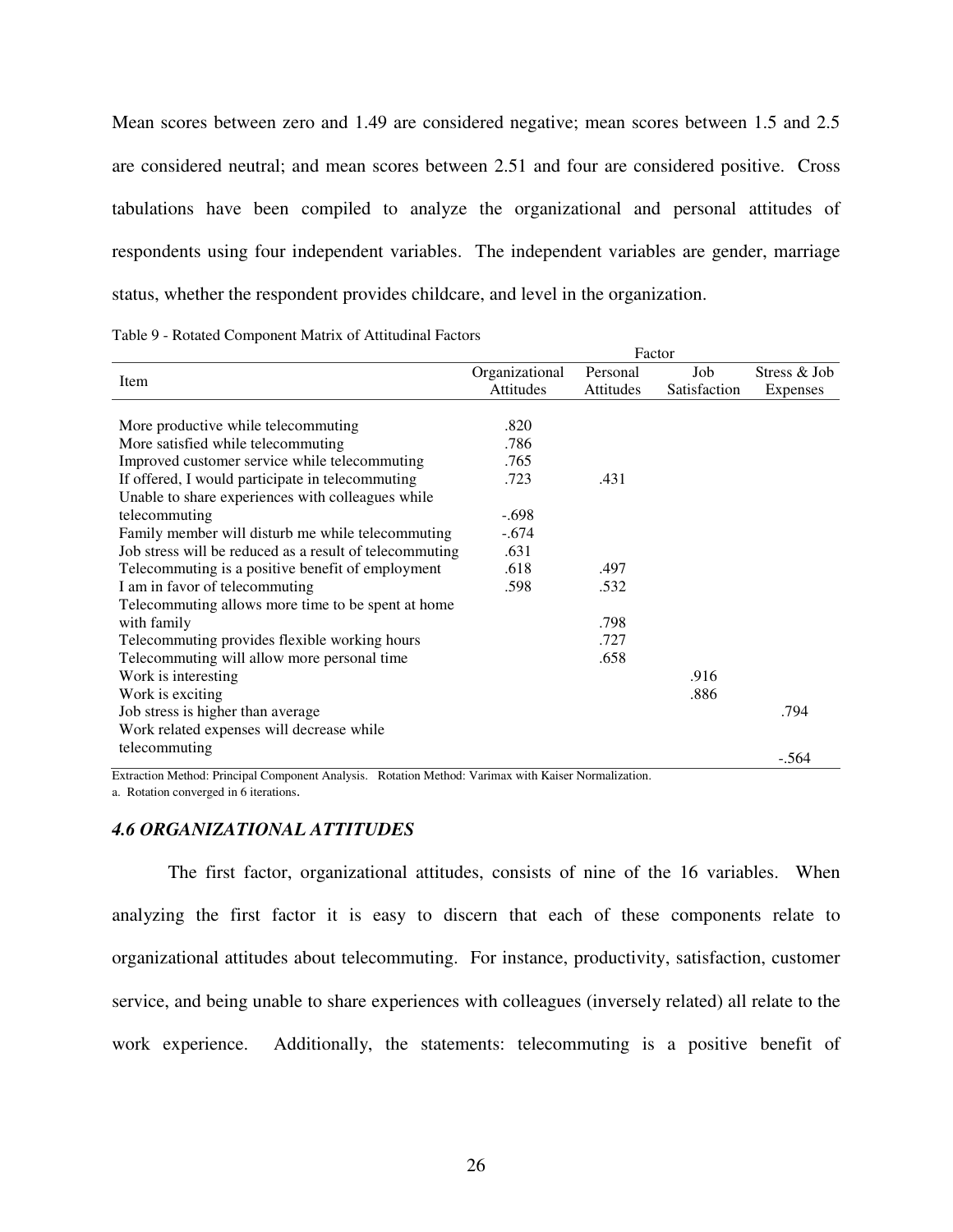Mean scores between zero and 1.49 are considered negative; mean scores between 1.5 and 2.5 are considered neutral; and mean scores between 2.51 and four are considered positive. Cross tabulations have been compiled to analyze the organizational and personal attitudes of respondents using four independent variables. The independent variables are gender, marriage status, whether the respondent provides childcare, and level in the organization.

Table 9 - Rotated Component Matrix of Attitudinal Factors

| Item | Factor | | | |
|---|---|---|---|---|
| | Organizational Attitudes | Personal Attitudes | Job Satisfaction | Stress & Job Expenses |
| More productive while telecommuting | .820 | | | |
| More satisfied while telecommuting | .786 | | | |
| Improved customer service while telecommuting | .765 | | | |
| If offered, I would participate in telecommuting | .723 | .431 | | |
| Unable to share experiences with colleagues while telecommuting | -.698 | | | |
| Family member will disturb me while telecommuting | -.674 | | | |
| Job stress will be reduced as a result of telecommuting | .631 | | | |
| Telecommuting is a positive benefit of employment | .618 | .497 | | |
| I am in favor of telecommuting | .598 | .532 | | |
| Telecommuting allows more time to be spent at home with family | | .798 | | |
| Telecommuting provides flexible working hours | | .727 | | |
| Telecommuting will allow more personal time | | .658 | | |
| Work is interesting | | | .916 | |
| Work is exciting | | | .886 | |
| Job stress is higher than average | | | | .794 |
| Work related expenses will decrease while telecommuting | | | | -.564 |

Extraction Method: Principal Component Analysis. Rotation Method: Varimax with Kaiser Normalization.

a. Rotation converged in 6 iterations.

### *4.6 ORGANIZATIONAL ATTITUDES*

The first factor, organizational attitudes, consists of nine of the 16 variables. When analyzing the first factor it is easy to discern that each of these components relate to organizational attitudes about telecommuting. For instance, productivity, satisfaction, customer service, and being unable to share experiences with colleagues (inversely related) all relate to the work experience. Additionally, the statements: telecommuting is a positive benefit of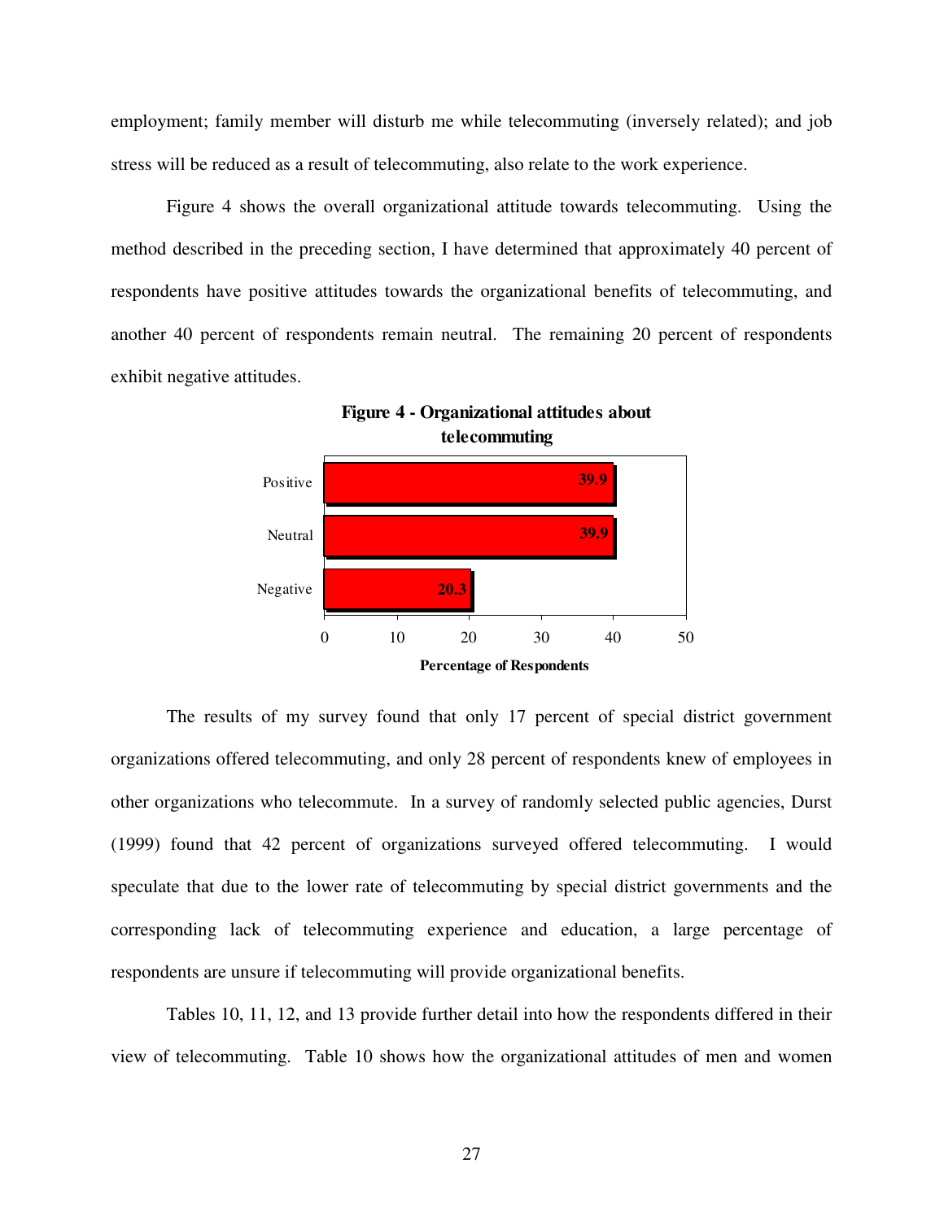employment; family member will disturb me while telecommuting (inversely related); and job stress will be reduced as a result of telecommuting, also relate to the work experience.

Figure 4 shows the overall organizational attitude towards telecommuting. Using the method described in the preceding section, I have determined that approximately 40 percent of respondents have positive attitudes towards the organizational benefits of telecommuting, and another 40 percent of respondents remain neutral. The remaining 20 percent of respondents exhibit negative attitudes.

**Figure 4 - Organizational attitudes about telecommuting**

| | Percentage of Respondents |
|---|---|
| Positive | 39.9 |
| Neutral | 39.9 |
| Negative | 20.3 |

The results of my survey found that only 17 percent of special district government organizations offered telecommuting, and only 28 percent of respondents knew of employees in other organizations who telecommute. In a survey of randomly selected public agencies, Durst (1999) found that 42 percent of organizations surveyed offered telecommuting. I would speculate that due to the lower rate of telecommuting by special district governments and the corresponding lack of telecommuting experience and education, a large percentage of respondents are unsure if telecommuting will provide organizational benefits.

Tables 10, 11, 12, and 13 provide further detail into how the respondents differed in their view of telecommuting. Table 10 shows how the organizational attitudes of men and women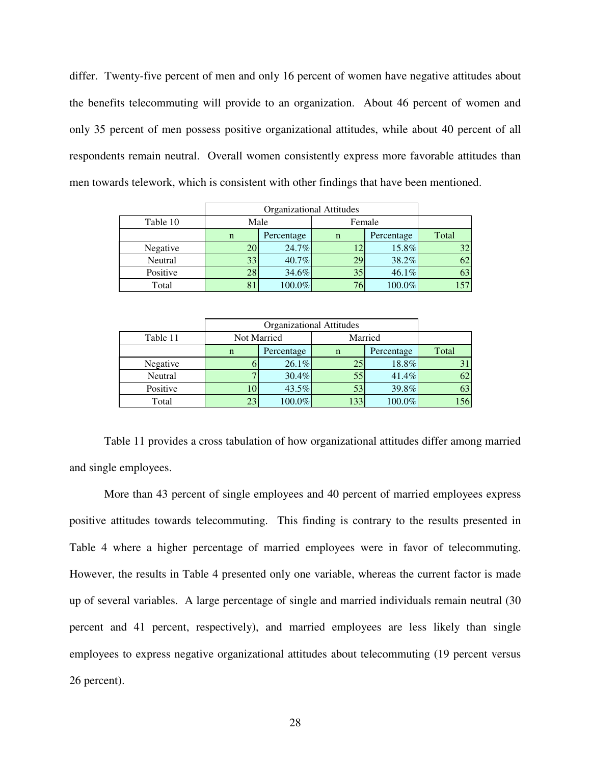differ. Twenty-five percent of men and only 16 percent of women have negative attitudes about the benefits telecommuting will provide to an organization. About 46 percent of women and only 35 percent of men possess positive organizational attitudes, while about 40 percent of all respondents remain neutral. Overall women consistently express more favorable attitudes than men towards telework, which is consistent with other findings that have been mentioned.

| | Organizational Attitudes | | | | |
|---|---|---|---|---|---|
| Table 10 | Male | | Female | | |
| | n | Percentage | n | Percentage | Total |
| Negative | 20 | 24.7% | 12 | 15.8% | 32 |
| Neutral | 33 | 40.7% | 29 | 38.2% | 62 |
| Positive | 28 | 34.6% | 35 | 46.1% | 63 |
| Total | 81 | 100.0% | 76 | 100.0% | 157 |

| | Organizational Attitudes | | | | |
|---|---|---|---|---|---|
| Table 11 | Not Married | | Married | | |
| | n | Percentage | n | Percentage | Total |
| Negative | 6 | 26.1% | 25 | 18.8% | 31 |
| Neutral | 7 | 30.4% | 55 | 41.4% | 62 |
| Positive | 10 | 43.5% | 53 | 39.8% | 63 |
| Total | 23 | 100.0% | 133 | 100.0% | 156 |

Table 11 provides a cross tabulation of how organizational attitudes differ among married and single employees.

More than 43 percent of single employees and 40 percent of married employees express positive attitudes towards telecommuting. This finding is contrary to the results presented in Table 4 where a higher percentage of married employees were in favor of telecommuting. However, the results in Table 4 presented only one variable, whereas the current factor is made up of several variables. A large percentage of single and married individuals remain neutral (30 percent and 41 percent, respectively), and married employees are less likely than single employees to express negative organizational attitudes about telecommuting (19 percent versus 26 percent).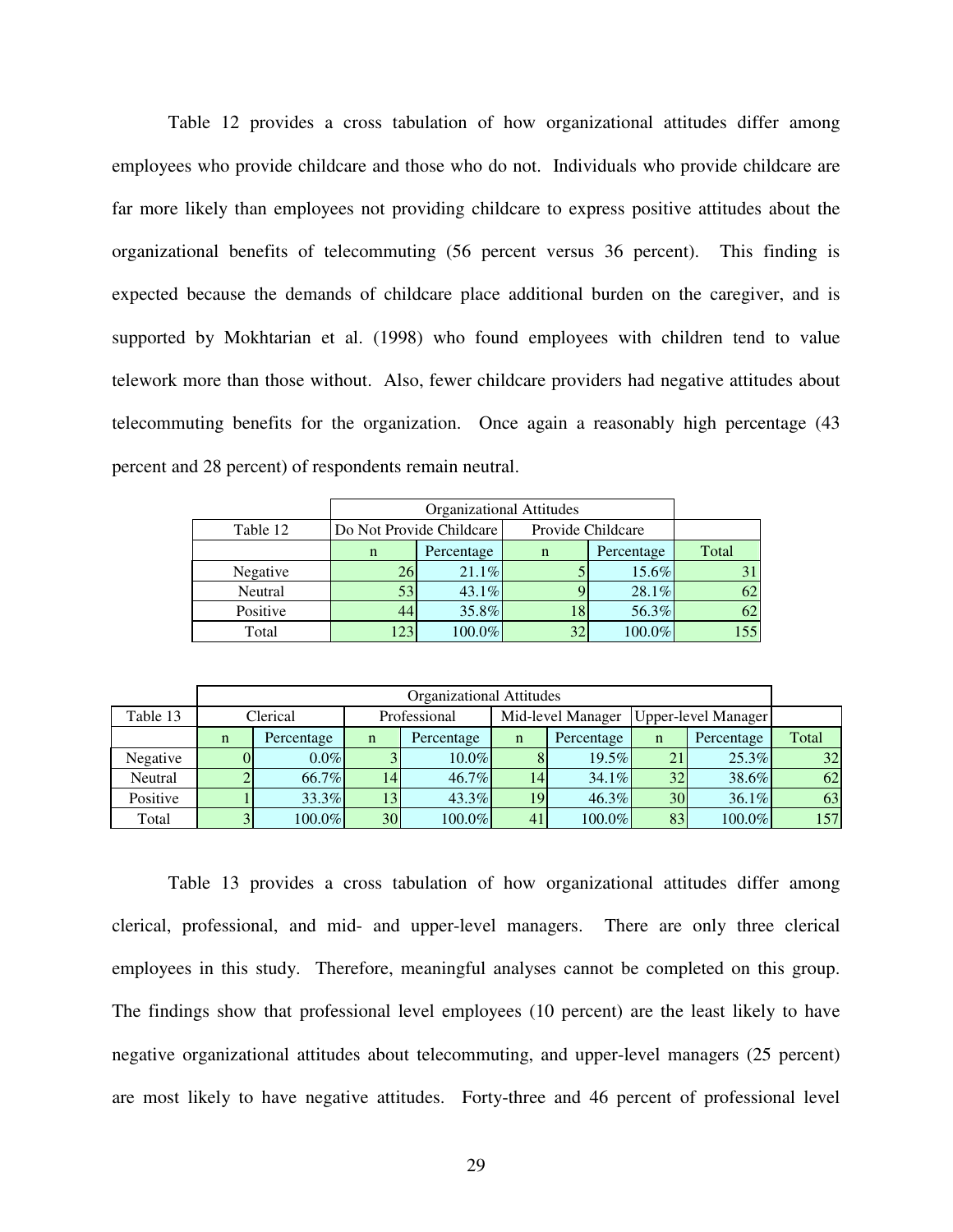Table 12 provides a cross tabulation of how organizational attitudes differ among employees who provide childcare and those who do not. Individuals who provide childcare are far more likely than employees not providing childcare to express positive attitudes about the organizational benefits of telecommuting (56 percent versus 36 percent). This finding is expected because the demands of childcare place additional burden on the caregiver, and is supported by Mokhtarian et al. (1998) who found employees with children tend to value telework more than those without. Also, fewer childcare providers had negative attitudes about telecommuting benefits for the organization. Once again a reasonably high percentage (43 percent and 28 percent) of respondents remain neutral.

| | Organizational Attitudes | | | | |
|---|---|---|---|---|---|
| Table 12 | Do Not Provide Childcare | | Provide Childcare | | |
| | n | Percentage | n | Percentage | Total |
| Negative | 26 | 21.1% | 5 | 15.6% | 31 |
| Neutral | 53 | 43.1% | 9 | 28.1% | 62 |
| Positive | 44 | 35.8% | 18 | 56.3% | 62 |
| Total | 123 | 100.0% | 32 | 100.0% | 155 |

| | Organizational Attitudes | | | | | | | | |
|---|---|---|---|---|---|---|---|---|---|
| Table 13 | Clerical | | Professional | | Mid-level Manager | | Upper-level Manager | | |
| | n | Percentage | n | Percentage | n | Percentage | n | Percentage | Total |
| Negative | 0 | 0.0% | 3 | 10.0% | 8 | 19.5% | 21 | 25.3% | 32 |
| Neutral | 2 | 66.7% | 14 | 46.7% | 14 | 34.1% | 32 | 38.6% | 62 |
| Positive | 1 | 33.3% | 13 | 43.3% | 19 | 46.3% | 30 | 36.1% | 63 |
| Total | 3 | 100.0% | 30 | 100.0% | 41 | 100.0% | 83 | 100.0% | 157 |

Table 13 provides a cross tabulation of how organizational attitudes differ among clerical, professional, and mid- and upper-level managers. There are only three clerical employees in this study. Therefore, meaningful analyses cannot be completed on this group. The findings show that professional level employees (10 percent) are the least likely to have negative organizational attitudes about telecommuting, and upper-level managers (25 percent) are most likely to have negative attitudes. Forty-three and 46 percent of professional level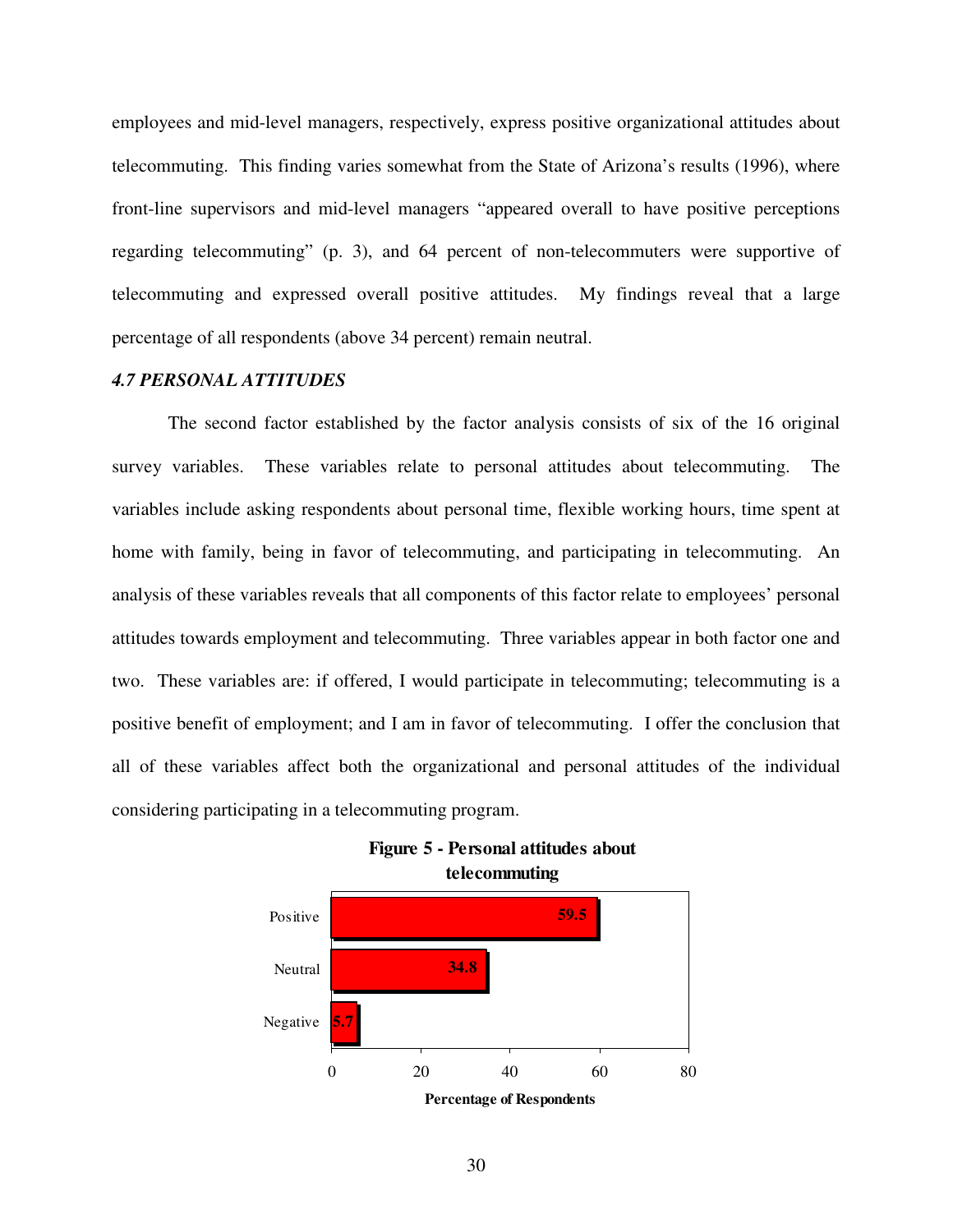employees and mid-level managers, respectively, express positive organizational attitudes about telecommuting. This finding varies somewhat from the State of Arizona's results (1996), where front-line supervisors and mid-level managers "appeared overall to have positive perceptions regarding telecommuting" (p. 3), and 64 percent of non-telecommuters were supportive of telecommuting and expressed overall positive attitudes. My findings reveal that a large percentage of all respondents (above 34 percent) remain neutral.

### *4.7 PERSONAL ATTITUDES*

The second factor established by the factor analysis consists of six of the 16 original survey variables. These variables relate to personal attitudes about telecommuting. The variables include asking respondents about personal time, flexible working hours, time spent at home with family, being in favor of telecommuting, and participating in telecommuting. An analysis of these variables reveals that all components of this factor relate to employees' personal attitudes towards employment and telecommuting. Three variables appear in both factor one and two. These variables are: if offered, I would participate in telecommuting; telecommuting is a positive benefit of employment; and I am in favor of telecommuting. I offer the conclusion that all of these variables affect both the organizational and personal attitudes of the individual considering participating in a telecommuting program.

**Figure 5 - Personal attitudes about telecommuting**

| Attitude | Percentage of Respondents |
|---|---|
| Positive | 59.5 |
| Neutral | 34.8 |
| Negative | 5.7 |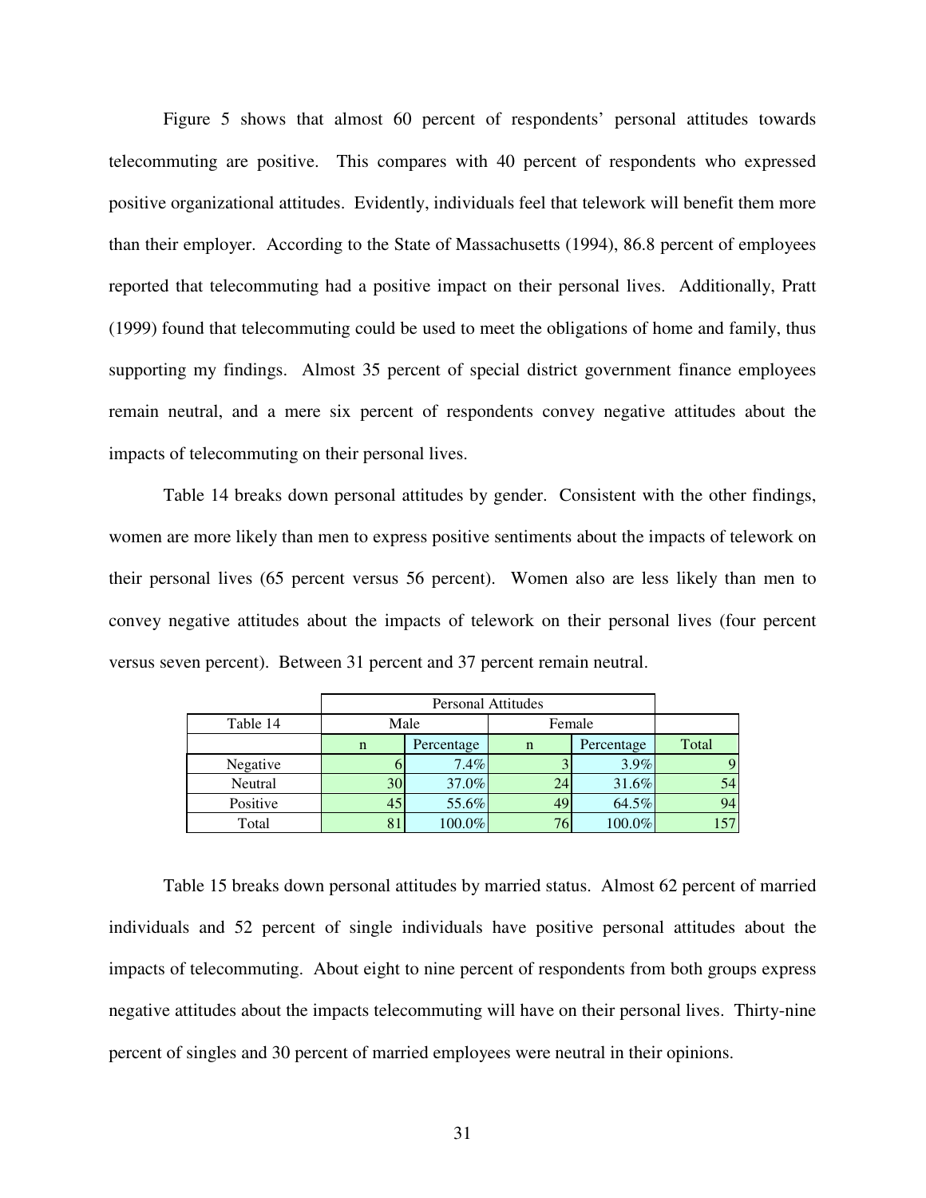Figure 5 shows that almost 60 percent of respondents' personal attitudes towards telecommuting are positive. This compares with 40 percent of respondents who expressed positive organizational attitudes. Evidently, individuals feel that telework will benefit them more than their employer. According to the State of Massachusetts (1994), 86.8 percent of employees reported that telecommuting had a positive impact on their personal lives. Additionally, Pratt (1999) found that telecommuting could be used to meet the obligations of home and family, thus supporting my findings. Almost 35 percent of special district government finance employees remain neutral, and a mere six percent of respondents convey negative attitudes about the impacts of telecommuting on their personal lives.

Table 14 breaks down personal attitudes by gender. Consistent with the other findings, women are more likely than men to express positive sentiments about the impacts of telework on their personal lives (65 percent versus 56 percent). Women also are less likely than men to convey negative attitudes about the impacts of telework on their personal lives (four percent versus seven percent). Between 31 percent and 37 percent remain neutral.

| | Personal Attitudes | | | | |
|---|---|---|---|---|---|
| Table 14 | Male | | Female | | |
| | n | Percentage | n | Percentage | Total |
| Negative | 6 | 7.4% | 3 | 3.9% | 9 |
| Neutral | 30 | 37.0% | 24 | 31.6% | 54 |
| Positive | 45 | 55.6% | 49 | 64.5% | 94 |
| Total | 81 | 100.0% | 76 | 100.0% | 157 |

Table 15 breaks down personal attitudes by married status. Almost 62 percent of married individuals and 52 percent of single individuals have positive personal attitudes about the impacts of telecommuting. About eight to nine percent of respondents from both groups express negative attitudes about the impacts telecommuting will have on their personal lives. Thirty-nine percent of singles and 30 percent of married employees were neutral in their opinions.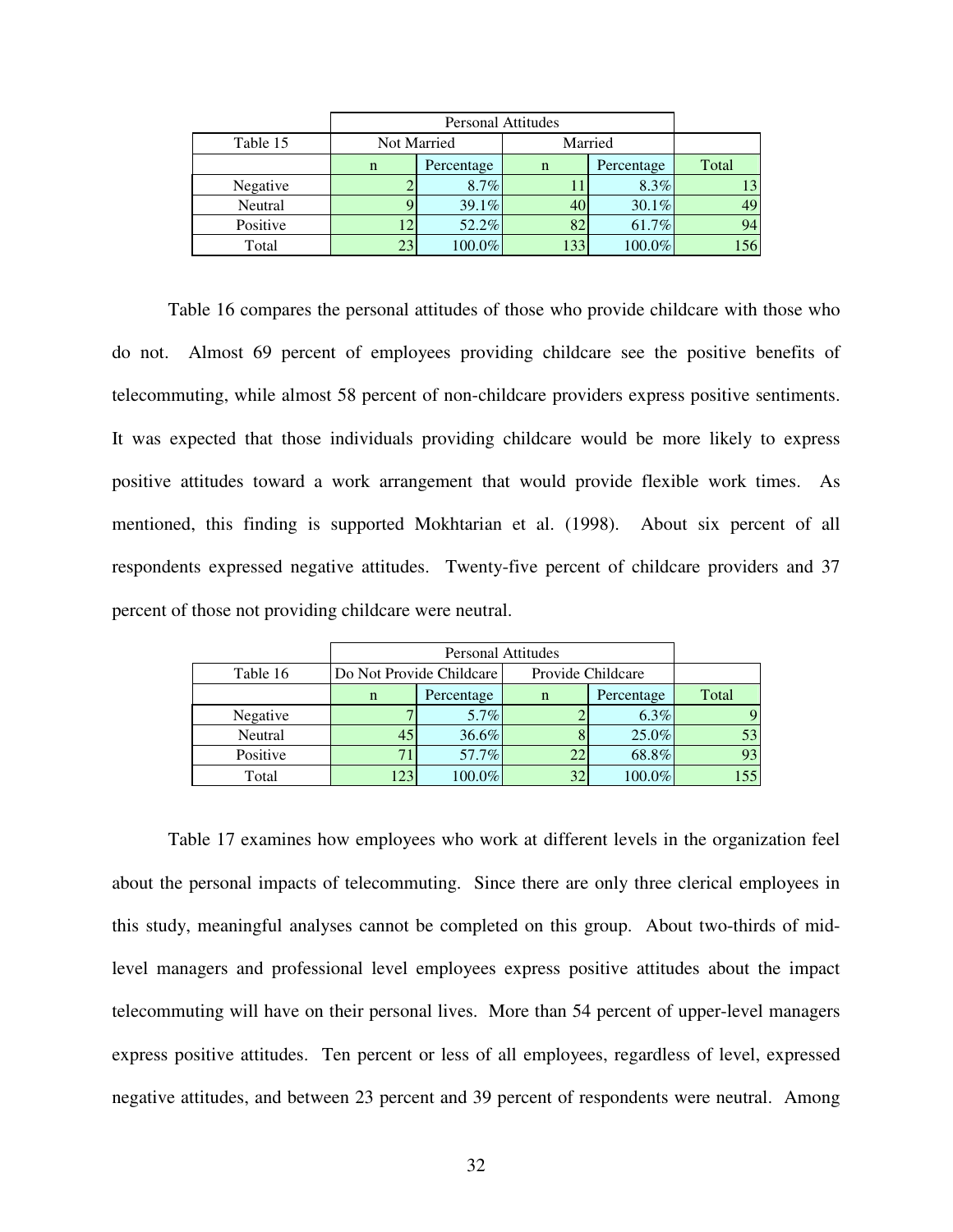| Table 15 | Personal Attitudes | | | | |
|---|---|---|---|---|---|
| | Not Married | | Married | | |
| | n | Percentage | n | Percentage | Total |
| Negative | 2 | 8.7% | 11 | 8.3% | 13 |
| Neutral | 9 | 39.1% | 40 | 30.1% | 49 |
| Positive | 12 | 52.2% | 82 | 61.7% | 94 |
| Total | 23 | 100.0% | 133 | 100.0% | 156 |

Table 16 compares the personal attitudes of those who provide childcare with those who do not. Almost 69 percent of employees providing childcare see the positive benefits of telecommuting, while almost 58 percent of non-childcare providers express positive sentiments. It was expected that those individuals providing childcare would be more likely to express positive attitudes toward a work arrangement that would provide flexible work times. As mentioned, this finding is supported Mokhtarian et al. (1998). About six percent of all respondents expressed negative attitudes. Twenty-five percent of childcare providers and 37 percent of those not providing childcare were neutral.

| Table 16 | Personal Attitudes | | | | |
|---|---|---|---|---|---|
| | Do Not Provide Childcare | | Provide Childcare | | |
| | n | Percentage | n | Percentage | Total |
| Negative | 7 | 5.7% | 2 | 6.3% | 9 |
| Neutral | 45 | 36.6% | 8 | 25.0% | 53 |
| Positive | 71 | 57.7% | 22 | 68.8% | 93 |
| Total | 123 | 100.0% | 32 | 100.0% | 155 |

Table 17 examines how employees who work at different levels in the organization feel about the personal impacts of telecommuting. Since there are only three clerical employees in this study, meaningful analyses cannot be completed on this group. About two-thirds of mid-level managers and professional level employees express positive attitudes about the impact telecommuting will have on their personal lives. More than 54 percent of upper-level managers express positive attitudes. Ten percent or less of all employees, regardless of level, expressed negative attitudes, and between 23 percent and 39 percent of respondents were neutral. Among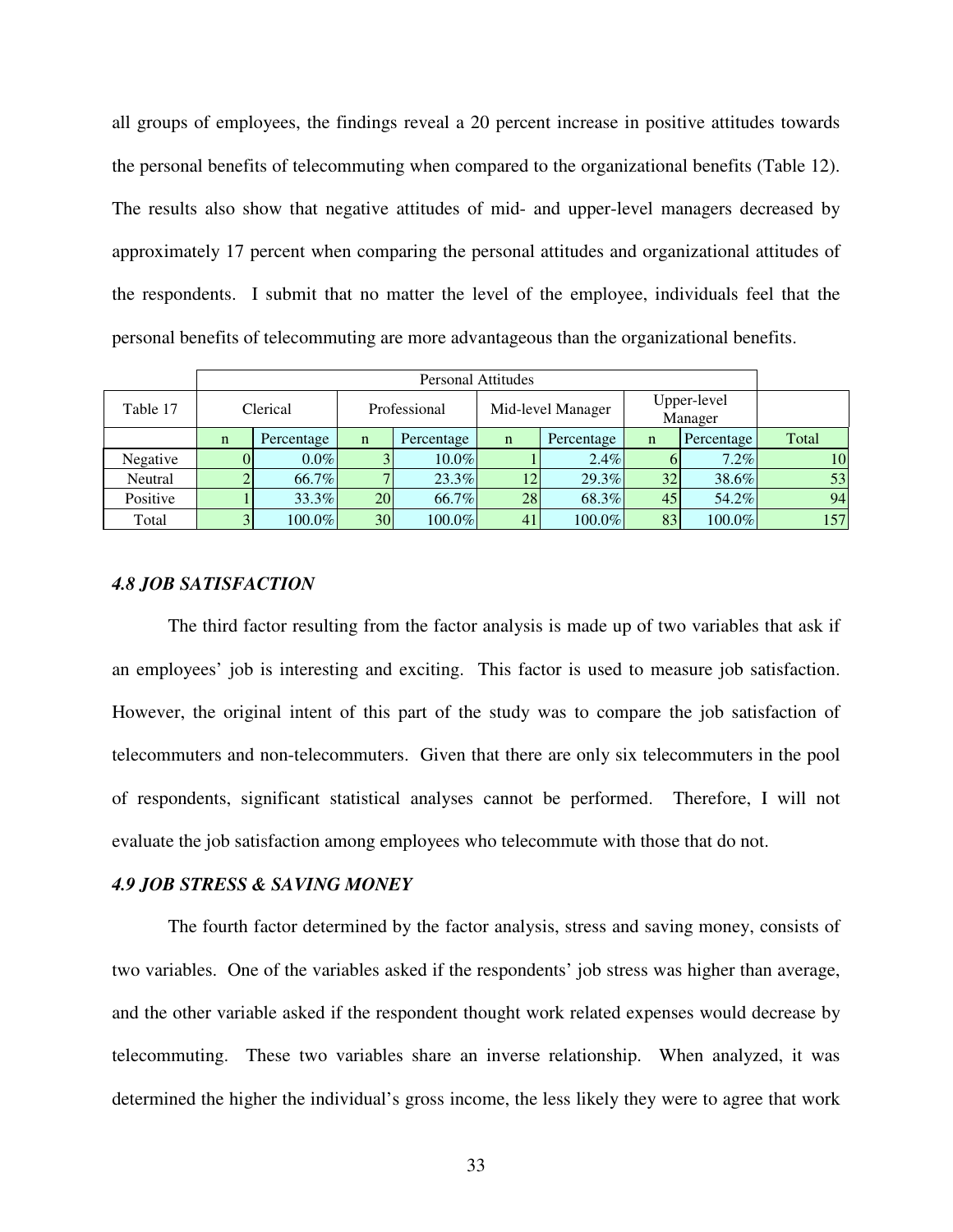all groups of employees, the findings reveal a 20 percent increase in positive attitudes towards the personal benefits of telecommuting when compared to the organizational benefits (Table 12). The results also show that negative attitudes of mid- and upper-level managers decreased by approximately 17 percent when comparing the personal attitudes and organizational attitudes of the respondents. I submit that no matter the level of the employee, individuals feel that the personal benefits of telecommuting are more advantageous than the organizational benefits.

| | Personal Attitudes | | | | | | | | |
|---|---|---|---|---|---|---|---|---|---|
| Table 17 | Clerical | | Professional | | Mid-level Manager | | Upper-level Manager | | |
| | n | Percentage | n | Percentage | n | Percentage | n | Percentage | Total |
| Negative | 0 | 0.0% | 3 | 10.0% | 1 | 2.4% | 6 | 7.2% | 10 |
| Neutral | 2 | 66.7% | 7 | 23.3% | 12 | 29.3% | 32 | 38.6% | 53 |
| Positive | 1 | 33.3% | 20 | 66.7% | 28 | 68.3% | 45 | 54.2% | 94 |
| Total | 3 | 100.0% | 30 | 100.0% | 41 | 100.0% | 83 | 100.0% | 157 |

### *4.8 JOB SATISFACTION*

The third factor resulting from the factor analysis is made up of two variables that ask if an employees' job is interesting and exciting. This factor is used to measure job satisfaction. However, the original intent of this part of the study was to compare the job satisfaction of telecommuters and non-telecommuters. Given that there are only six telecommuters in the pool of respondents, significant statistical analyses cannot be performed. Therefore, I will not evaluate the job satisfaction among employees who telecommute with those that do not.

### *4.9 JOB STRESS & SAVING MONEY*

The fourth factor determined by the factor analysis, stress and saving money, consists of two variables. One of the variables asked if the respondents' job stress was higher than average, and the other variable asked if the respondent thought work related expenses would decrease by telecommuting. These two variables share an inverse relationship. When analyzed, it was determined the higher the individual's gross income, the less likely they were to agree that work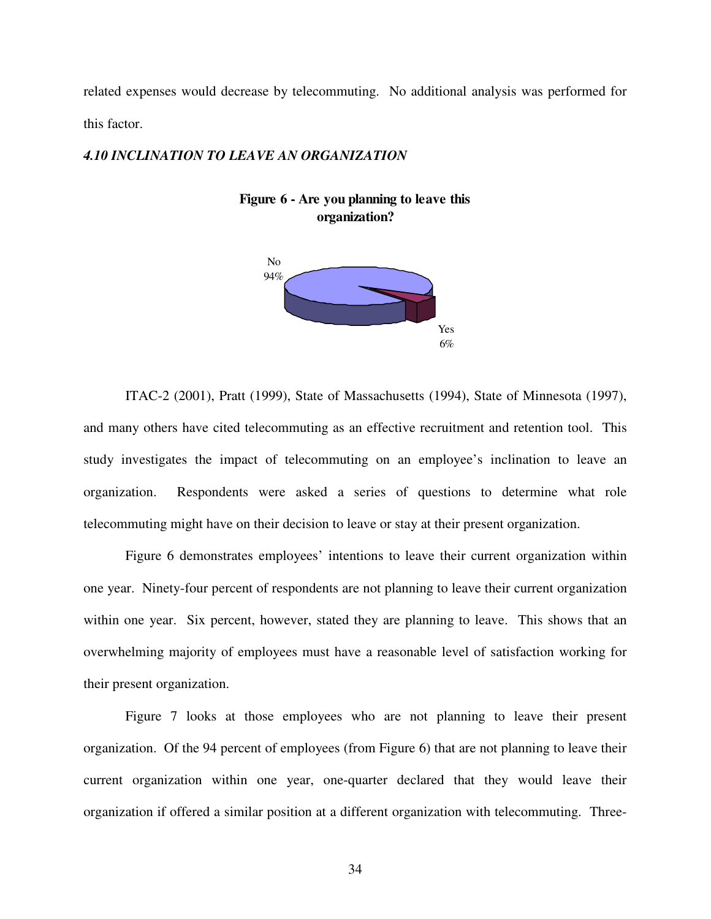related expenses would decrease by telecommuting. No additional analysis was performed for this factor.

### *4.10 INCLINATION TO LEAVE AN ORGANIZATION*

**Figure 6 - Are you planning to leave this organization?**

No 94%

Yes 6%

ITAC-2 (2001), Pratt (1999), State of Massachusetts (1994), State of Minnesota (1997), and many others have cited telecommuting as an effective recruitment and retention tool. This study investigates the impact of telecommuting on an employee's inclination to leave an organization. Respondents were asked a series of questions to determine what role telecommuting might have on their decision to leave or stay at their present organization.

Figure 6 demonstrates employees' intentions to leave their current organization within one year. Ninety-four percent of respondents are not planning to leave their current organization within one year. Six percent, however, stated they are planning to leave. This shows that an overwhelming majority of employees must have a reasonable level of satisfaction working for their present organization.

Figure 7 looks at those employees who are not planning to leave their present organization. Of the 94 percent of employees (from Figure 6) that are not planning to leave their current organization within one year, one-quarter declared that they would leave their organization if offered a similar position at a different organization with telecommuting. Three-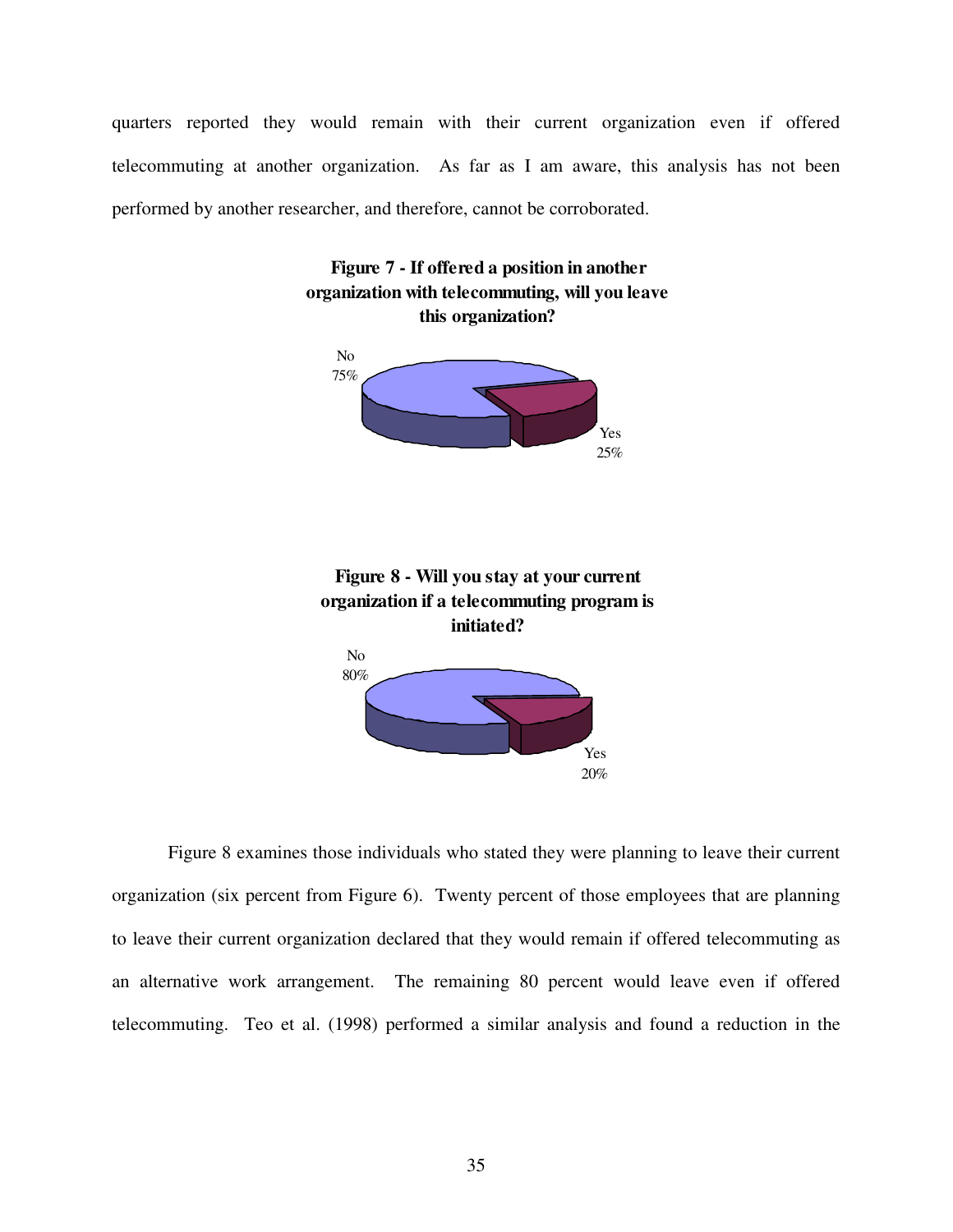quarters reported they would remain with their current organization even if offered telecommuting at another organization. As far as I am aware, this analysis has not been performed by another researcher, and therefore, cannot be corroborated.

**Figure 7 - If offered a position in another organization with telecommuting, will you leave this organization?**

No 75%

Yes 25%

**Figure 8 - Will you stay at your current organization if a telecommuting program is initiated?**

No 80%

Yes 20%

Figure 8 examines those individuals who stated they were planning to leave their current organization (six percent from Figure 6). Twenty percent of those employees that are planning to leave their current organization declared that they would remain if offered telecommuting as an alternative work arrangement. The remaining 80 percent would leave even if offered telecommuting. Teo et al. (1998) performed a similar analysis and found a reduction in the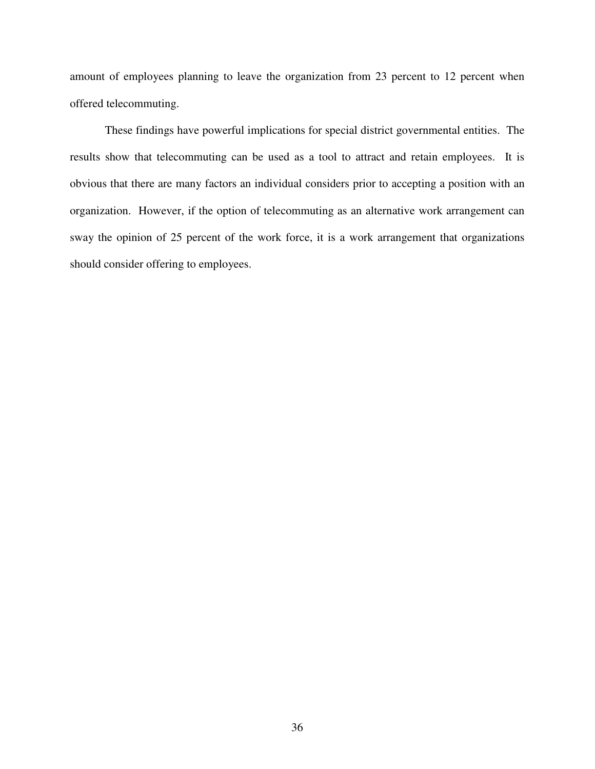amount of employees planning to leave the organization from 23 percent to 12 percent when offered telecommuting.

These findings have powerful implications for special district governmental entities. The results show that telecommuting can be used as a tool to attract and retain employees. It is obvious that there are many factors an individual considers prior to accepting a position with an organization. However, if the option of telecommuting as an alternative work arrangement can sway the opinion of 25 percent of the work force, it is a work arrangement that organizations should consider offering to employees.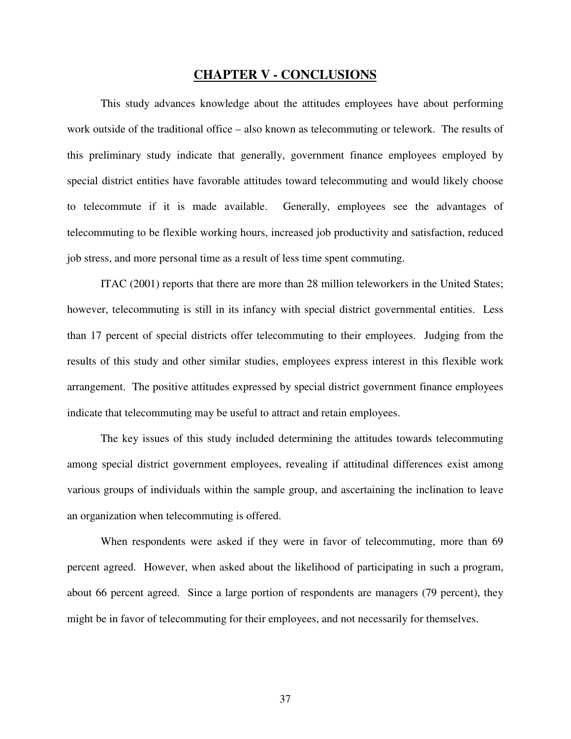# CHAPTER V - CONCLUSIONS

This study advances knowledge about the attitudes employees have about performing work outside of the traditional office – also known as telecommuting or telework. The results of this preliminary study indicate that generally, government finance employees employed by special district entities have favorable attitudes toward telecommuting and would likely choose to telecommute if it is made available. Generally, employees see the advantages of telecommuting to be flexible working hours, increased job productivity and satisfaction, reduced job stress, and more personal time as a result of less time spent commuting.

ITAC (2001) reports that there are more than 28 million teleworkers in the United States; however, telecommuting is still in its infancy with special district governmental entities. Less than 17 percent of special districts offer telecommuting to their employees. Judging from the results of this study and other similar studies, employees express interest in this flexible work arrangement. The positive attitudes expressed by special district government finance employees indicate that telecommuting may be useful to attract and retain employees.

The key issues of this study included determining the attitudes towards telecommuting among special district government employees, revealing if attitudinal differences exist among various groups of individuals within the sample group, and ascertaining the inclination to leave an organization when telecommuting is offered.

When respondents were asked if they were in favor of telecommuting, more than 69 percent agreed. However, when asked about the likelihood of participating in such a program, about 66 percent agreed. Since a large portion of respondents are managers (79 percent), they might be in favor of telecommuting for their employees, and not necessarily for themselves.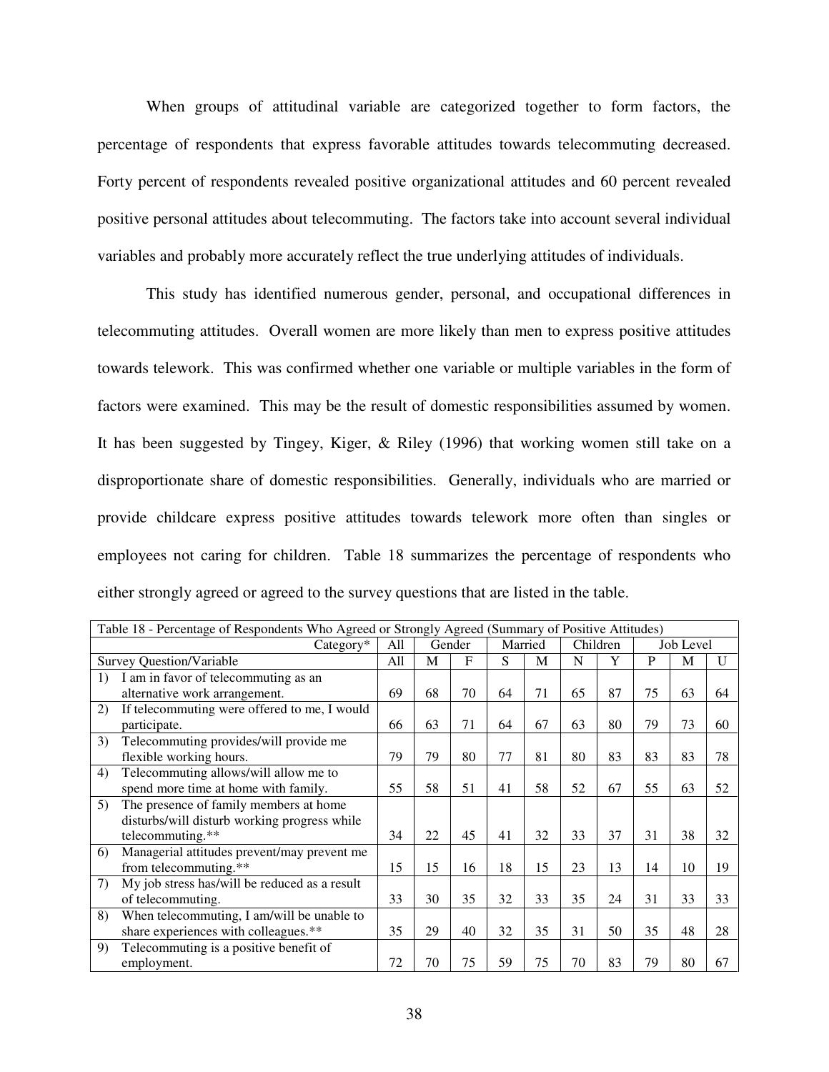When groups of attitudinal variable are categorized together to form factors, the percentage of respondents that express favorable attitudes towards telecommuting decreased. Forty percent of respondents revealed positive organizational attitudes and 60 percent revealed positive personal attitudes about telecommuting. The factors take into account several individual variables and probably more accurately reflect the true underlying attitudes of individuals.

This study has identified numerous gender, personal, and occupational differences in telecommuting attitudes. Overall women are more likely than men to express positive attitudes towards telework. This was confirmed whether one variable or multiple variables in the form of factors were examined. This may be the result of domestic responsibilities assumed by women. It has been suggested by Tingey, Kiger, & Riley (1996) that working women still take on a disproportionate share of domestic responsibilities. Generally, individuals who are married or provide childcare express positive attitudes towards telework more often than singles or employees not caring for children. Table 18 summarizes the percentage of respondents who either strongly agreed or agreed to the survey questions that are listed in the table.

Table 18 - Percentage of Respondents Who Agreed or Strongly Agreed (Summary of Positive Attitudes)

| Category* | All | Gender | | Married | | Children | | Job Level | | |
|---|---|---|---|---|---|---|---|---|---|---|
| Survey Question/Variable | All | M | F | S | M | N | Y | P | M | U |
| 1) I am in favor of telecommuting as an alternative work arrangement. | 69 | 68 | 70 | 64 | 71 | 65 | 87 | 75 | 63 | 64 |
| 2) If telecommuting were offered to me, I would participate. | 66 | 63 | 71 | 64 | 67 | 63 | 80 | 79 | 73 | 60 |
| 3) Telecommuting provides/will provide me flexible working hours. | 79 | 79 | 80 | 77 | 81 | 80 | 83 | 83 | 83 | 78 |
| 4) Telecommuting allows/will allow me to spend more time at home with family. | 55 | 58 | 51 | 41 | 58 | 52 | 67 | 55 | 63 | 52 |
| 5) The presence of family members at home disturbs/will disturb working progress while telecommuting.** | 34 | 22 | 45 | 41 | 32 | 33 | 37 | 31 | 38 | 32 |
| 6) Managerial attitudes prevent/may prevent me from telecommuting.** | 15 | 15 | 16 | 18 | 15 | 23 | 13 | 14 | 10 | 19 |
| 7) My job stress has/will be reduced as a result of telecommuting. | 33 | 30 | 35 | 32 | 33 | 35 | 24 | 31 | 33 | 33 |
| 8) When telecommuting, I am/will be unable to share experiences with colleagues.** | 35 | 29 | 40 | 32 | 35 | 31 | 50 | 35 | 48 | 28 |
| 9) Telecommuting is a positive benefit of employment. | 72 | 70 | 75 | 59 | 75 | 70 | 83 | 79 | 80 | 67 |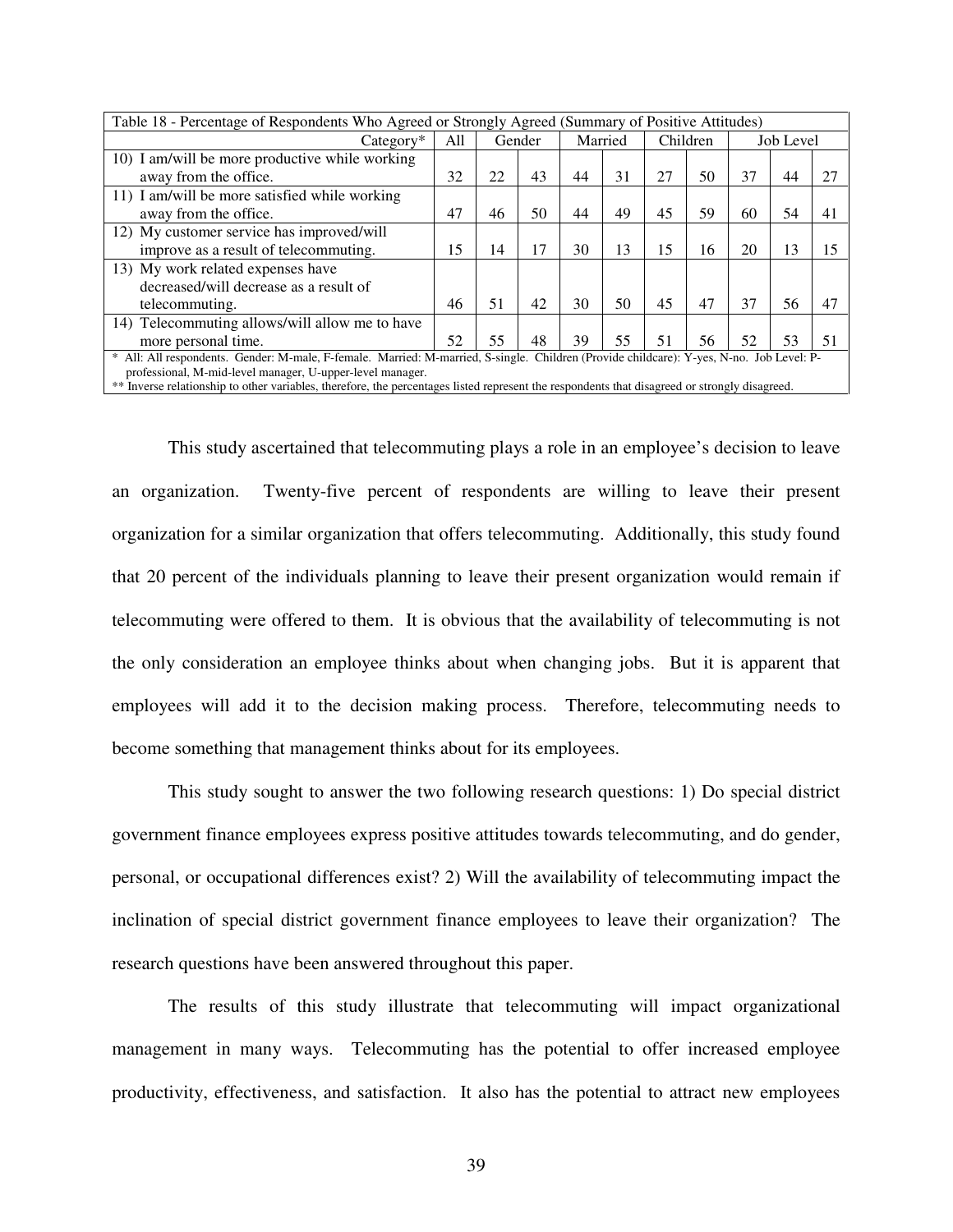| Table 18 - Percentage of Respondents Who Agreed or Strongly Agreed (Summary of Positive Attitudes) | | | | | | | | | | |
|---|---|---|---|---|---|---|---|---|---|---|
| Category* | All | Gender | | Married | | Children | | Job Level | | |
| 10) I am/will be more productive while working away from the office. | 32 | 22 | 43 | 44 | 31 | 27 | 50 | 37 | 44 | 27 |
| 11) I am/will be more satisfied while working away from the office. | 47 | 46 | 50 | 44 | 49 | 45 | 59 | 60 | 54 | 41 |
| 12) My customer service has improved/will improve as a result of telecommuting. | 15 | 14 | 17 | 30 | 13 | 15 | 16 | 20 | 13 | 15 |
| 13) My work related expenses have decreased/will decrease as a result of telecommuting. | 46 | 51 | 42 | 30 | 50 | 45 | 47 | 37 | 56 | 47 |
| 14) Telecommuting allows/will allow me to have more personal time. | 52 | 55 | 48 | 39 | 55 | 51 | 56 | 52 | 53 | 51 |

\* All: All respondents. Gender: M-male, F-female. Married: M-married, S-single. Children (Provide childcare): Y-yes, N-no. Job Level: P-professional, M-mid-level manager, U-upper-level manager.
** Inverse relationship to other variables, therefore, the percentages listed represent the respondents that disagreed or strongly disagreed.

This study ascertained that telecommuting plays a role in an employee's decision to leave an organization. Twenty-five percent of respondents are willing to leave their present organization for a similar organization that offers telecommuting. Additionally, this study found that 20 percent of the individuals planning to leave their present organization would remain if telecommuting were offered to them. It is obvious that the availability of telecommuting is not the only consideration an employee thinks about when changing jobs. But it is apparent that employees will add it to the decision making process. Therefore, telecommuting needs to become something that management thinks about for its employees.

This study sought to answer the two following research questions: 1) Do special district government finance employees express positive attitudes towards telecommuting, and do gender, personal, or occupational differences exist? 2) Will the availability of telecommuting impact the inclination of special district government finance employees to leave their organization? The research questions have been answered throughout this paper.

The results of this study illustrate that telecommuting will impact organizational management in many ways. Telecommuting has the potential to offer increased employee productivity, effectiveness, and satisfaction. It also has the potential to attract new employees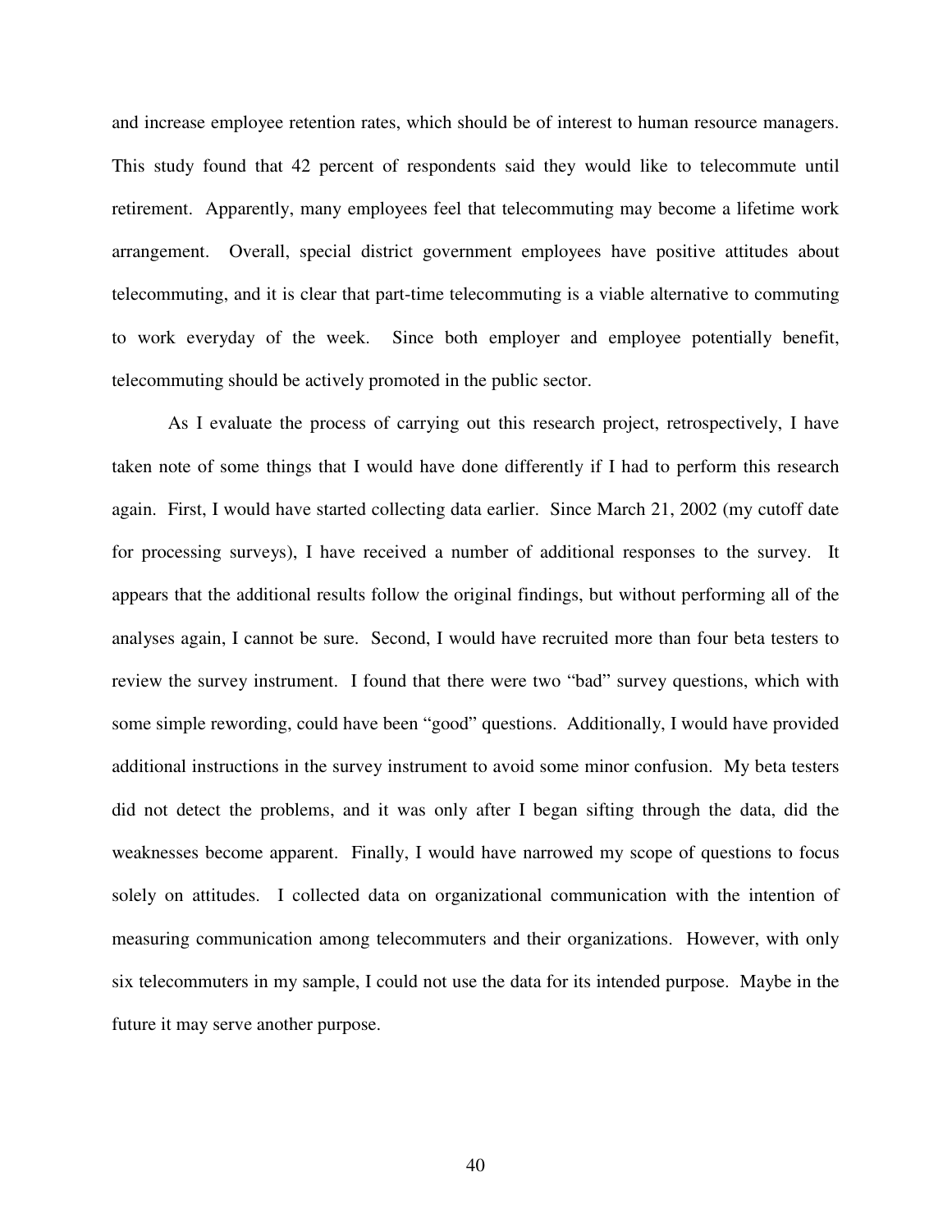and increase employee retention rates, which should be of interest to human resource managers. This study found that 42 percent of respondents said they would like to telecommute until retirement. Apparently, many employees feel that telecommuting may become a lifetime work arrangement. Overall, special district government employees have positive attitudes about telecommuting, and it is clear that part-time telecommuting is a viable alternative to commuting to work everyday of the week. Since both employer and employee potentially benefit, telecommuting should be actively promoted in the public sector.

As I evaluate the process of carrying out this research project, retrospectively, I have taken note of some things that I would have done differently if I had to perform this research again. First, I would have started collecting data earlier. Since March 21, 2002 (my cutoff date for processing surveys), I have received a number of additional responses to the survey. It appears that the additional results follow the original findings, but without performing all of the analyses again, I cannot be sure. Second, I would have recruited more than four beta testers to review the survey instrument. I found that there were two "bad" survey questions, which with some simple rewording, could have been "good" questions. Additionally, I would have provided additional instructions in the survey instrument to avoid some minor confusion. My beta testers did not detect the problems, and it was only after I began sifting through the data, did the weaknesses become apparent. Finally, I would have narrowed my scope of questions to focus solely on attitudes. I collected data on organizational communication with the intention of measuring communication among telecommuters and their organizations. However, with only six telecommuters in my sample, I could not use the data for its intended purpose. Maybe in the future it may serve another purpose.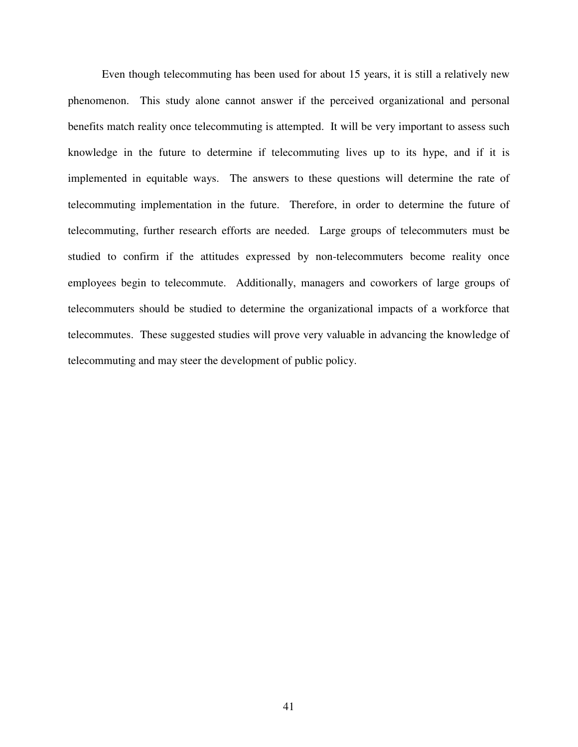Even though telecommuting has been used for about 15 years, it is still a relatively new phenomenon. This study alone cannot answer if the perceived organizational and personal benefits match reality once telecommuting is attempted. It will be very important to assess such knowledge in the future to determine if telecommuting lives up to its hype, and if it is implemented in equitable ways. The answers to these questions will determine the rate of telecommuting implementation in the future. Therefore, in order to determine the future of telecommuting, further research efforts are needed. Large groups of telecommuters must be studied to confirm if the attitudes expressed by non-telecommuters become reality once employees begin to telecommute. Additionally, managers and coworkers of large groups of telecommuters should be studied to determine the organizational impacts of a workforce that telecommutes. These suggested studies will prove very valuable in advancing the knowledge of telecommuting and may steer the development of public policy.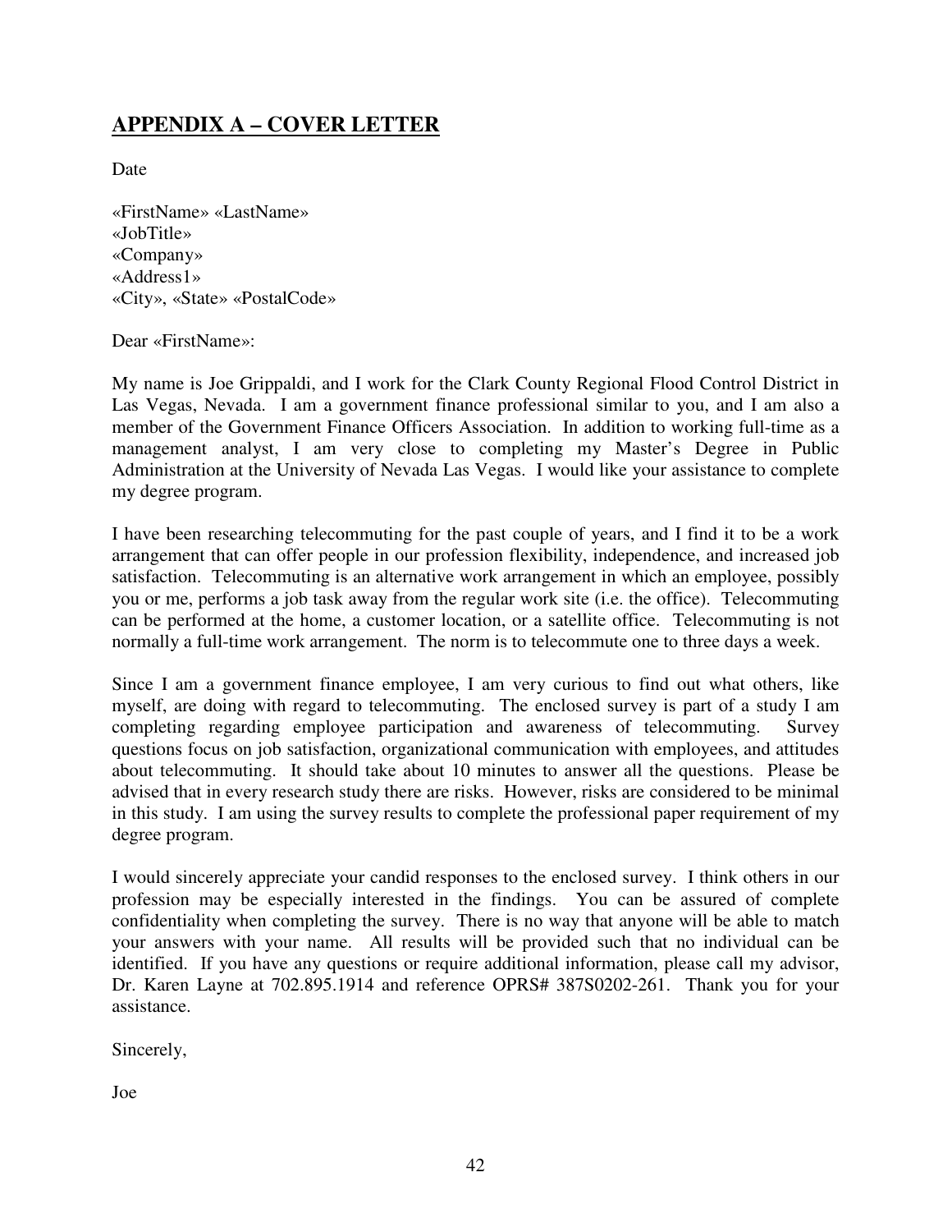## APPENDIX A – COVER LETTER

Date

«FirstName» «LastName»  
«JobTitle»  
«Company»  
«Address1»  
«City», «State» «PostalCode»

Dear «FirstName»:

My name is Joe Grippaldi, and I work for the Clark County Regional Flood Control District in Las Vegas, Nevada. I am a government finance professional similar to you, and I am also a member of the Government Finance Officers Association. In addition to working full-time as a management analyst, I am very close to completing my Master's Degree in Public Administration at the University of Nevada Las Vegas. I would like your assistance to complete my degree program.

I have been researching telecommuting for the past couple of years, and I find it to be a work arrangement that can offer people in our profession flexibility, independence, and increased job satisfaction. Telecommuting is an alternative work arrangement in which an employee, possibly you or me, performs a job task away from the regular work site (i.e. the office). Telecommuting can be performed at the home, a customer location, or a satellite office. Telecommuting is not normally a full-time work arrangement. The norm is to telecommute one to three days a week.

Since I am a government finance employee, I am very curious to find out what others, like myself, are doing with regard to telecommuting. The enclosed survey is part of a study I am completing regarding employee participation and awareness of telecommuting. Survey questions focus on job satisfaction, organizational communication with employees, and attitudes about telecommuting. It should take about 10 minutes to answer all the questions. Please be advised that in every research study there are risks. However, risks are considered to be minimal in this study. I am using the survey results to complete the professional paper requirement of my degree program.

I would sincerely appreciate your candid responses to the enclosed survey. I think others in our profession may be especially interested in the findings. You can be assured of complete confidentiality when completing the survey. There is no way that anyone will be able to match your answers with your name. All results will be provided such that no individual can be identified. If you have any questions or require additional information, please call my advisor, Dr. Karen Layne at 702.895.1914 and reference OPRS# 387S0202-261. Thank you for your assistance.

Sincerely,

Joe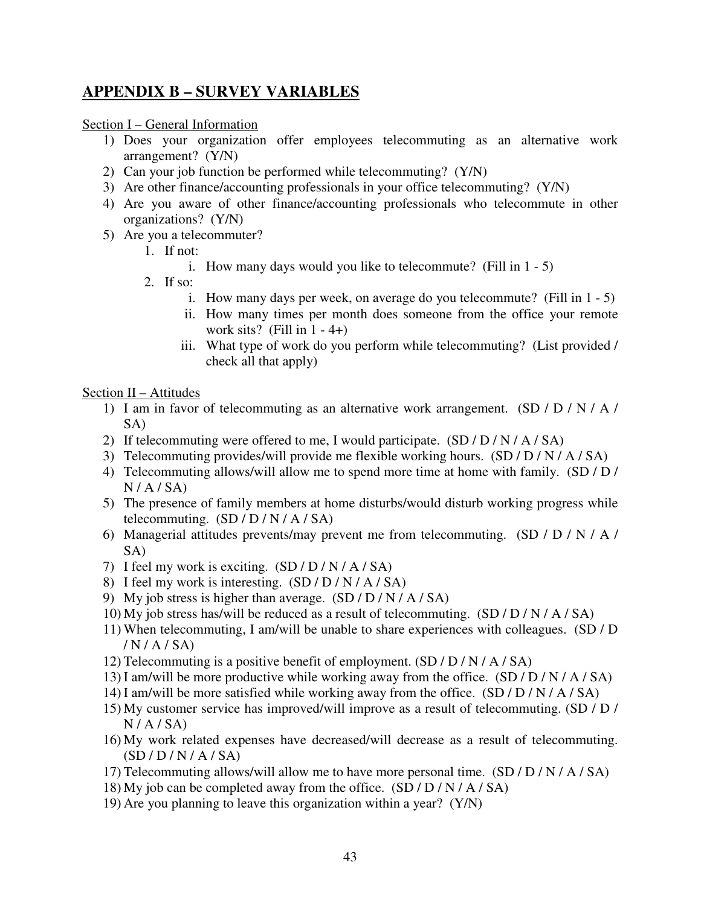## APPENDIX B – SURVEY VARIABLES

Section I – General Information

1) Does your organization offer employees telecommuting as an alternative work arrangement? (Y/N)
2) Can your job function be performed while telecommuting? (Y/N)
3) Are other finance/accounting professionals in your office telecommuting? (Y/N)
4) Are you aware of other finance/accounting professionals who telecommute in other organizations? (Y/N)
5) Are you a telecommuter?
    1. If not:
        i. How many days would you like to telecommute? (Fill in 1 - 5)
    2. If so:
        i. How many days per week, on average do you telecommute? (Fill in 1 - 5)
        ii. How many times per month does someone from the office your remote work sits? (Fill in 1 - 4+)
        iii. What type of work do you perform while telecommuting? (List provided / check all that apply)

Section II – Attitudes

1) I am in favor of telecommuting as an alternative work arrangement. (SD / D / N / A / SA)
2) If telecommuting were offered to me, I would participate. (SD / D / N / A / SA)
3) Telecommuting provides/will provide me flexible working hours. (SD / D / N / A / SA)
4) Telecommuting allows/will allow me to spend more time at home with family. (SD / D / N / A / SA)
5) The presence of family members at home disturbs/would disturb working progress while telecommuting. (SD / D / N / A / SA)
6) Managerial attitudes prevents/may prevent me from telecommuting. (SD / D / N / A / SA)
7) I feel my work is exciting. (SD / D / N / A / SA)
8) I feel my work is interesting. (SD / D / N / A / SA)
9) My job stress is higher than average. (SD / D / N / A / SA)
10) My job stress has/will be reduced as a result of telecommuting. (SD / D / N / A / SA)
11) When telecommuting, I am/will be unable to share experiences with colleagues. (SD / D / N / A / SA)
12) Telecommuting is a positive benefit of employment. (SD / D / N / A / SA)
13) I am/will be more productive while working away from the office. (SD / D / N / A / SA)
14) I am/will be more satisfied while working away from the office. (SD / D / N / A / SA)
15) My customer service has improved/will improve as a result of telecommuting. (SD / D / N / A / SA)
16) My work related expenses have decreased/will decrease as a result of telecommuting. (SD / D / N / A / SA)
17) Telecommuting allows/will allow me to have more personal time. (SD / D / N / A / SA)
18) My job can be completed away from the office. (SD / D / N / A / SA)
19) Are you planning to leave this organization within a year? (Y/N)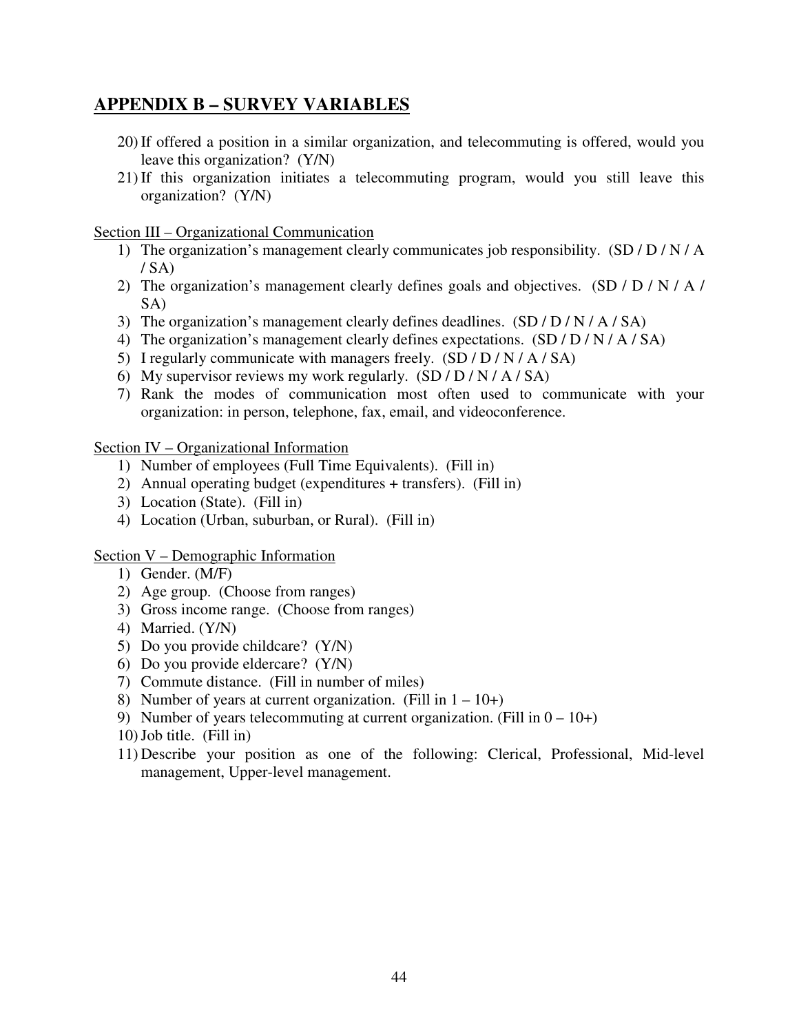## APPENDIX B – SURVEY VARIABLES

20) If offered a position in a similar organization, and telecommuting is offered, would you leave this organization? (Y/N)
21) If this organization initiates a telecommuting program, would you still leave this organization? (Y/N)

<u>Section III – Organizational Communication</u>

1) The organization's management clearly communicates job responsibility. (SD / D / N / A / SA)
2) The organization's management clearly defines goals and objectives. (SD / D / N / A / SA)
3) The organization's management clearly defines deadlines. (SD / D / N / A / SA)
4) The organization's management clearly defines expectations. (SD / D / N / A / SA)
5) I regularly communicate with managers freely. (SD / D / N / A / SA)
6) My supervisor reviews my work regularly. (SD / D / N / A / SA)
7) Rank the modes of communication most often used to communicate with your organization: in person, telephone, fax, email, and videoconference.

<u>Section IV – Organizational Information</u>

1) Number of employees (Full Time Equivalents). (Fill in)
2) Annual operating budget (expenditures + transfers). (Fill in)
3) Location (State). (Fill in)
4) Location (Urban, suburban, or Rural). (Fill in)

<u>Section V – Demographic Information</u>

1) Gender. (M/F)
2) Age group. (Choose from ranges)
3) Gross income range. (Choose from ranges)
4) Married. (Y/N)
5) Do you provide childcare? (Y/N)
6) Do you provide eldercare? (Y/N)
7) Commute distance. (Fill in number of miles)
8) Number of years at current organization. (Fill in 1 – 10+)
9) Number of years telecommuting at current organization. (Fill in 0 – 10+)
10) Job title. (Fill in)
11) Describe your position as one of the following: Clerical, Professional, Mid-level management, Upper-level management.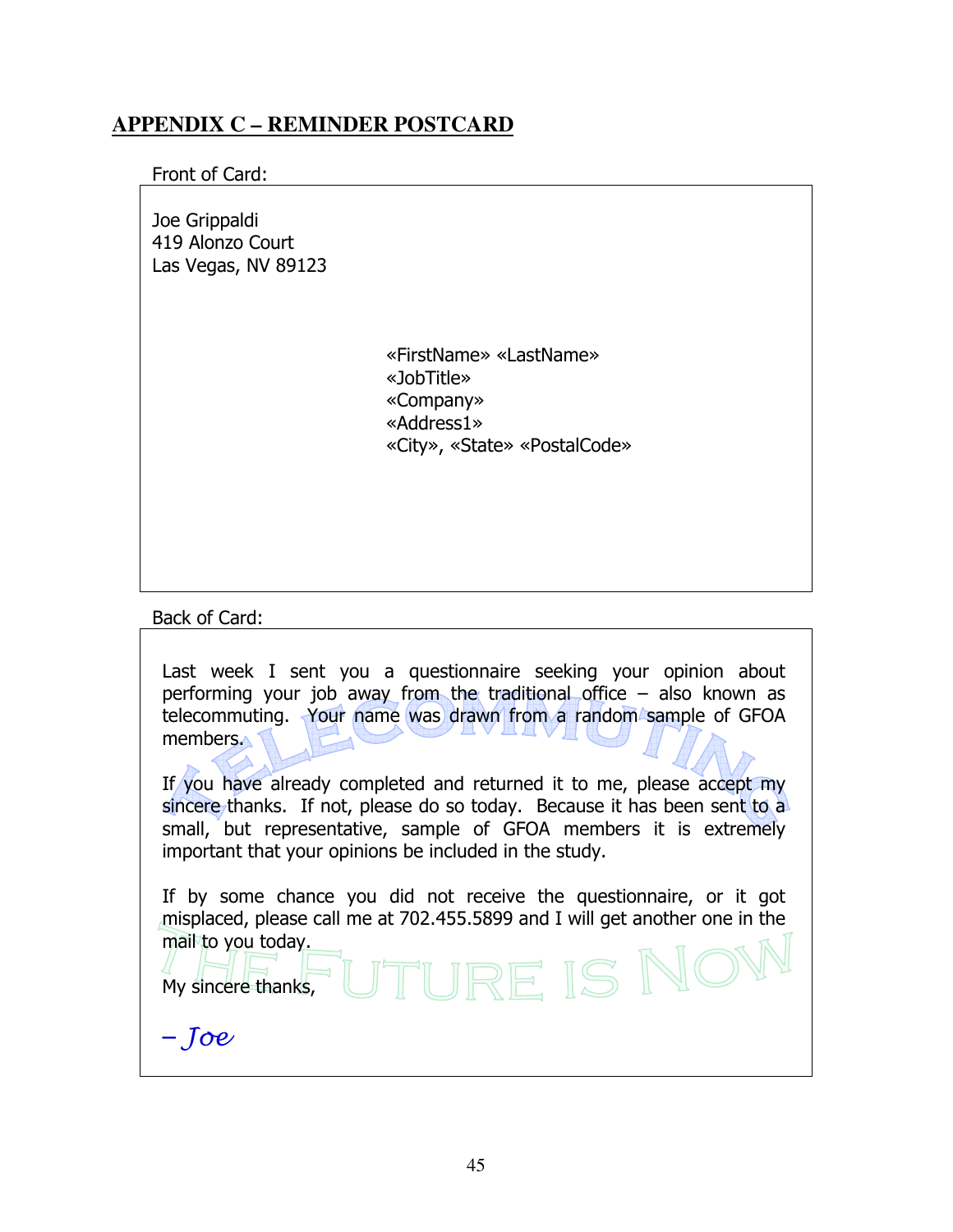## APPENDIX C – REMINDER POSTCARD

Front of Card:

Joe Grippaldi
419 Alonzo Court
Las Vegas, NV 89123

«FirstName» «LastName»
«JobTitle»
«Company»
«Address1»
«City», «State» «PostalCode»

Back of Card:

TELECOMMUTING

Last week I sent you a questionnaire seeking your opinion about performing your job away from the traditional office – also known as telecommuting. Your name was drawn from a random sample of GFOA members.

If you have already completed and returned it to me, please accept my sincere thanks. If not, please do so today. Because it has been sent to a small, but representative, sample of GFOA members it is extremely important that your opinions be included in the study.

If by some chance you did not receive the questionnaire, or it got misplaced, please call me at 702.455.5899 and I will get another one in the mail to you today.

THE FUTURE IS NOW

My sincere thanks,

*– Joe*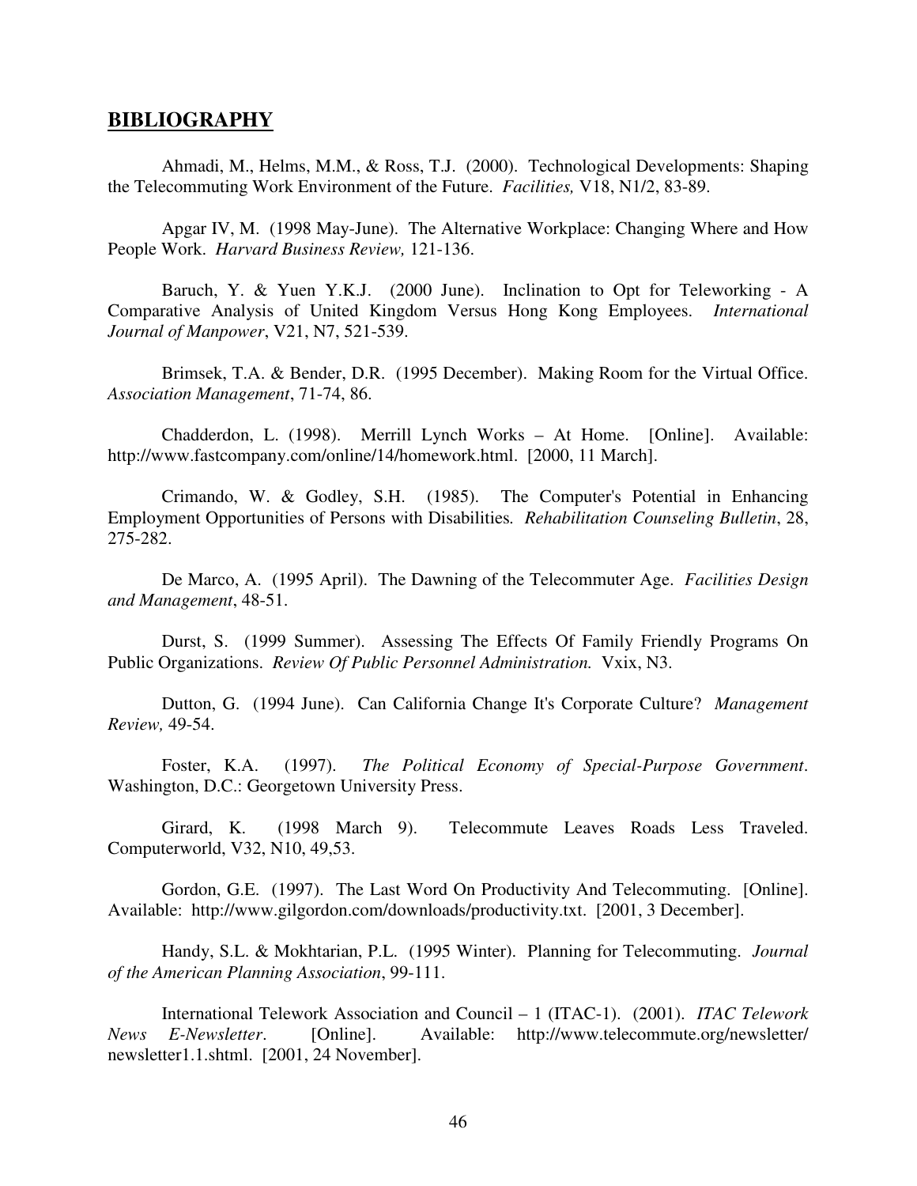## **BIBLIOGRAPHY**

Ahmadi, M., Helms, M.M., & Ross, T.J. (2000). Technological Developments: Shaping the Telecommuting Work Environment of the Future. *Facilities,* V18, N1/2, 83-89.

Apgar IV, M. (1998 May-June). The Alternative Workplace: Changing Where and How People Work. *Harvard Business Review,* 121-136.

Baruch, Y. & Yuen Y.K.J. (2000 June). Inclination to Opt for Teleworking - A Comparative Analysis of United Kingdom Versus Hong Kong Employees. *International Journal of Manpower*, V21, N7, 521-539.

Brimsek, T.A. & Bender, D.R. (1995 December). Making Room for the Virtual Office. *Association Management*, 71-74, 86.

Chadderdon, L. (1998). Merrill Lynch Works – At Home. [Online]. Available: http://www.fastcompany.com/online/14/homework.html. [2000, 11 March].

Crimando, W. & Godley, S.H. (1985). The Computer's Potential in Enhancing Employment Opportunities of Persons with Disabilities. *Rehabilitation Counseling Bulletin*, 28, 275-282.

De Marco, A. (1995 April). The Dawning of the Telecommuter Age. *Facilities Design and Management*, 48-51.

Durst, S. (1999 Summer). Assessing The Effects Of Family Friendly Programs On Public Organizations. *Review Of Public Personnel Administration.* Vxix, N3.

Dutton, G. (1994 June). Can California Change It's Corporate Culture? *Management Review,* 49-54.

Foster, K.A. (1997). *The Political Economy of Special-Purpose Government*. Washington, D.C.: Georgetown University Press.

Girard, K. (1998 March 9). Telecommute Leaves Roads Less Traveled. Computerworld, V32, N10, 49,53.

Gordon, G.E. (1997). The Last Word On Productivity And Telecommuting. [Online]. Available: http://www.gilgordon.com/downloads/productivity.txt. [2001, 3 December].

Handy, S.L. & Mokhtarian, P.L. (1995 Winter). Planning for Telecommuting. *Journal of the American Planning Association*, 99-111.

International Telework Association and Council – 1 (ITAC-1). (2001). *ITAC Telework News E-Newsletter*. [Online]. Available: http://www.telecommute.org/newsletter/newsletter1.1.shtml. [2001, 24 November].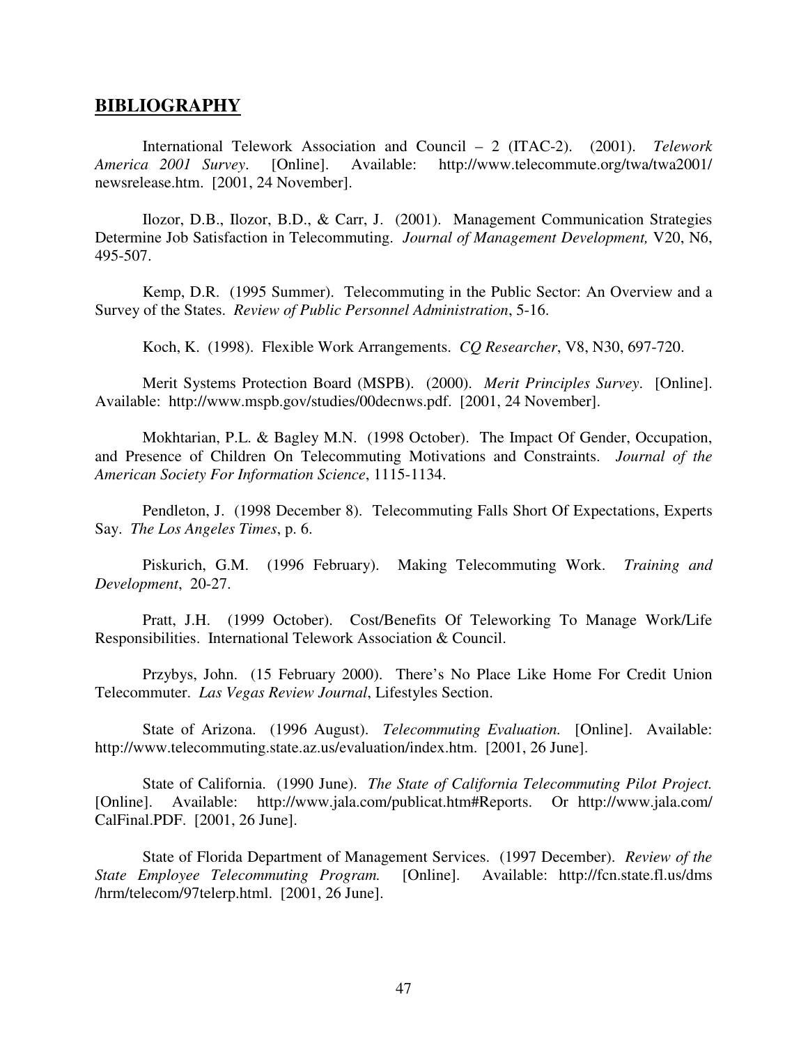## BIBLIOGRAPHY

International Telework Association and Council – 2 (ITAC-2). (2001). *Telework America 2001 Survey*. [Online]. Available: http://www.telecommute.org/twa/twa2001/newsrelease.htm. [2001, 24 November].

Ilozor, D.B., Ilozor, B.D., & Carr, J. (2001). Management Communication Strategies Determine Job Satisfaction in Telecommuting. *Journal of Management Development,* V20, N6, 495-507.

Kemp, D.R. (1995 Summer). Telecommuting in the Public Sector: An Overview and a Survey of the States. *Review of Public Personnel Administration*, 5-16.

Koch, K. (1998). Flexible Work Arrangements. *CQ Researcher*, V8, N30, 697-720.

Merit Systems Protection Board (MSPB). (2000). *Merit Principles Survey*. [Online]. Available: http://www.mspb.gov/studies/00decnws.pdf. [2001, 24 November].

Mokhtarian, P.L. & Bagley M.N. (1998 October). The Impact Of Gender, Occupation, and Presence of Children On Telecommuting Motivations and Constraints. *Journal of the American Society For Information Science*, 1115-1134.

Pendleton, J. (1998 December 8). Telecommuting Falls Short Of Expectations, Experts Say. *The Los Angeles Times*, p. 6.

Piskurich, G.M. (1996 February). Making Telecommuting Work. *Training and Development*, 20-27.

Pratt, J.H. (1999 October). Cost/Benefits Of Teleworking To Manage Work/Life Responsibilities. International Telework Association & Council.

Przybys, John. (15 February 2000). There's No Place Like Home For Credit Union Telecommuter. *Las Vegas Review Journal*, Lifestyles Section.

State of Arizona. (1996 August). *Telecommuting Evaluation.* [Online]. Available: http://www.telecommuting.state.az.us/evaluation/index.htm. [2001, 26 June].

State of California. (1990 June). *The State of California Telecommuting Pilot Project.* [Online]. Available: http://www.jala.com/publicat.htm#Reports. Or http://www.jala.com/CalFinal.PDF. [2001, 26 June].

State of Florida Department of Management Services. (1997 December). *Review of the State Employee Telecommuting Program.* [Online]. Available: http://fcn.state.fl.us/dms/hrm/telecom/97telerp.html. [2001, 26 June].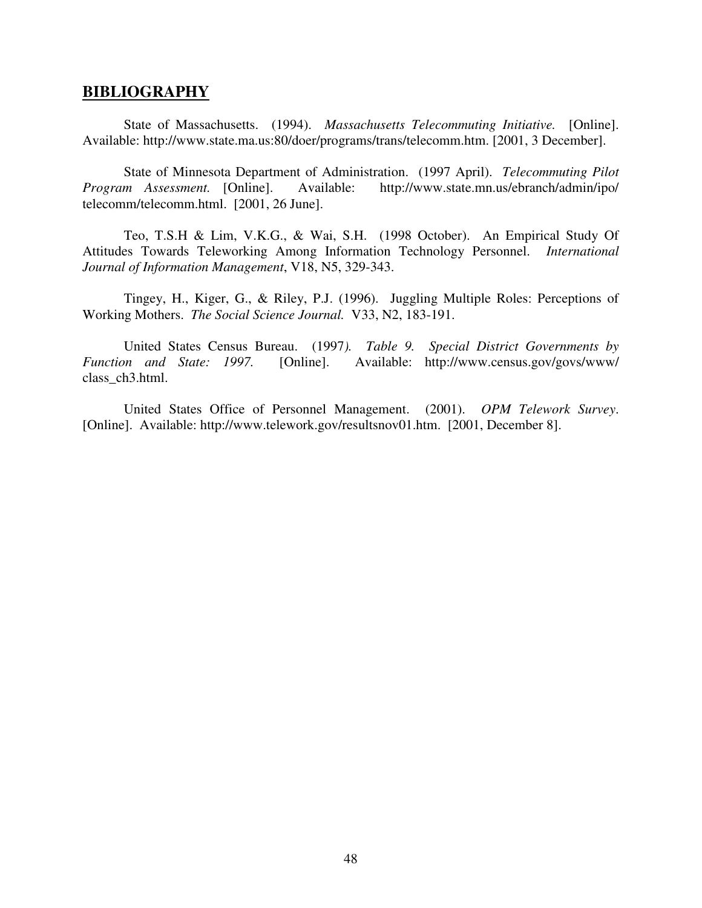## BIBLIOGRAPHY

State of Massachusetts. (1994). *Massachusetts Telecommuting Initiative.* [Online]. Available: http://www.state.ma.us:80/doer/programs/trans/telecomm.htm. [2001, 3 December].

State of Minnesota Department of Administration. (1997 April). *Telecommuting Pilot Program Assessment.* [Online]. Available: http://www.state.mn.us/ebranch/admin/ipo/telecomm/telecomm.html. [2001, 26 June].

Teo, T.S.H & Lim, V.K.G., & Wai, S.H. (1998 October). An Empirical Study Of Attitudes Towards Teleworking Among Information Technology Personnel. *International Journal of Information Management*, V18, N5, 329-343.

Tingey, H., Kiger, G., & Riley, P.J. (1996). Juggling Multiple Roles: Perceptions of Working Mothers. *The Social Science Journal.* V33, N2, 183-191.

United States Census Bureau. (1997*). Table 9. Special District Governments by Function and State: 1997.* [Online]. Available: http://www.census.gov/govs/www/class_ch3.html.

United States Office of Personnel Management. (2001). *OPM Telework Survey*. [Online]. Available: http://www.telework.gov/resultsnov01.htm. [2001, December 8].